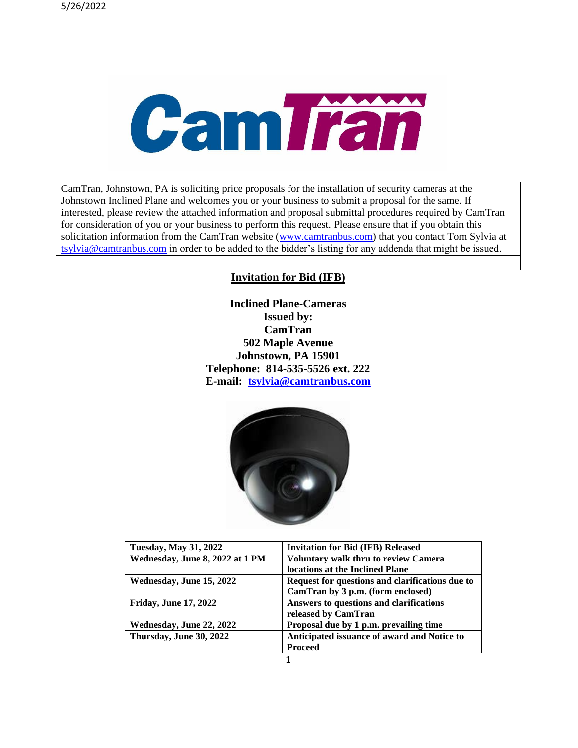5/26/2022

CamTran, Johnstown, PA is soliciting price proposals for the installation of security cameras at the Johnstown Inclined Plane and welcomes you or your business to submit a proposal for the same. If interested, please review the attached information and proposal submittal procedures required by CamTran for consideration of you or your business to perform this request. Please ensure that if you obtain this solicitation information from the CamTran website (www.camtranbus.com) that you contact Tom Sylvia at tsylvia@camtranbus.com in order to be added to the bidder's listing for any addenda that might be issued.

# Invitation for Bid (IFB)

**Inclined Plane-Cameras**
**Issued by:**
**CamTran**
**502 Maple Avenue**
**Johnstown, PA 15901**
**Telephone: 814-535-5526 ext. 222**
**E-mail: tsylvia@camtranbus.com**

| | |
|---|---|
| **Tuesday, May 31, 2022** | **Invitation for Bid (IFB) Released** |
| **Wednesday, June 8, 2022 at 1 PM** | **Voluntary walk thru to review Camera locations at the Inclined Plane** |
| **Wednesday, June 15, 2022** | **Request for questions and clarifications due to CamTran by 3 p.m. (form enclosed)** |
| **Friday, June 17, 2022** | **Answers to questions and clarifications released by CamTran** |
| **Wednesday, June 22, 2022** | **Proposal due by 1 p.m. prevailing time** |
| **Thursday, June 30, 2022** | **Anticipated issuance of award and Notice to Proceed** |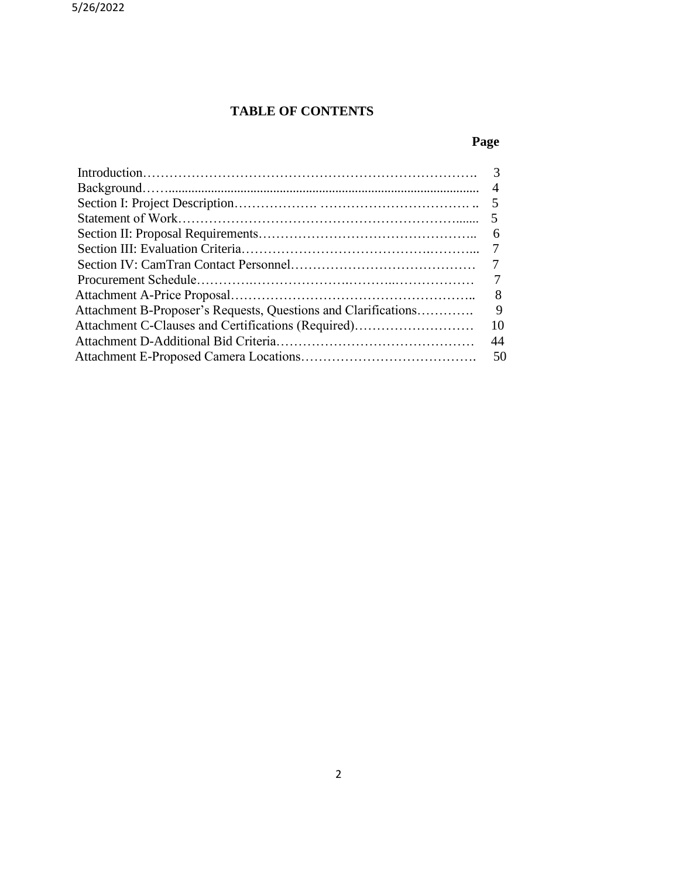**TABLE OF CONTENTS**

| | Page |
|---|---|
| Introduction | 3 |
| Background | 4 |
| Section I: Project Description | 5 |
| Statement of Work | 5 |
| Section II: Proposal Requirements | 6 |
| Section III: Evaluation Criteria | 7 |
| Section IV: CamTran Contact Personnel | 7 |
| Procurement Schedule | 7 |
| Attachment A-Price Proposal | 8 |
| Attachment B-Proposer's Requests, Questions and Clarifications | 9 |
| Attachment C-Clauses and Certifications (Required) | 10 |
| Attachment D-Additional Bid Criteria | 44 |
| Attachment E-Proposed Camera Locations | 50 |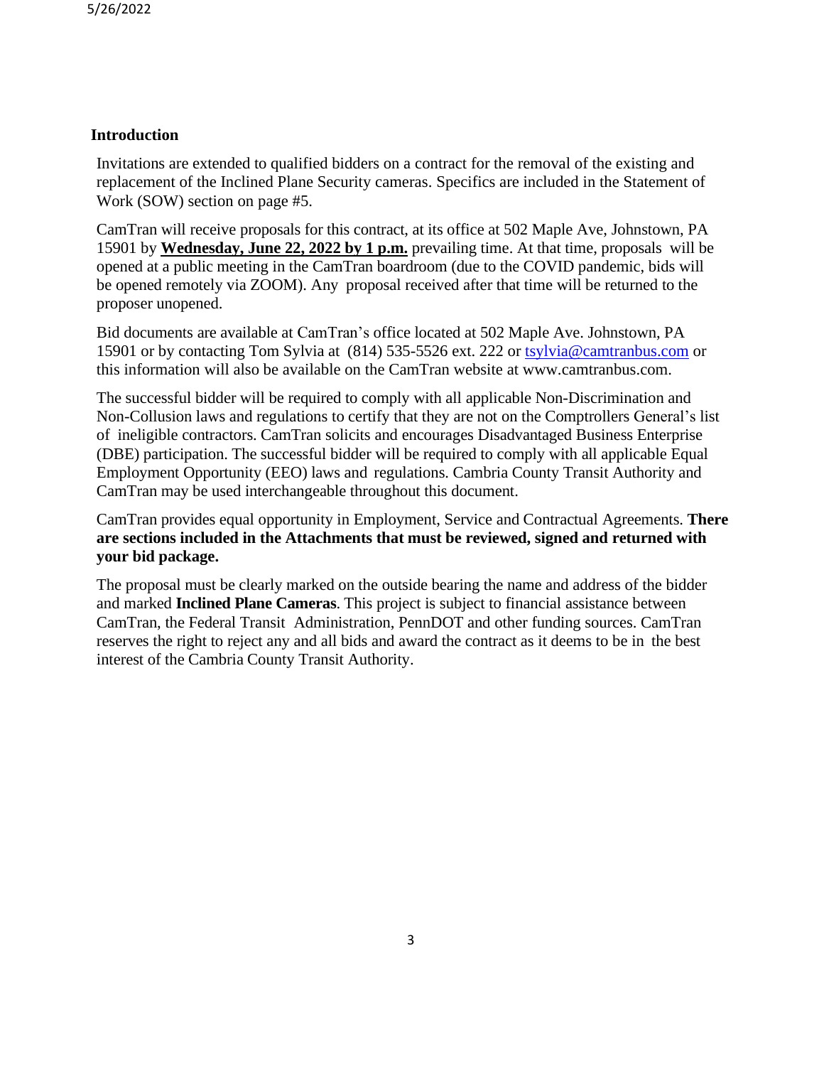## Introduction

Invitations are extended to qualified bidders on a contract for the removal of the existing and replacement of the Inclined Plane Security cameras. Specifics are included in the Statement of Work (SOW) section on page #5.

CamTran will receive proposals for this contract, at its office at 502 Maple Ave, Johnstown, PA 15901 by **Wednesday, June 22, 2022 by 1 p.m.** prevailing time. At that time, proposals will be opened at a public meeting in the CamTran boardroom (due to the COVID pandemic, bids will be opened remotely via ZOOM). Any proposal received after that time will be returned to the proposer unopened.

Bid documents are available at CamTran's office located at 502 Maple Ave. Johnstown, PA 15901 or by contacting Tom Sylvia at (814) 535-5526 ext. 222 or tsylvia@camtranbus.com or this information will also be available on the CamTran website at www.camtranbus.com.

The successful bidder will be required to comply with all applicable Non-Discrimination and Non-Collusion laws and regulations to certify that they are not on the Comptrollers General's list of ineligible contractors. CamTran solicits and encourages Disadvantaged Business Enterprise (DBE) participation. The successful bidder will be required to comply with all applicable Equal Employment Opportunity (EEO) laws and regulations. Cambria County Transit Authority and CamTran may be used interchangeable throughout this document.

CamTran provides equal opportunity in Employment, Service and Contractual Agreements. **There are sections included in the Attachments that must be reviewed, signed and returned with your bid package.**

The proposal must be clearly marked on the outside bearing the name and address of the bidder and marked **Inclined Plane Cameras**. This project is subject to financial assistance between CamTran, the Federal Transit Administration, PennDOT and other funding sources. CamTran reserves the right to reject any and all bids and award the contract as it deems to be in the best interest of the Cambria County Transit Authority.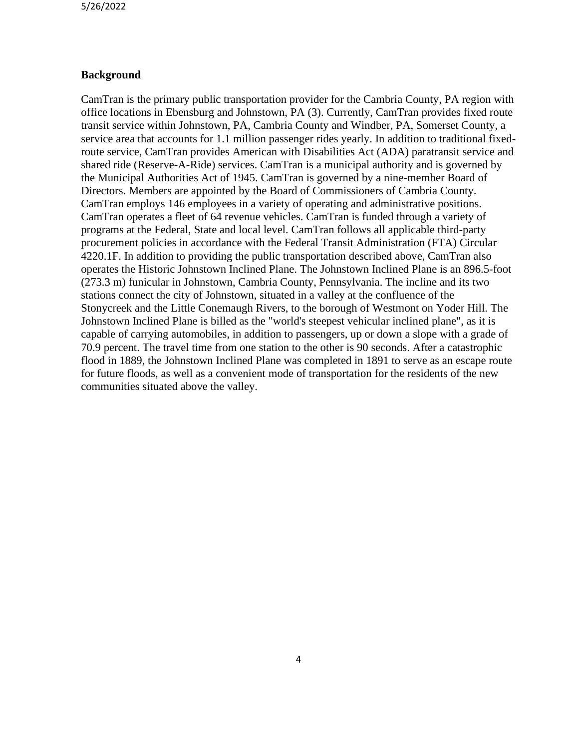## Background

CamTran is the primary public transportation provider for the Cambria County, PA region with office locations in Ebensburg and Johnstown, PA (3). Currently, CamTran provides fixed route transit service within Johnstown, PA, Cambria County and Windber, PA, Somerset County, a service area that accounts for 1.1 million passenger rides yearly. In addition to traditional fixed-route service, CamTran provides American with Disabilities Act (ADA) paratransit service and shared ride (Reserve-A-Ride) services. CamTran is a municipal authority and is governed by the Municipal Authorities Act of 1945. CamTran is governed by a nine-member Board of Directors. Members are appointed by the Board of Commissioners of Cambria County. CamTran employs 146 employees in a variety of operating and administrative positions. CamTran operates a fleet of 64 revenue vehicles. CamTran is funded through a variety of programs at the Federal, State and local level. CamTran follows all applicable third-party procurement policies in accordance with the Federal Transit Administration (FTA) Circular 4220.1F. In addition to providing the public transportation described above, CamTran also operates the Historic Johnstown Inclined Plane. The Johnstown Inclined Plane is an 896.5-foot (273.3 m) funicular in Johnstown, Cambria County, Pennsylvania. The incline and its two stations connect the city of Johnstown, situated in a valley at the confluence of the Stonycreek and the Little Conemaugh Rivers, to the borough of Westmont on Yoder Hill. The Johnstown Inclined Plane is billed as the "world's steepest vehicular inclined plane", as it is capable of carrying automobiles, in addition to passengers, up or down a slope with a grade of 70.9 percent. The travel time from one station to the other is 90 seconds. After a catastrophic flood in 1889, the Johnstown Inclined Plane was completed in 1891 to serve as an escape route for future floods, as well as a convenient mode of transportation for the residents of the new communities situated above the valley.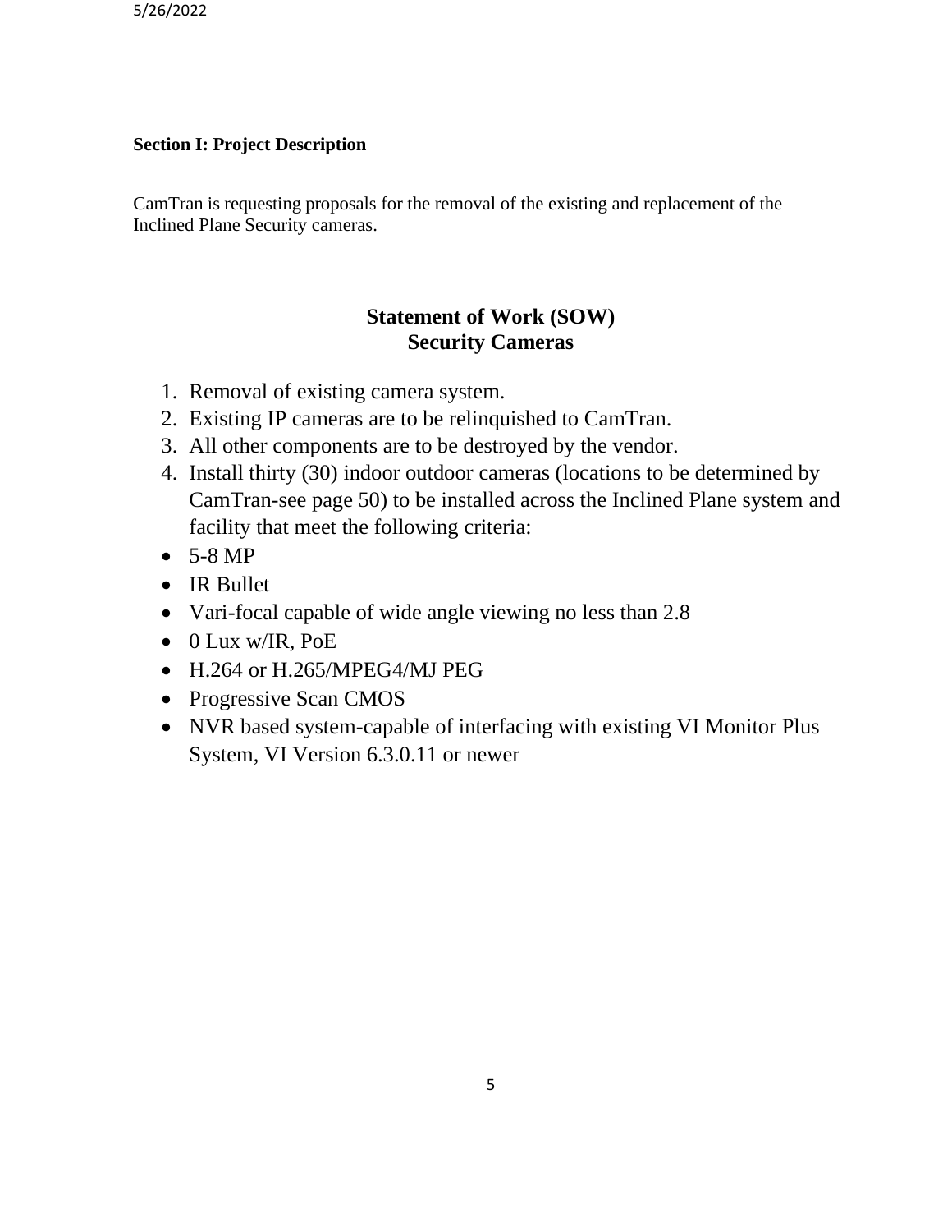**Section I: Project Description**

CamTran is requesting proposals for the removal of the existing and replacement of the Inclined Plane Security cameras.

## Statement of Work (SOW)
## Security Cameras

1. Removal of existing camera system.
2. Existing IP cameras are to be relinquished to CamTran.
3. All other components are to be destroyed by the vendor.
4. Install thirty (30) indoor outdoor cameras (locations to be determined by CamTran-see page 50) to be installed across the Inclined Plane system and facility that meet the following criteria:

- 5-8 MP
- IR Bullet
- Vari-focal capable of wide angle viewing no less than 2.8
- 0 Lux w/IR, PoE
- H.264 or H.265/MPEG4/MJ PEG
- Progressive Scan CMOS
- NVR based system-capable of interfacing with existing VI Monitor Plus System, VI Version 6.3.0.11 or newer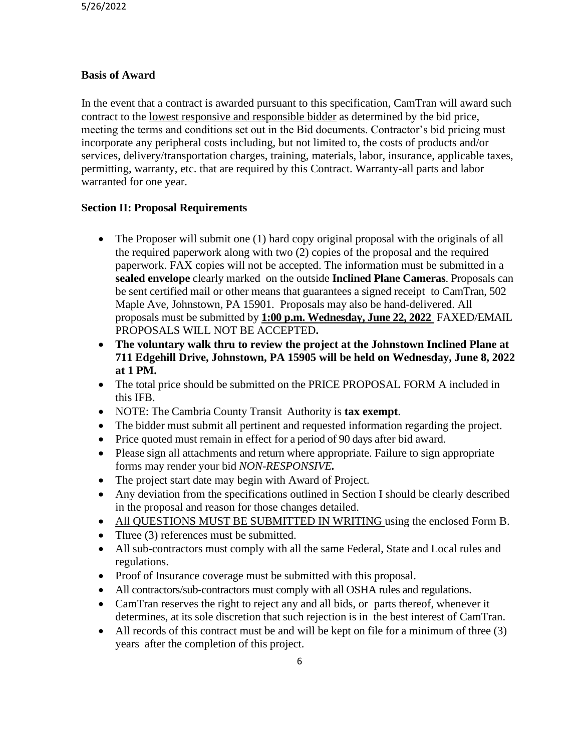**Basis of Award**

In the event that a contract is awarded pursuant to this specification, CamTran will award such contract to the lowest responsive and responsible bidder as determined by the bid price, meeting the terms and conditions set out in the Bid documents. Contractor's bid pricing must incorporate any peripheral costs including, but not limited to, the costs of products and/or services, delivery/transportation charges, training, materials, labor, insurance, applicable taxes, permitting, warranty, etc. that are required by this Contract. Warranty-all parts and labor warranted for one year.

**Section II: Proposal Requirements**

- The Proposer will submit one (1) hard copy original proposal with the originals of all the required paperwork along with two (2) copies of the proposal and the required paperwork. FAX copies will not be accepted. The information must be submitted in a **sealed envelope** clearly marked on the outside **Inclined Plane Cameras**. Proposals can be sent certified mail or other means that guarantees a signed receipt to CamTran, 502 Maple Ave, Johnstown, PA 15901. Proposals may also be hand-delivered. All proposals must be submitted by **1:00 p.m. Wednesday, June 22, 2022** FAXED/EMAIL PROPOSALS WILL NOT BE ACCEPTED**.**
- **The voluntary walk thru to review the project at the Johnstown Inclined Plane at 711 Edgehill Drive, Johnstown, PA 15905 will be held on Wednesday, June 8, 2022 at 1 PM.**
- The total price should be submitted on the PRICE PROPOSAL FORM A included in this IFB.
- NOTE: The Cambria County Transit Authority is **tax exempt**.
- The bidder must submit all pertinent and requested information regarding the project.
- Price quoted must remain in effect for a period of 90 days after bid award.
- Please sign all attachments and return where appropriate. Failure to sign appropriate forms may render your bid ***NON-RESPONSIVE.***
- The project start date may begin with Award of Project.
- Any deviation from the specifications outlined in Section I should be clearly described in the proposal and reason for those changes detailed.
- All QUESTIONS MUST BE SUBMITTED IN WRITING using the enclosed Form B.
- Three (3) references must be submitted.
- All sub-contractors must comply with all the same Federal, State and Local rules and regulations.
- Proof of Insurance coverage must be submitted with this proposal.
- All contractors/sub-contractors must comply with all OSHA rules and regulations.
- CamTran reserves the right to reject any and all bids, or parts thereof, whenever it determines, at its sole discretion that such rejection is in the best interest of CamTran.
- All records of this contract must be and will be kept on file for a minimum of three (3) years after the completion of this project.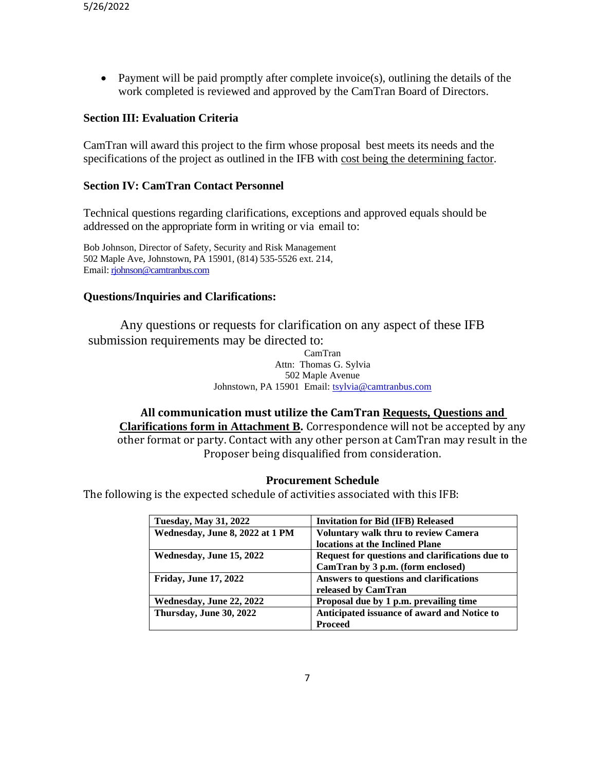- Payment will be paid promptly after complete invoice(s), outlining the details of the work completed is reviewed and approved by the CamTran Board of Directors.

### Section III: Evaluation Criteria

CamTran will award this project to the firm whose proposal best meets its needs and the specifications of the project as outlined in the IFB with cost being the determining factor.

### Section IV: CamTran Contact Personnel

Technical questions regarding clarifications, exceptions and approved equals should be addressed on the appropriate form in writing or via email to:

Bob Johnson, Director of Safety, Security and Risk Management
502 Maple Ave, Johnstown, PA 15901, (814) 535-5526 ext. 214,
Email: rjohnson@camtranbus.com

### Questions/Inquiries and Clarifications:

Any questions or requests for clarification on any aspect of these IFB submission requirements may be directed to:

CamTran
Attn: Thomas G. Sylvia
502 Maple Avenue
Johnstown, PA 15901 Email: tsylvia@camtranbus.com

**All communication must utilize the CamTran Requests, Questions and Clarifications form in Attachment B.** Correspondence will not be accepted by any other format or party. Contact with any other person at CamTran may result in the Proposer being disqualified from consideration.

**Procurement Schedule**

The following is the expected schedule of activities associated with this IFB:

| | |
|---|---|
| **Tuesday, May 31, 2022** | **Invitation for Bid (IFB) Released** |
| **Wednesday, June 8, 2022 at 1 PM** | **Voluntary walk thru to review Camera locations at the Inclined Plane** |
| **Wednesday, June 15, 2022** | **Request for questions and clarifications due to CamTran by 3 p.m. (form enclosed)** |
| **Friday, June 17, 2022** | **Answers to questions and clarifications released by CamTran** |
| **Wednesday, June 22, 2022** | **Proposal due by 1 p.m. prevailing time** |
| **Thursday, June 30, 2022** | **Anticipated issuance of award and Notice to Proceed** |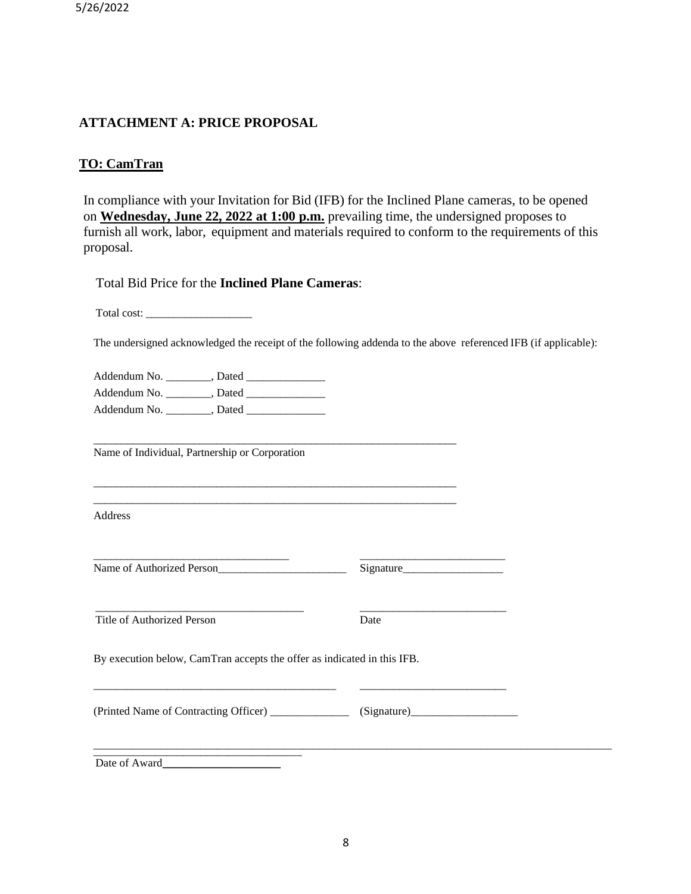## ATTACHMENT A: PRICE PROPOSAL

**TO: CamTran**

In compliance with your Invitation for Bid (IFB) for the Inclined Plane cameras, to be opened on **Wednesday, June 22, 2022 at 1:00 p.m.** prevailing time, the undersigned proposes to furnish all work, labor, equipment and materials required to conform to the requirements of this proposal.

Total Bid Price for the **Inclined Plane Cameras**:

Total cost: ___________________

The undersigned acknowledged the receipt of the following addenda to the above referenced IFB (if applicable):

Addendum No. ________, Dated ______________

Addendum No. ________, Dated ______________

Addendum No. ________, Dated ______________

_________________________________________________________________

Name of Individual, Partnership or Corporation

_________________________________________________________________

_________________________________________________________________

Address

Name of Authorized Person_______________________ Signature__________________

Title of Authorized Person _______________________ Date __________________

By execution below, CamTran accepts the offer as indicated in this IFB.

(Printed Name of Contracting Officer) ______________ (Signature)___________________

Date of Award____________________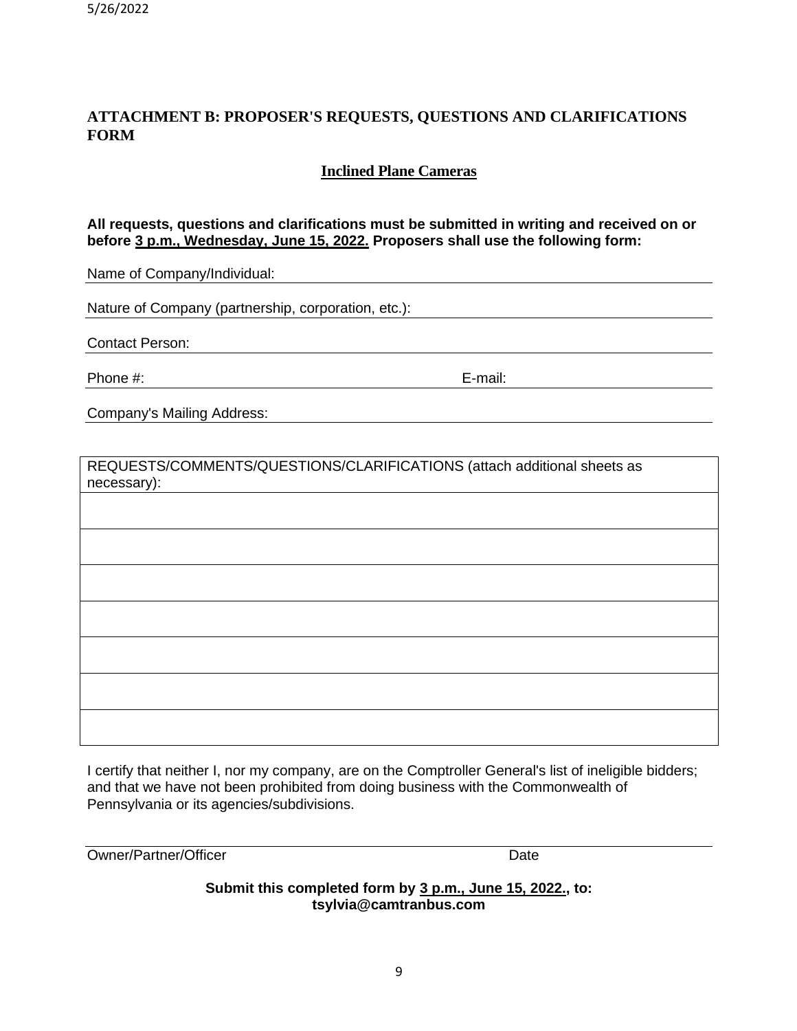## ATTACHMENT B: PROPOSER'S REQUESTS, QUESTIONS AND CLARIFICATIONS FORM

**Inclined Plane Cameras**

**All requests, questions and clarifications must be submitted in writing and received on or before 3 p.m., Wednesday, June 15, 2022. Proposers shall use the following form:**

Name of Company/Individual: ______________________________

Nature of Company (partnership, corporation, etc.): ______________________________

Contact Person: ______________________________

Phone #: ______________________________ E-mail: ______________________________

Company's Mailing Address: ______________________________

| REQUESTS/COMMENTS/QUESTIONS/CLARIFICATIONS (attach additional sheets as necessary): |
|---|
| |
| |
| |
| |
| |
| |
| |

I certify that neither I, nor my company, are on the Comptroller General's list of ineligible bidders; and that we have not been prohibited from doing business with the Commonwealth of Pennsylvania or its agencies/subdivisions.

______________________________

Owner/Partner/Officer Date

**Submit this completed form by 3 p.m., June 15, 2022., to: tsylvia@camtranbus.com**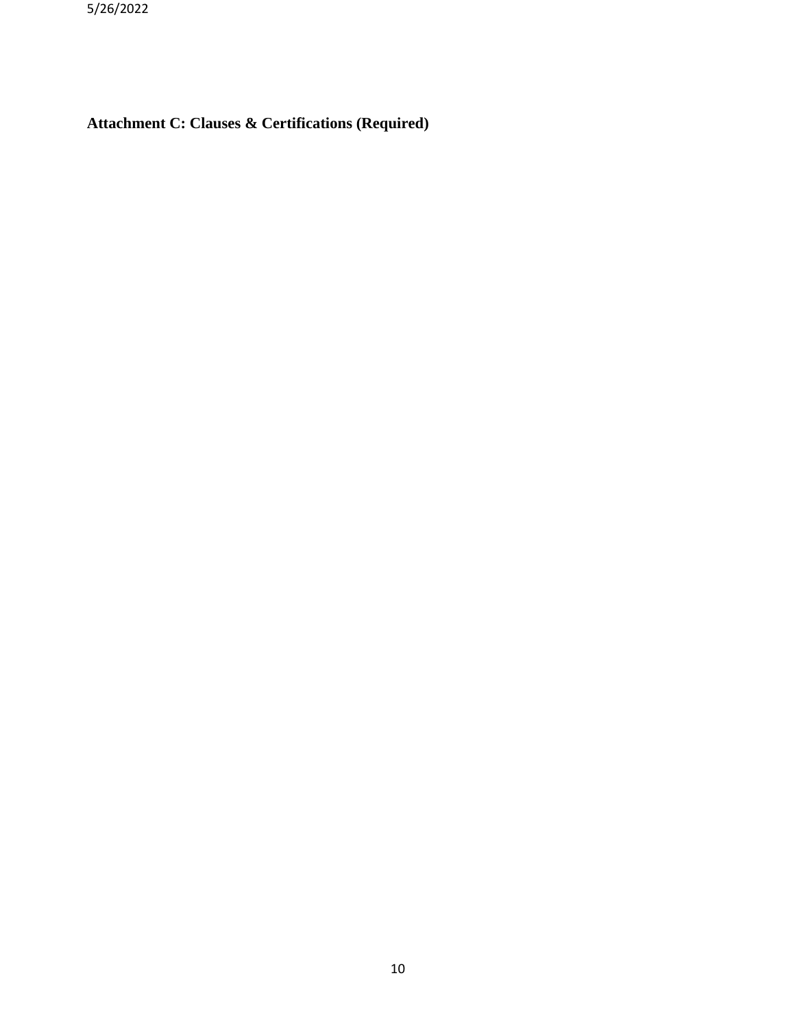**Attachment C: Clauses & Certifications (Required)**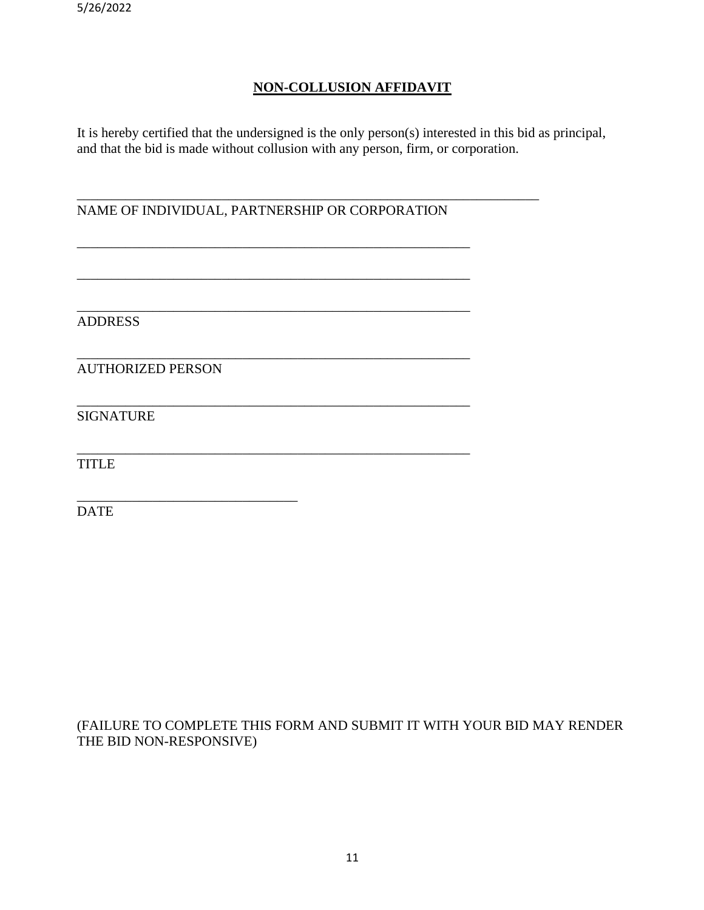## NON-COLLUSION AFFIDAVIT

It is hereby certified that the undersigned is the only person(s) interested in this bid as principal, and that the bid is made without collusion with any person, firm, or corporation.

_______________________________________________________________

NAME OF INDIVIDUAL, PARTNERSHIP OR CORPORATION

_____________________________________________________

_____________________________________________________

_____________________________________________________

ADDRESS

_____________________________________________________

AUTHORIZED PERSON

_____________________________________________________

SIGNATURE

_____________________________________________________

TITLE

______________________________

DATE

(FAILURE TO COMPLETE THIS FORM AND SUBMIT IT WITH YOUR BID MAY RENDER THE BID NON-RESPONSIVE)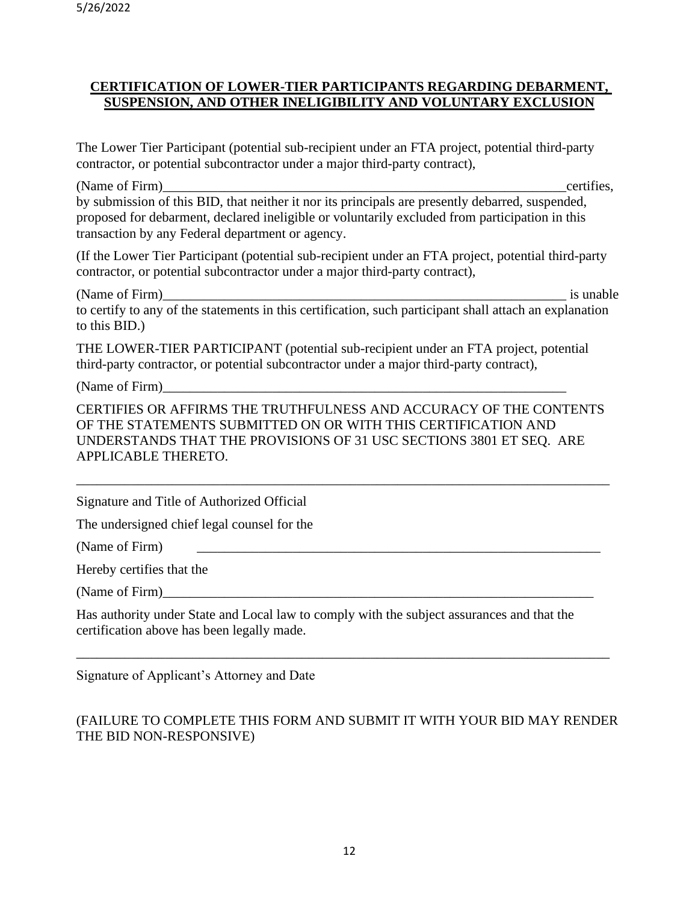**CERTIFICATION OF LOWER-TIER PARTICIPANTS REGARDING DEBARMENT, SUSPENSION, AND OTHER INELIGIBILITY AND VOLUNTARY EXCLUSION**

The Lower Tier Participant (potential sub-recipient under an FTA project, potential third-party contractor, or potential subcontractor under a major third-party contract),

(Name of Firm)_____________________________________________________________certifies, by submission of this BID, that neither it nor its principals are presently debarred, suspended, proposed for debarment, declared ineligible or voluntarily excluded from participation in this transaction by any Federal department or agency.

(If the Lower Tier Participant (potential sub-recipient under an FTA project, potential third-party contractor, or potential subcontractor under a major third-party contract),

(Name of Firm)_____________________________________________________________ is unable to certify to any of the statements in this certification, such participant shall attach an explanation to this BID.)

THE LOWER-TIER PARTICIPANT (potential sub-recipient under an FTA project, potential third-party contractor, or potential subcontractor under a major third-party contract),

(Name of Firm)_____________________________________________________________

CERTIFIES OR AFFIRMS THE TRUTHFULNESS AND ACCURACY OF THE CONTENTS OF THE STATEMENTS SUBMITTED ON OR WITH THIS CERTIFICATION AND UNDERSTANDS THAT THE PROVISIONS OF 31 USC SECTIONS 3801 ET SEQ. ARE APPLICABLE THERETO.

_____________________________________________________________________________

Signature and Title of Authorized Official

The undersigned chief legal counsel for the

(Name of Firm) _____________________________________________________________

Hereby certifies that the

(Name of Firm)_____________________________________________________________

Has authority under State and Local law to comply with the subject assurances and that the certification above has been legally made.

_____________________________________________________________________________

Signature of Applicant's Attorney and Date

(FAILURE TO COMPLETE THIS FORM AND SUBMIT IT WITH YOUR BID MAY RENDER THE BID NON-RESPONSIVE)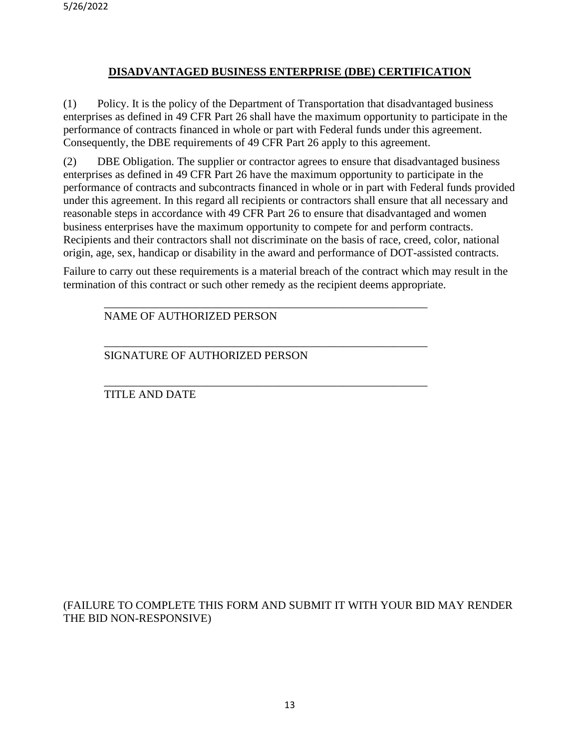## DISADVANTAGED BUSINESS ENTERPRISE (DBE) CERTIFICATION

(1) Policy. It is the policy of the Department of Transportation that disadvantaged business enterprises as defined in 49 CFR Part 26 shall have the maximum opportunity to participate in the performance of contracts financed in whole or part with Federal funds under this agreement. Consequently, the DBE requirements of 49 CFR Part 26 apply to this agreement.

(2) DBE Obligation. The supplier or contractor agrees to ensure that disadvantaged business enterprises as defined in 49 CFR Part 26 have the maximum opportunity to participate in the performance of contracts and subcontracts financed in whole or in part with Federal funds provided under this agreement. In this regard all recipients or contractors shall ensure that all necessary and reasonable steps in accordance with 49 CFR Part 26 to ensure that disadvantaged and women business enterprises have the maximum opportunity to compete for and perform contracts. Recipients and their contractors shall not discriminate on the basis of race, creed, color, national origin, age, sex, handicap or disability in the award and performance of DOT-assisted contracts.

Failure to carry out these requirements is a material breach of the contract which may result in the termination of this contract or such other remedy as the recipient deems appropriate.

____________________________________________________________

NAME OF AUTHORIZED PERSON

____________________________________________________________

SIGNATURE OF AUTHORIZED PERSON

____________________________________________________________

TITLE AND DATE

(FAILURE TO COMPLETE THIS FORM AND SUBMIT IT WITH YOUR BID MAY RENDER THE BID NON-RESPONSIVE)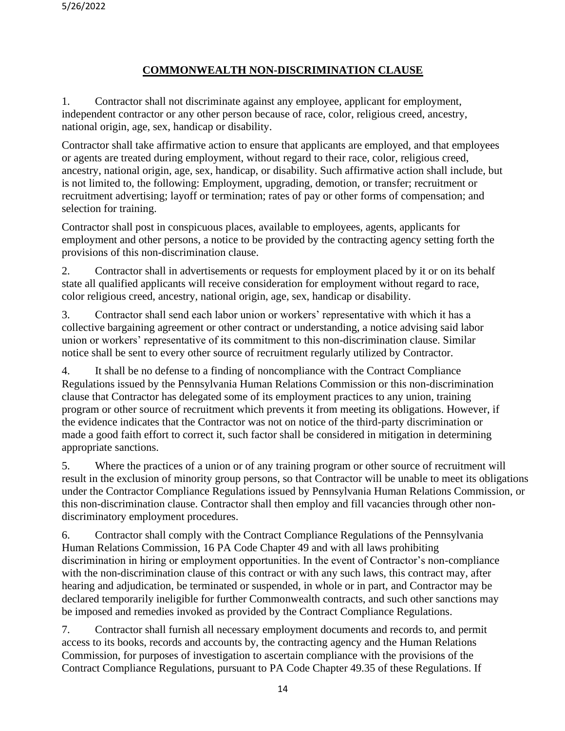## COMMONWEALTH NON-DISCRIMINATION CLAUSE

1. Contractor shall not discriminate against any employee, applicant for employment, independent contractor or any other person because of race, color, religious creed, ancestry, national origin, age, sex, handicap or disability.

Contractor shall take affirmative action to ensure that applicants are employed, and that employees or agents are treated during employment, without regard to their race, color, religious creed, ancestry, national origin, age, sex, handicap, or disability. Such affirmative action shall include, but is not limited to, the following: Employment, upgrading, demotion, or transfer; recruitment or recruitment advertising; layoff or termination; rates of pay or other forms of compensation; and selection for training.

Contractor shall post in conspicuous places, available to employees, agents, applicants for employment and other persons, a notice to be provided by the contracting agency setting forth the provisions of this non-discrimination clause.

2. Contractor shall in advertisements or requests for employment placed by it or on its behalf state all qualified applicants will receive consideration for employment without regard to race, color religious creed, ancestry, national origin, age, sex, handicap or disability.

3. Contractor shall send each labor union or workers' representative with which it has a collective bargaining agreement or other contract or understanding, a notice advising said labor union or workers' representative of its commitment to this non-discrimination clause. Similar notice shall be sent to every other source of recruitment regularly utilized by Contractor.

4. It shall be no defense to a finding of noncompliance with the Contract Compliance Regulations issued by the Pennsylvania Human Relations Commission or this non-discrimination clause that Contractor has delegated some of its employment practices to any union, training program or other source of recruitment which prevents it from meeting its obligations. However, if the evidence indicates that the Contractor was not on notice of the third-party discrimination or made a good faith effort to correct it, such factor shall be considered in mitigation in determining appropriate sanctions.

5. Where the practices of a union or of any training program or other source of recruitment will result in the exclusion of minority group persons, so that Contractor will be unable to meet its obligations under the Contractor Compliance Regulations issued by Pennsylvania Human Relations Commission, or this non-discrimination clause. Contractor shall then employ and fill vacancies through other non-discriminatory employment procedures.

6. Contractor shall comply with the Contract Compliance Regulations of the Pennsylvania Human Relations Commission, 16 PA Code Chapter 49 and with all laws prohibiting discrimination in hiring or employment opportunities. In the event of Contractor's non-compliance with the non-discrimination clause of this contract or with any such laws, this contract may, after hearing and adjudication, be terminated or suspended, in whole or in part, and Contractor may be declared temporarily ineligible for further Commonwealth contracts, and such other sanctions may be imposed and remedies invoked as provided by the Contract Compliance Regulations.

7. Contractor shall furnish all necessary employment documents and records to, and permit access to its books, records and accounts by, the contracting agency and the Human Relations Commission, for purposes of investigation to ascertain compliance with the provisions of the Contract Compliance Regulations, pursuant to PA Code Chapter 49.35 of these Regulations. If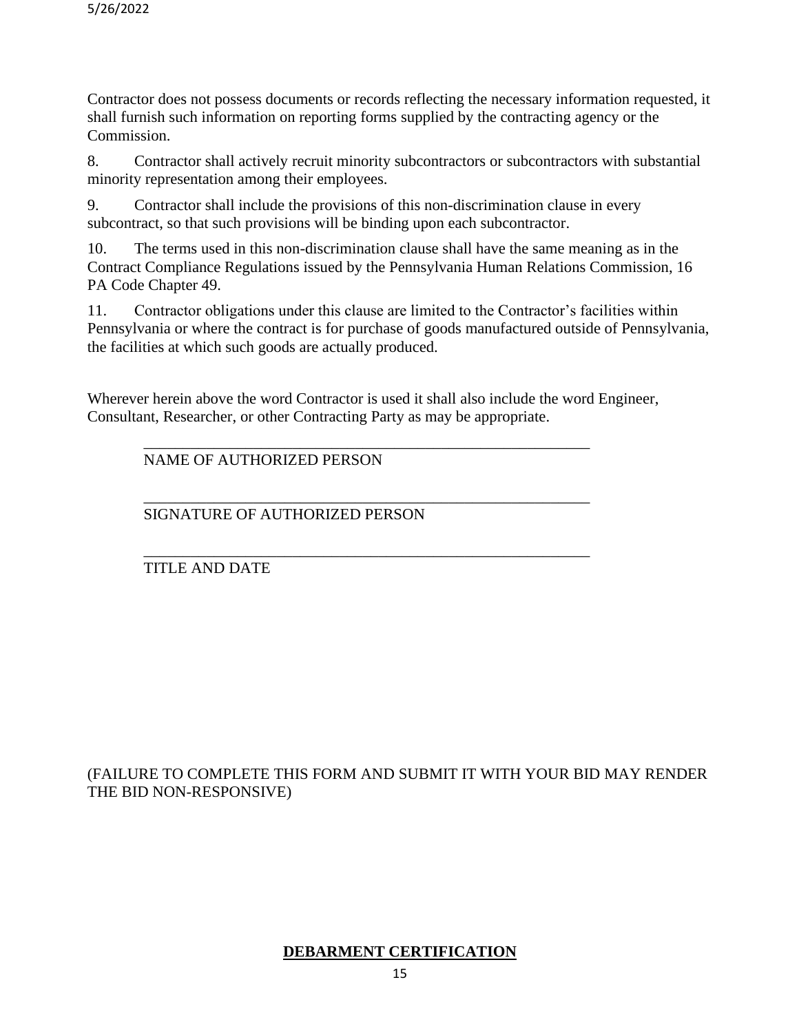Contractor does not possess documents or records reflecting the necessary information requested, it shall furnish such information on reporting forms supplied by the contracting agency or the Commission.

8. Contractor shall actively recruit minority subcontractors or subcontractors with substantial minority representation among their employees.

9. Contractor shall include the provisions of this non-discrimination clause in every subcontract, so that such provisions will be binding upon each subcontractor.

10. The terms used in this non-discrimination clause shall have the same meaning as in the Contract Compliance Regulations issued by the Pennsylvania Human Relations Commission, 16 PA Code Chapter 49.

11. Contractor obligations under this clause are limited to the Contractor's facilities within Pennsylvania or where the contract is for purchase of goods manufactured outside of Pennsylvania, the facilities at which such goods are actually produced.

Wherever herein above the word Contractor is used it shall also include the word Engineer, Consultant, Researcher, or other Contracting Party as may be appropriate.

\_\_\_\_\_\_\_\_\_\_\_\_\_\_\_\_\_\_\_\_\_\_\_\_\_\_\_\_\_\_\_\_\_\_\_\_\_\_\_\_\_\_\_\_\_\_\_\_\_\_\_\_\_\_\_\_
NAME OF AUTHORIZED PERSON

\_\_\_\_\_\_\_\_\_\_\_\_\_\_\_\_\_\_\_\_\_\_\_\_\_\_\_\_\_\_\_\_\_\_\_\_\_\_\_\_\_\_\_\_\_\_\_\_\_\_\_\_\_\_\_\_
SIGNATURE OF AUTHORIZED PERSON

\_\_\_\_\_\_\_\_\_\_\_\_\_\_\_\_\_\_\_\_\_\_\_\_\_\_\_\_\_\_\_\_\_\_\_\_\_\_\_\_\_\_\_\_\_\_\_\_\_\_\_\_\_\_\_\_
TITLE AND DATE

(FAILURE TO COMPLETE THIS FORM AND SUBMIT IT WITH YOUR BID MAY RENDER THE BID NON-RESPONSIVE)

**DEBARMENT CERTIFICATION**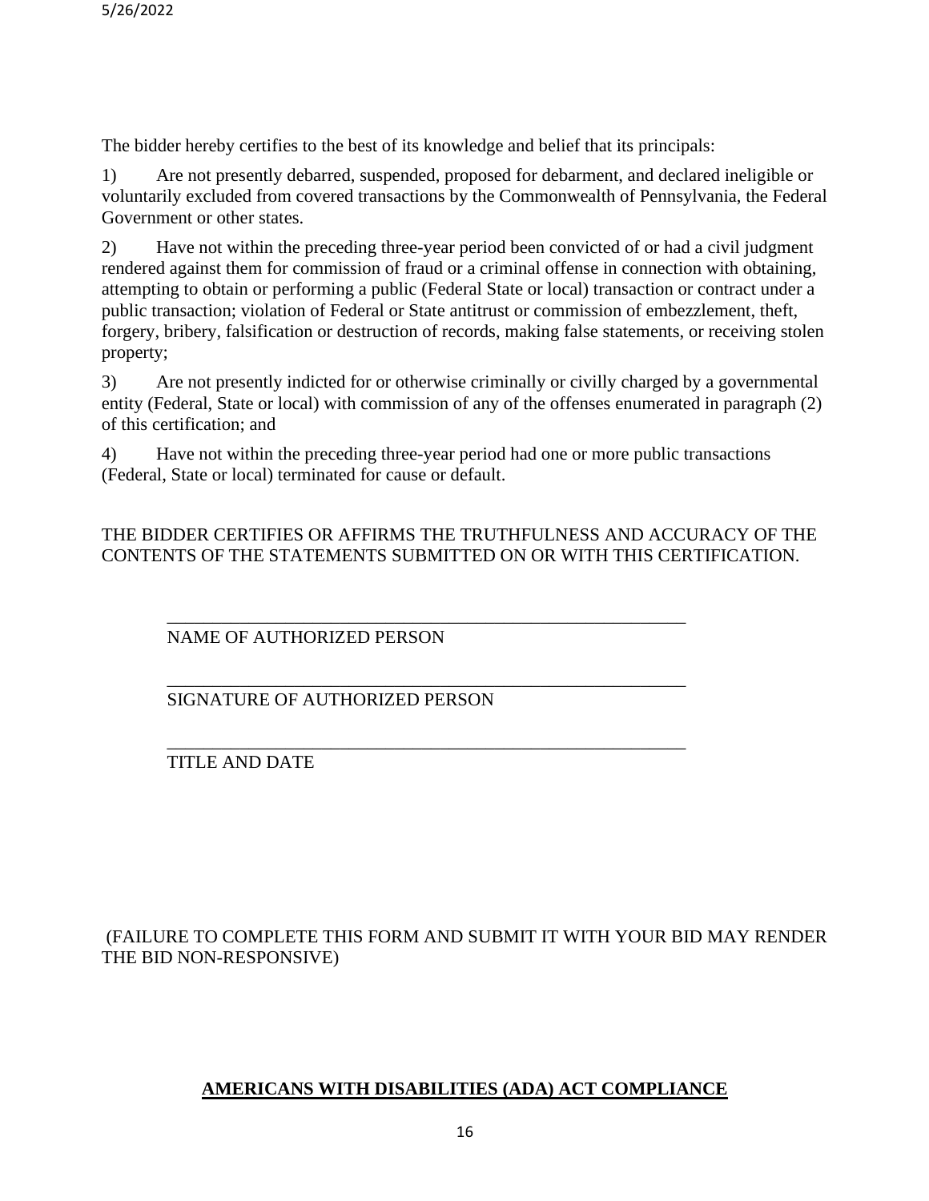The bidder hereby certifies to the best of its knowledge and belief that its principals:

1) Are not presently debarred, suspended, proposed for debarment, and declared ineligible or voluntarily excluded from covered transactions by the Commonwealth of Pennsylvania, the Federal Government or other states.

2) Have not within the preceding three-year period been convicted of or had a civil judgment rendered against them for commission of fraud or a criminal offense in connection with obtaining, attempting to obtain or performing a public (Federal State or local) transaction or contract under a public transaction; violation of Federal or State antitrust or commission of embezzlement, theft, forgery, bribery, falsification or destruction of records, making false statements, or receiving stolen property;

3) Are not presently indicted for or otherwise criminally or civilly charged by a governmental entity (Federal, State or local) with commission of any of the offenses enumerated in paragraph (2) of this certification; and

4) Have not within the preceding three-year period had one or more public transactions (Federal, State or local) terminated for cause or default.

THE BIDDER CERTIFIES OR AFFIRMS THE TRUTHFULNESS AND ACCURACY OF THE CONTENTS OF THE STATEMENTS SUBMITTED ON OR WITH THIS CERTIFICATION.

\_\_\_\_\_\_\_\_\_\_\_\_\_\_\_\_\_\_\_\_\_\_\_\_\_\_\_\_\_\_\_\_\_\_\_\_\_\_\_\_\_\_\_\_\_\_\_\_\_\_\_\_\_\_\_\_
NAME OF AUTHORIZED PERSON

\_\_\_\_\_\_\_\_\_\_\_\_\_\_\_\_\_\_\_\_\_\_\_\_\_\_\_\_\_\_\_\_\_\_\_\_\_\_\_\_\_\_\_\_\_\_\_\_\_\_\_\_\_\_\_\_
SIGNATURE OF AUTHORIZED PERSON

\_\_\_\_\_\_\_\_\_\_\_\_\_\_\_\_\_\_\_\_\_\_\_\_\_\_\_\_\_\_\_\_\_\_\_\_\_\_\_\_\_\_\_\_\_\_\_\_\_\_\_\_\_\_\_\_
TITLE AND DATE

(FAILURE TO COMPLETE THIS FORM AND SUBMIT IT WITH YOUR BID MAY RENDER THE BID NON-RESPONSIVE)

## AMERICANS WITH DISABILITIES (ADA) ACT COMPLIANCE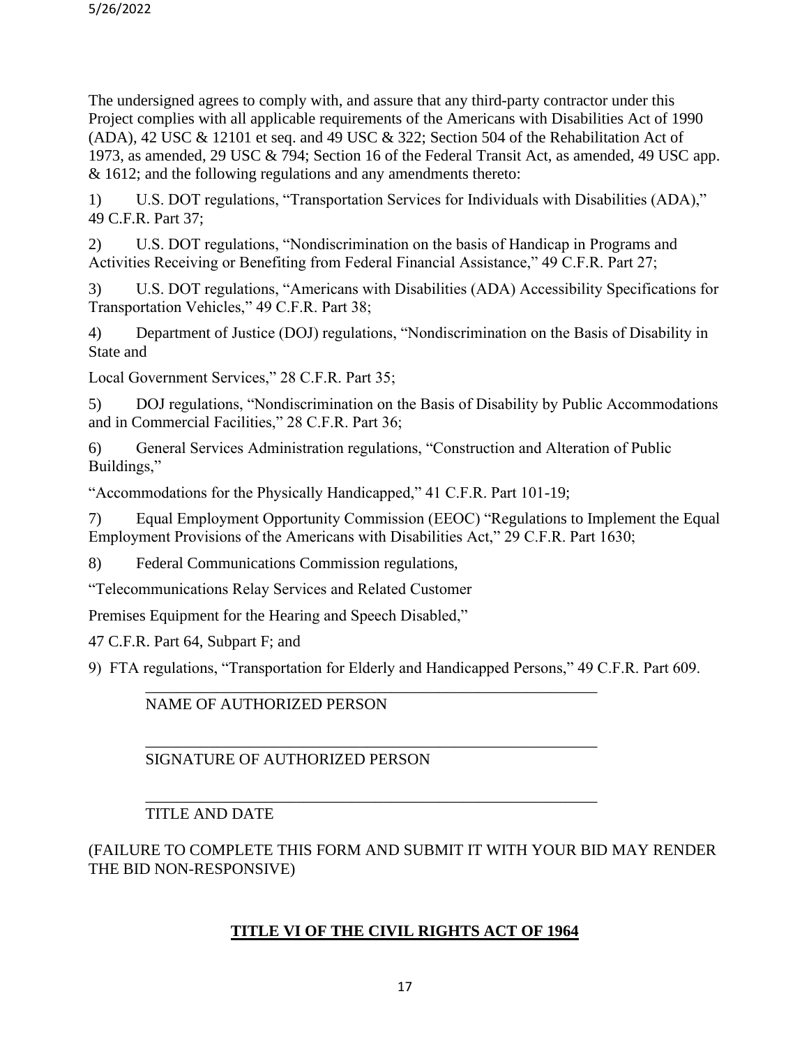The undersigned agrees to comply with, and assure that any third-party contractor under this Project complies with all applicable requirements of the Americans with Disabilities Act of 1990 (ADA), 42 USC & 12101 et seq. and 49 USC & 322; Section 504 of the Rehabilitation Act of 1973, as amended, 29 USC & 794; Section 16 of the Federal Transit Act, as amended, 49 USC app. & 1612; and the following regulations and any amendments thereto:

1) U.S. DOT regulations, "Transportation Services for Individuals with Disabilities (ADA)," 49 C.F.R. Part 37;

2) U.S. DOT regulations, "Nondiscrimination on the basis of Handicap in Programs and Activities Receiving or Benefiting from Federal Financial Assistance," 49 C.F.R. Part 27;

3) U.S. DOT regulations, "Americans with Disabilities (ADA) Accessibility Specifications for Transportation Vehicles," 49 C.F.R. Part 38;

4) Department of Justice (DOJ) regulations, "Nondiscrimination on the Basis of Disability in State and

Local Government Services," 28 C.F.R. Part 35;

5) DOJ regulations, "Nondiscrimination on the Basis of Disability by Public Accommodations and in Commercial Facilities," 28 C.F.R. Part 36;

6) General Services Administration regulations, "Construction and Alteration of Public Buildings,"

"Accommodations for the Physically Handicapped," 41 C.F.R. Part 101-19;

7) Equal Employment Opportunity Commission (EEOC) "Regulations to Implement the Equal Employment Provisions of the Americans with Disabilities Act," 29 C.F.R. Part 1630;

8) Federal Communications Commission regulations,

"Telecommunications Relay Services and Related Customer

Premises Equipment for the Hearing and Speech Disabled,"

47 C.F.R. Part 64, Subpart F; and

9) FTA regulations, "Transportation for Elderly and Handicapped Persons," 49 C.F.R. Part 609.

\_\_\_\_\_\_\_\_\_\_\_\_\_\_\_\_\_\_\_\_\_\_\_\_\_\_\_\_\_\_\_\_\_\_\_\_\_\_\_\_\_\_\_\_\_\_\_\_\_\_\_\_

NAME OF AUTHORIZED PERSON

\_\_\_\_\_\_\_\_\_\_\_\_\_\_\_\_\_\_\_\_\_\_\_\_\_\_\_\_\_\_\_\_\_\_\_\_\_\_\_\_\_\_\_\_\_\_\_\_\_\_\_\_

SIGNATURE OF AUTHORIZED PERSON

\_\_\_\_\_\_\_\_\_\_\_\_\_\_\_\_\_\_\_\_\_\_\_\_\_\_\_\_\_\_\_\_\_\_\_\_\_\_\_\_\_\_\_\_\_\_\_\_\_\_\_\_

TITLE AND DATE

(FAILURE TO COMPLETE THIS FORM AND SUBMIT IT WITH YOUR BID MAY RENDER THE BID NON-RESPONSIVE)

## TITLE VI OF THE CIVIL RIGHTS ACT OF 1964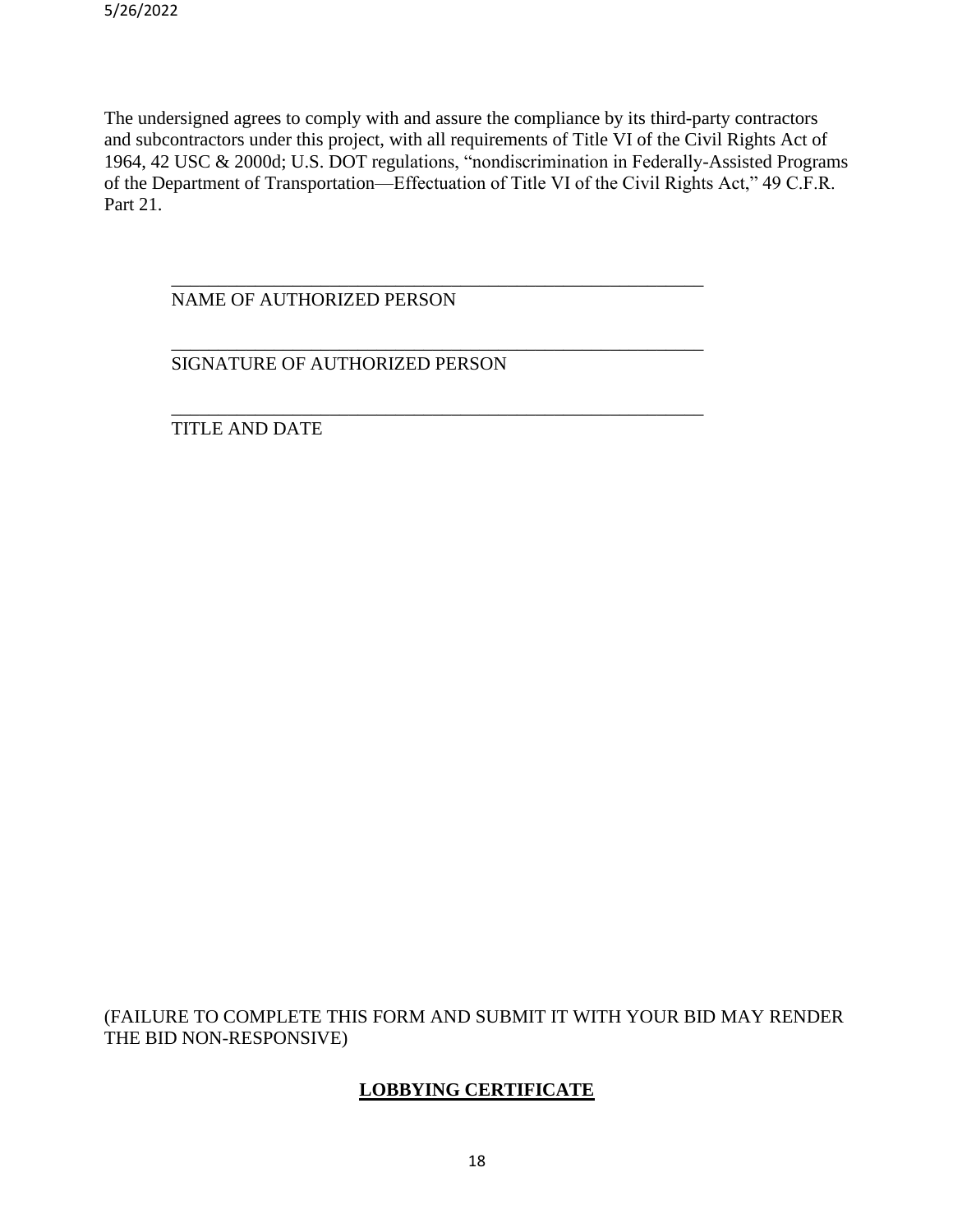The undersigned agrees to comply with and assure the compliance by its third-party contractors and subcontractors under this project, with all requirements of Title VI of the Civil Rights Act of 1964, 42 USC & 2000d; U.S. DOT regulations, "nondiscrimination in Federally-Assisted Programs of the Department of Transportation—Effectuation of Title VI of the Civil Rights Act," 49 C.F.R. Part 21.

\_\_\_\_\_\_\_\_\_\_\_\_\_\_\_\_\_\_\_\_\_\_\_\_\_\_\_\_\_\_\_\_\_\_\_\_\_\_\_\_\_\_\_\_\_\_\_\_\_\_\_\_\_\_\_\_
NAME OF AUTHORIZED PERSON

\_\_\_\_\_\_\_\_\_\_\_\_\_\_\_\_\_\_\_\_\_\_\_\_\_\_\_\_\_\_\_\_\_\_\_\_\_\_\_\_\_\_\_\_\_\_\_\_\_\_\_\_\_\_\_\_
SIGNATURE OF AUTHORIZED PERSON

\_\_\_\_\_\_\_\_\_\_\_\_\_\_\_\_\_\_\_\_\_\_\_\_\_\_\_\_\_\_\_\_\_\_\_\_\_\_\_\_\_\_\_\_\_\_\_\_\_\_\_\_\_\_\_\_
TITLE AND DATE

(FAILURE TO COMPLETE THIS FORM AND SUBMIT IT WITH YOUR BID MAY RENDER THE BID NON-RESPONSIVE)

## LOBBYING CERTIFICATE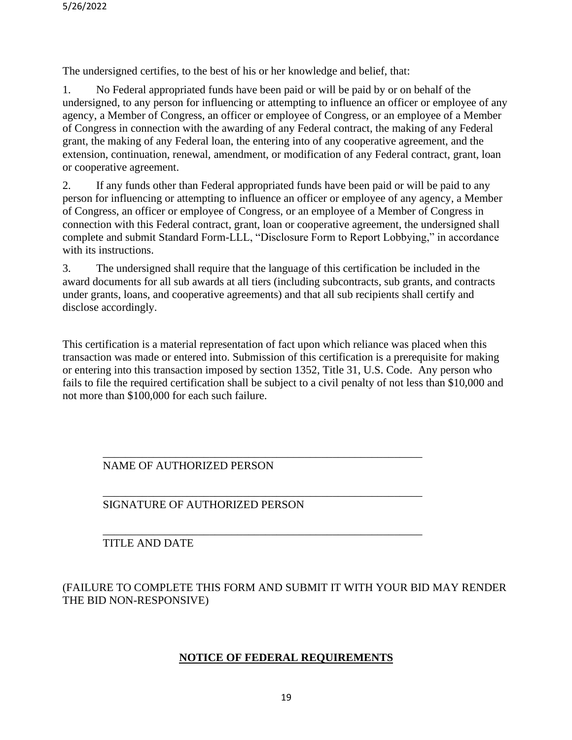The undersigned certifies, to the best of his or her knowledge and belief, that:

1. No Federal appropriated funds have been paid or will be paid by or on behalf of the undersigned, to any person for influencing or attempting to influence an officer or employee of any agency, a Member of Congress, an officer or employee of Congress, or an employee of a Member of Congress in connection with the awarding of any Federal contract, the making of any Federal grant, the making of any Federal loan, the entering into of any cooperative agreement, and the extension, continuation, renewal, amendment, or modification of any Federal contract, grant, loan or cooperative agreement.

2. If any funds other than Federal appropriated funds have been paid or will be paid to any person for influencing or attempting to influence an officer or employee of any agency, a Member of Congress, an officer or employee of Congress, or an employee of a Member of Congress in connection with this Federal contract, grant, loan or cooperative agreement, the undersigned shall complete and submit Standard Form-LLL, "Disclosure Form to Report Lobbying," in accordance with its instructions.

3. The undersigned shall require that the language of this certification be included in the award documents for all sub awards at all tiers (including subcontracts, sub grants, and contracts under grants, loans, and cooperative agreements) and that all sub recipients shall certify and disclose accordingly.

This certification is a material representation of fact upon which reliance was placed when this transaction was made or entered into. Submission of this certification is a prerequisite for making or entering into this transaction imposed by section 1352, Title 31, U.S. Code. Any person who fails to file the required certification shall be subject to a civil penalty of not less than $10,000 and not more than $100,000 for each such failure.

____________________________________________________________
NAME OF AUTHORIZED PERSON

____________________________________________________________
SIGNATURE OF AUTHORIZED PERSON

____________________________________________________________
TITLE AND DATE

(FAILURE TO COMPLETE THIS FORM AND SUBMIT IT WITH YOUR BID MAY RENDER THE BID NON-RESPONSIVE)

**NOTICE OF FEDERAL REQUIREMENTS**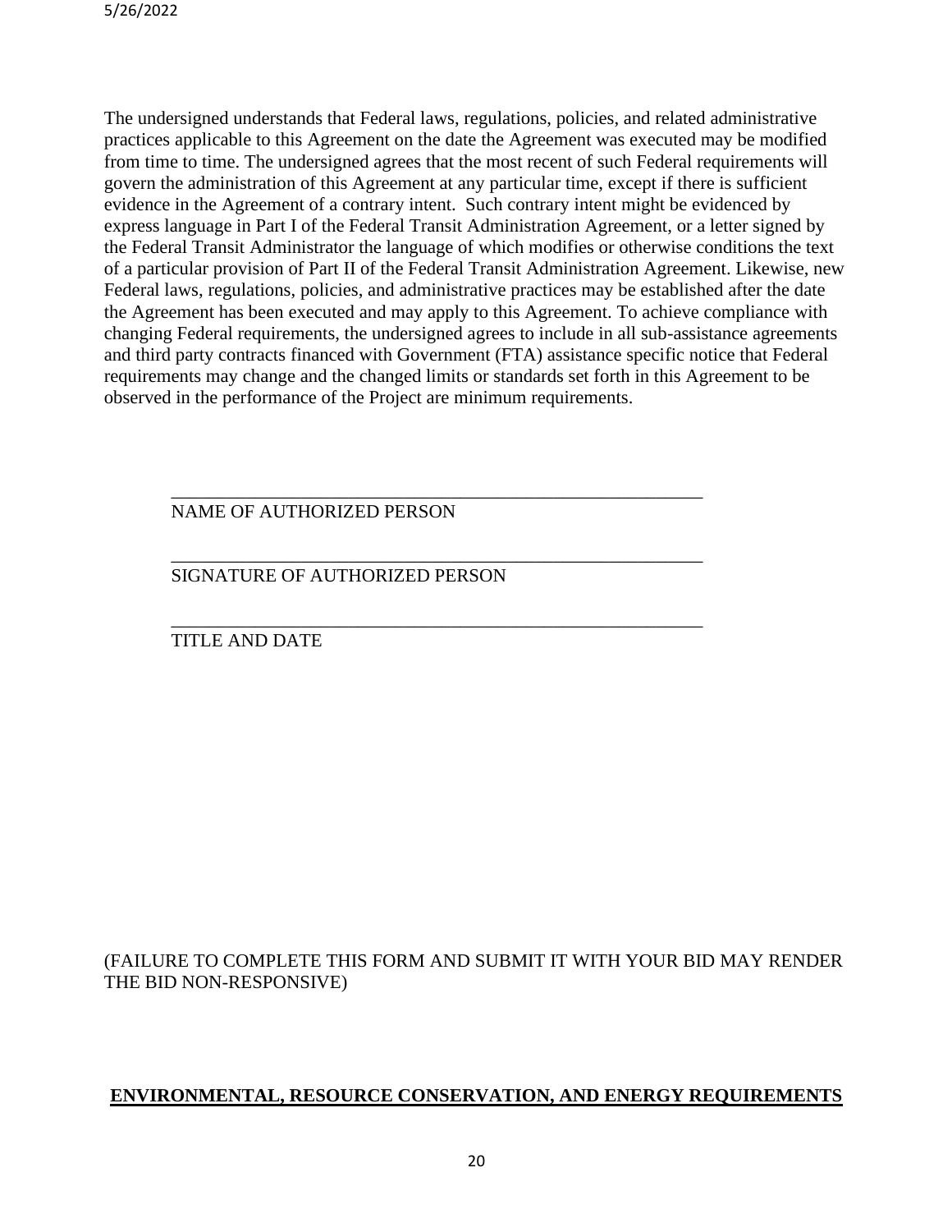The undersigned understands that Federal laws, regulations, policies, and related administrative practices applicable to this Agreement on the date the Agreement was executed may be modified from time to time. The undersigned agrees that the most recent of such Federal requirements will govern the administration of this Agreement at any particular time, except if there is sufficient evidence in the Agreement of a contrary intent. Such contrary intent might be evidenced by express language in Part I of the Federal Transit Administration Agreement, or a letter signed by the Federal Transit Administrator the language of which modifies or otherwise conditions the text of a particular provision of Part II of the Federal Transit Administration Agreement. Likewise, new Federal laws, regulations, policies, and administrative practices may be established after the date the Agreement has been executed and may apply to this Agreement. To achieve compliance with changing Federal requirements, the undersigned agrees to include in all sub-assistance agreements and third party contracts financed with Government (FTA) assistance specific notice that Federal requirements may change and the changed limits or standards set forth in this Agreement to be observed in the performance of the Project are minimum requirements.

\_\_\_\_\_\_\_\_\_\_\_\_\_\_\_\_\_\_\_\_\_\_\_\_\_\_\_\_\_\_\_\_\_\_\_\_\_\_\_\_\_\_\_\_\_\_\_\_\_\_\_\_\_\_\_\_

NAME OF AUTHORIZED PERSON

\_\_\_\_\_\_\_\_\_\_\_\_\_\_\_\_\_\_\_\_\_\_\_\_\_\_\_\_\_\_\_\_\_\_\_\_\_\_\_\_\_\_\_\_\_\_\_\_\_\_\_\_\_\_\_\_

SIGNATURE OF AUTHORIZED PERSON

\_\_\_\_\_\_\_\_\_\_\_\_\_\_\_\_\_\_\_\_\_\_\_\_\_\_\_\_\_\_\_\_\_\_\_\_\_\_\_\_\_\_\_\_\_\_\_\_\_\_\_\_\_\_\_\_

TITLE AND DATE

(FAILURE TO COMPLETE THIS FORM AND SUBMIT IT WITH YOUR BID MAY RENDER THE BID NON-RESPONSIVE)

## **ENVIRONMENTAL, RESOURCE CONSERVATION, AND ENERGY REQUIREMENTS**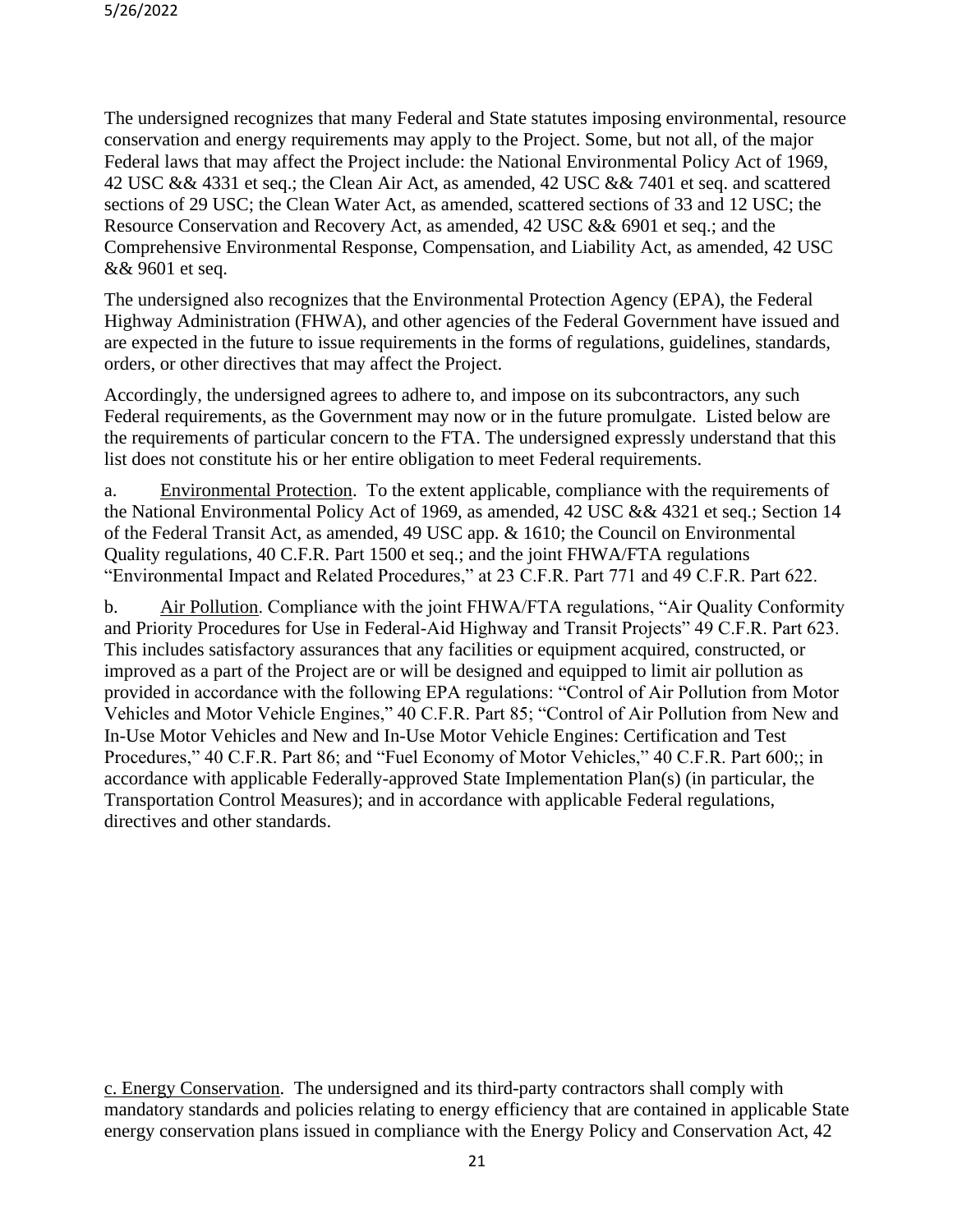The undersigned recognizes that many Federal and State statutes imposing environmental, resource conservation and energy requirements may apply to the Project. Some, but not all, of the major Federal laws that may affect the Project include: the National Environmental Policy Act of 1969, 42 USC && 4331 et seq.; the Clean Air Act, as amended, 42 USC && 7401 et seq. and scattered sections of 29 USC; the Clean Water Act, as amended, scattered sections of 33 and 12 USC; the Resource Conservation and Recovery Act, as amended, 42 USC && 6901 et seq.; and the Comprehensive Environmental Response, Compensation, and Liability Act, as amended, 42 USC && 9601 et seq.

The undersigned also recognizes that the Environmental Protection Agency (EPA), the Federal Highway Administration (FHWA), and other agencies of the Federal Government have issued and are expected in the future to issue requirements in the forms of regulations, guidelines, standards, orders, or other directives that may affect the Project.

Accordingly, the undersigned agrees to adhere to, and impose on its subcontractors, any such Federal requirements, as the Government may now or in the future promulgate. Listed below are the requirements of particular concern to the FTA. The undersigned expressly understand that this list does not constitute his or her entire obligation to meet Federal requirements.

a. Environmental Protection. To the extent applicable, compliance with the requirements of the National Environmental Policy Act of 1969, as amended, 42 USC && 4321 et seq.; Section 14 of the Federal Transit Act, as amended, 49 USC app. & 1610; the Council on Environmental Quality regulations, 40 C.F.R. Part 1500 et seq.; and the joint FHWA/FTA regulations "Environmental Impact and Related Procedures," at 23 C.F.R. Part 771 and 49 C.F.R. Part 622.

b. Air Pollution. Compliance with the joint FHWA/FTA regulations, "Air Quality Conformity and Priority Procedures for Use in Federal-Aid Highway and Transit Projects" 49 C.F.R. Part 623. This includes satisfactory assurances that any facilities or equipment acquired, constructed, or improved as a part of the Project are or will be designed and equipped to limit air pollution as provided in accordance with the following EPA regulations: "Control of Air Pollution from Motor Vehicles and Motor Vehicle Engines," 40 C.F.R. Part 85; "Control of Air Pollution from New and In-Use Motor Vehicles and New and In-Use Motor Vehicle Engines: Certification and Test Procedures," 40 C.F.R. Part 86; and "Fuel Economy of Motor Vehicles," 40 C.F.R. Part 600;; in accordance with applicable Federally-approved State Implementation Plan(s) (in particular, the Transportation Control Measures); and in accordance with applicable Federal regulations, directives and other standards.

c. Energy Conservation. The undersigned and its third-party contractors shall comply with mandatory standards and policies relating to energy efficiency that are contained in applicable State energy conservation plans issued in compliance with the Energy Policy and Conservation Act, 42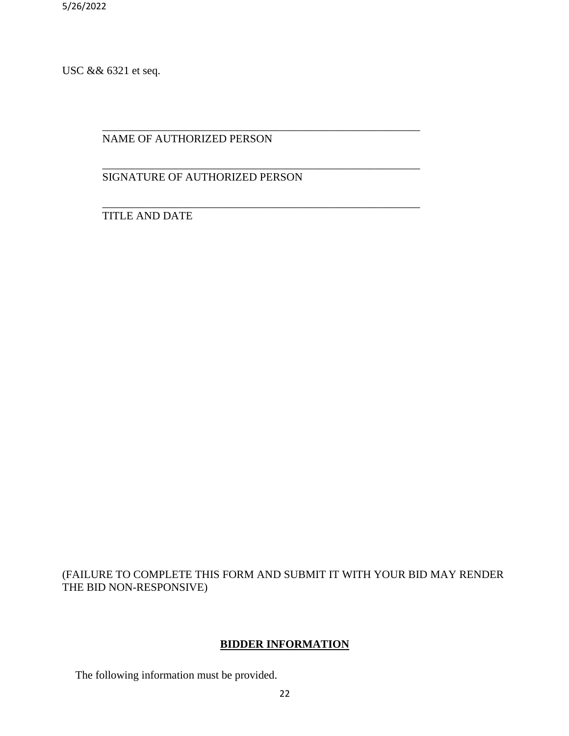USC && 6321 et seq.

_______________________________________________________

NAME OF AUTHORIZED PERSON

_______________________________________________________

SIGNATURE OF AUTHORIZED PERSON

_______________________________________________________

TITLE AND DATE

(FAILURE TO COMPLETE THIS FORM AND SUBMIT IT WITH YOUR BID MAY RENDER THE BID NON-RESPONSIVE)

## BIDDER INFORMATION

The following information must be provided.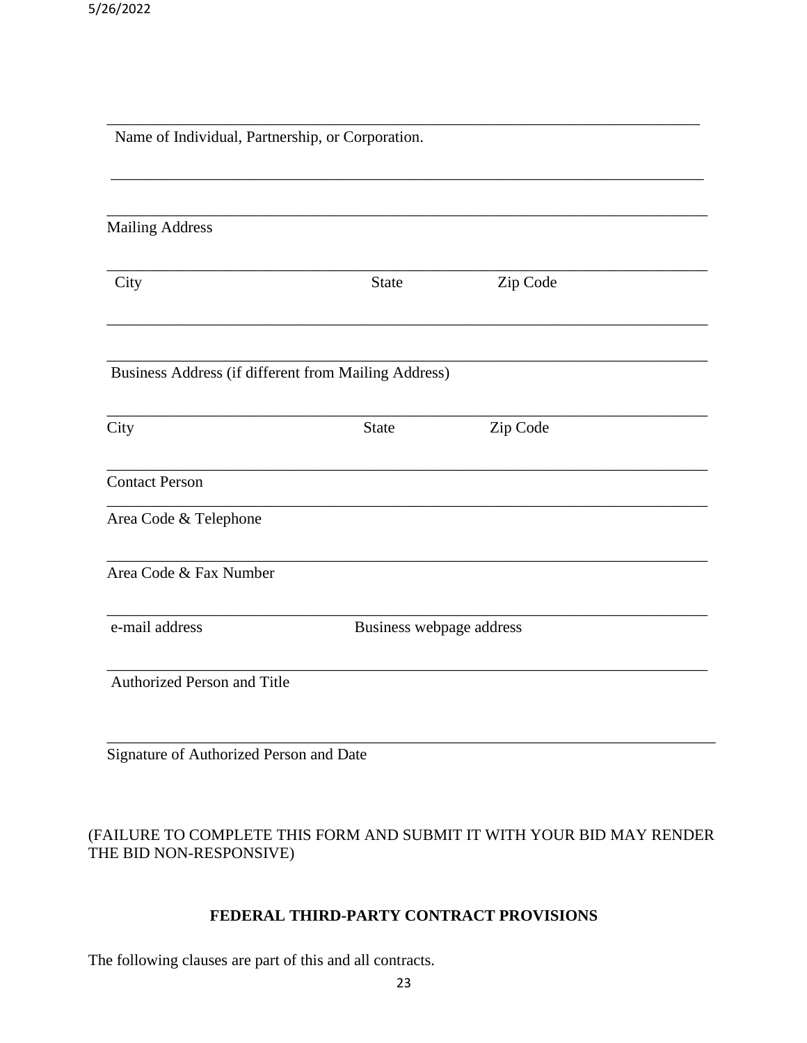\_\_\_\_\_\_\_\_\_\_\_\_\_\_\_\_\_\_\_\_\_\_\_\_\_\_\_\_\_\_\_\_\_\_\_\_\_\_\_\_\_\_\_\_\_\_\_\_\_\_\_\_\_\_\_\_\_\_\_\_\_\_\_\_\_\_\_\_\_\_

Name of Individual, Partnership, or Corporation.

\_\_\_\_\_\_\_\_\_\_\_\_\_\_\_\_\_\_\_\_\_\_\_\_\_\_\_\_\_\_\_\_\_\_\_\_\_\_\_\_\_\_\_\_\_\_\_\_\_\_\_\_\_\_\_\_\_\_\_\_\_\_\_\_\_\_\_\_\_\_

\_\_\_\_\_\_\_\_\_\_\_\_\_\_\_\_\_\_\_\_\_\_\_\_\_\_\_\_\_\_\_\_\_\_\_\_\_\_\_\_\_\_\_\_\_\_\_\_\_\_\_\_\_\_\_\_\_\_\_\_\_\_\_\_\_\_\_\_\_\_

Mailing Address

\_\_\_\_\_\_\_\_\_\_\_\_\_\_\_\_\_\_\_\_\_\_\_\_\_\_\_\_\_\_\_\_\_\_\_\_\_\_\_\_\_\_\_\_\_\_\_\_\_\_\_\_\_\_\_\_\_\_\_\_\_\_\_\_\_\_\_\_\_\_

City State Zip Code

\_\_\_\_\_\_\_\_\_\_\_\_\_\_\_\_\_\_\_\_\_\_\_\_\_\_\_\_\_\_\_\_\_\_\_\_\_\_\_\_\_\_\_\_\_\_\_\_\_\_\_\_\_\_\_\_\_\_\_\_\_\_\_\_\_\_\_\_\_\_

\_\_\_\_\_\_\_\_\_\_\_\_\_\_\_\_\_\_\_\_\_\_\_\_\_\_\_\_\_\_\_\_\_\_\_\_\_\_\_\_\_\_\_\_\_\_\_\_\_\_\_\_\_\_\_\_\_\_\_\_\_\_\_\_\_\_\_\_\_\_

Business Address (if different from Mailing Address)

\_\_\_\_\_\_\_\_\_\_\_\_\_\_\_\_\_\_\_\_\_\_\_\_\_\_\_\_\_\_\_\_\_\_\_\_\_\_\_\_\_\_\_\_\_\_\_\_\_\_\_\_\_\_\_\_\_\_\_\_\_\_\_\_\_\_\_\_\_\_

City State Zip Code

\_\_\_\_\_\_\_\_\_\_\_\_\_\_\_\_\_\_\_\_\_\_\_\_\_\_\_\_\_\_\_\_\_\_\_\_\_\_\_\_\_\_\_\_\_\_\_\_\_\_\_\_\_\_\_\_\_\_\_\_\_\_\_\_\_\_\_\_\_\_

Contact Person

\_\_\_\_\_\_\_\_\_\_\_\_\_\_\_\_\_\_\_\_\_\_\_\_\_\_\_\_\_\_\_\_\_\_\_\_\_\_\_\_\_\_\_\_\_\_\_\_\_\_\_\_\_\_\_\_\_\_\_\_\_\_\_\_\_\_\_\_\_\_

Area Code & Telephone

\_\_\_\_\_\_\_\_\_\_\_\_\_\_\_\_\_\_\_\_\_\_\_\_\_\_\_\_\_\_\_\_\_\_\_\_\_\_\_\_\_\_\_\_\_\_\_\_\_\_\_\_\_\_\_\_\_\_\_\_\_\_\_\_\_\_\_\_\_\_

Area Code & Fax Number

\_\_\_\_\_\_\_\_\_\_\_\_\_\_\_\_\_\_\_\_\_\_\_\_\_\_\_\_\_\_\_\_\_\_\_\_\_\_\_\_\_\_\_\_\_\_\_\_\_\_\_\_\_\_\_\_\_\_\_\_\_\_\_\_\_\_\_\_\_\_

e-mail address Business webpage address

\_\_\_\_\_\_\_\_\_\_\_\_\_\_\_\_\_\_\_\_\_\_\_\_\_\_\_\_\_\_\_\_\_\_\_\_\_\_\_\_\_\_\_\_\_\_\_\_\_\_\_\_\_\_\_\_\_\_\_\_\_\_\_\_\_\_\_\_\_\_

Authorized Person and Title

\_\_\_\_\_\_\_\_\_\_\_\_\_\_\_\_\_\_\_\_\_\_\_\_\_\_\_\_\_\_\_\_\_\_\_\_\_\_\_\_\_\_\_\_\_\_\_\_\_\_\_\_\_\_\_\_\_\_\_\_\_\_\_\_\_\_\_\_\_\_

Signature of Authorized Person and Date

(FAILURE TO COMPLETE THIS FORM AND SUBMIT IT WITH YOUR BID MAY RENDER THE BID NON-RESPONSIVE)

## FEDERAL THIRD-PARTY CONTRACT PROVISIONS

The following clauses are part of this and all contracts.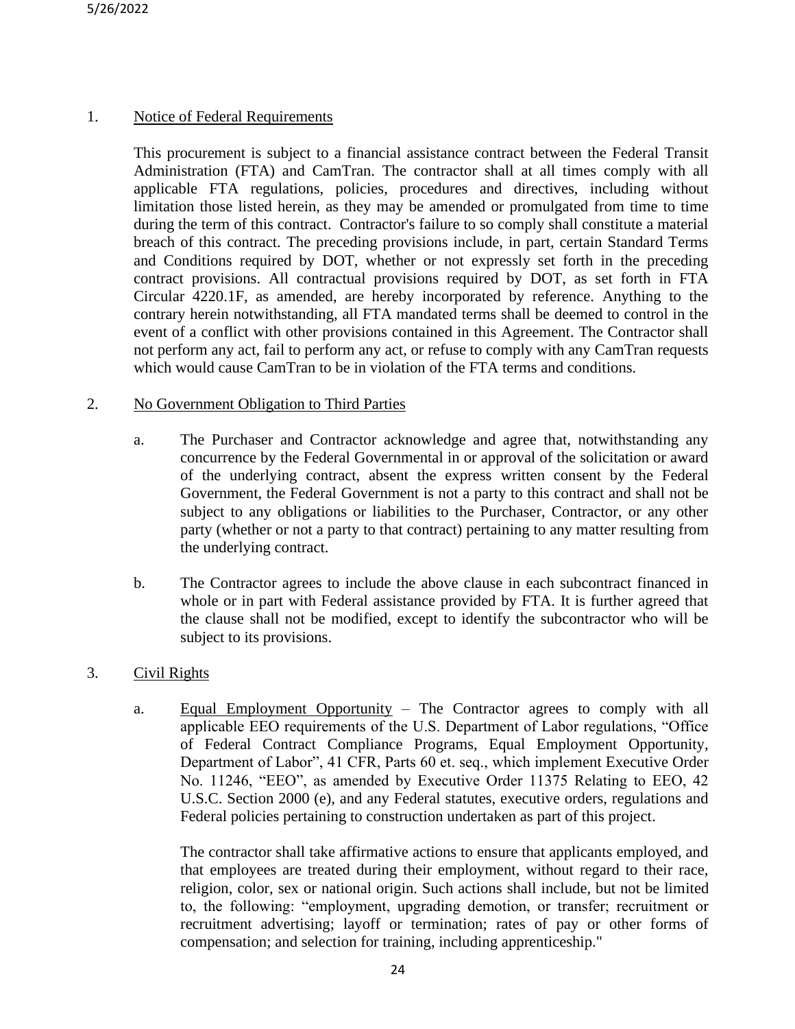1. Notice of Federal Requirements

This procurement is subject to a financial assistance contract between the Federal Transit Administration (FTA) and CamTran. The contractor shall at all times comply with all applicable FTA regulations, policies, procedures and directives, including without limitation those listed herein, as they may be amended or promulgated from time to time during the term of this contract. Contractor's failure to so comply shall constitute a material breach of this contract. The preceding provisions include, in part, certain Standard Terms and Conditions required by DOT, whether or not expressly set forth in the preceding contract provisions. All contractual provisions required by DOT, as set forth in FTA Circular 4220.1F, as amended, are hereby incorporated by reference. Anything to the contrary herein notwithstanding, all FTA mandated terms shall be deemed to control in the event of a conflict with other provisions contained in this Agreement. The Contractor shall not perform any act, fail to perform any act, or refuse to comply with any CamTran requests which would cause CamTran to be in violation of the FTA terms and conditions.

2. No Government Obligation to Third Parties

   a. The Purchaser and Contractor acknowledge and agree that, notwithstanding any concurrence by the Federal Governmental in or approval of the solicitation or award of the underlying contract, absent the express written consent by the Federal Government, the Federal Government is not a party to this contract and shall not be subject to any obligations or liabilities to the Purchaser, Contractor, or any other party (whether or not a party to that contract) pertaining to any matter resulting from the underlying contract.

   b. The Contractor agrees to include the above clause in each subcontract financed in whole or in part with Federal assistance provided by FTA. It is further agreed that the clause shall not be modified, except to identify the subcontractor who will be subject to its provisions.

3. Civil Rights

   a. Equal Employment Opportunity – The Contractor agrees to comply with all applicable EEO requirements of the U.S. Department of Labor regulations, "Office of Federal Contract Compliance Programs, Equal Employment Opportunity, Department of Labor", 41 CFR, Parts 60 et. seq., which implement Executive Order No. 11246, "EEO", as amended by Executive Order 11375 Relating to EEO, 42 U.S.C. Section 2000 (e), and any Federal statutes, executive orders, regulations and Federal policies pertaining to construction undertaken as part of this project.

   The contractor shall take affirmative actions to ensure that applicants employed, and that employees are treated during their employment, without regard to their race, religion, color, sex or national origin. Such actions shall include, but not be limited to, the following: "employment, upgrading demotion, or transfer; recruitment or recruitment advertising; layoff or termination; rates of pay or other forms of compensation; and selection for training, including apprenticeship."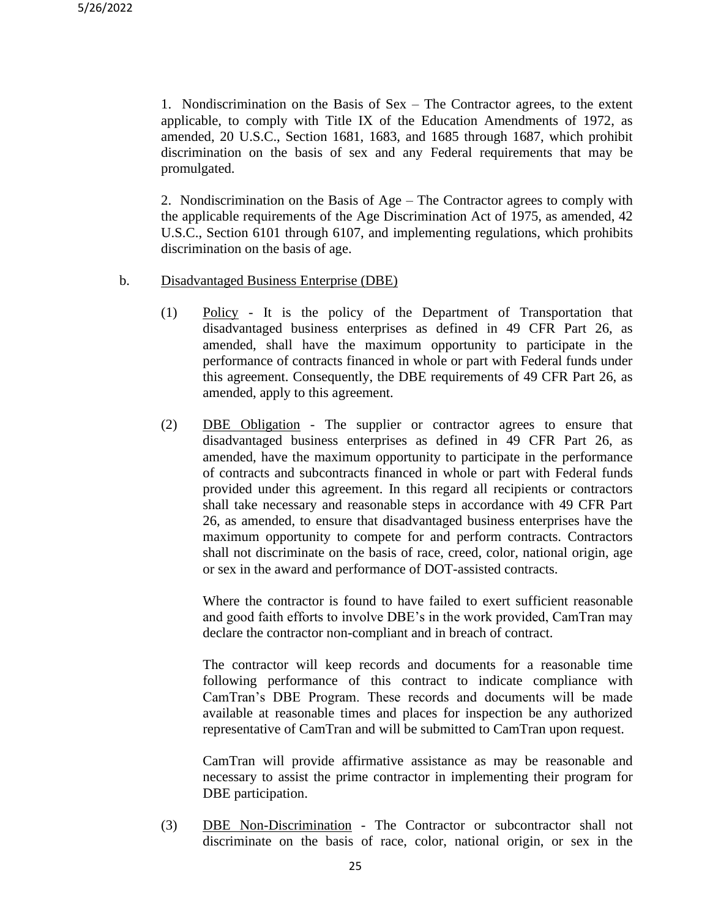1. Nondiscrimination on the Basis of Sex – The Contractor agrees, to the extent applicable, to comply with Title IX of the Education Amendments of 1972, as amended, 20 U.S.C., Section 1681, 1683, and 1685 through 1687, which prohibit discrimination on the basis of sex and any Federal requirements that may be promulgated.

2. Nondiscrimination on the Basis of Age – The Contractor agrees to comply with the applicable requirements of the Age Discrimination Act of 1975, as amended, 42 U.S.C., Section 6101 through 6107, and implementing regulations, which prohibits discrimination on the basis of age.

b. Disadvantaged Business Enterprise (DBE)

(1) Policy - It is the policy of the Department of Transportation that disadvantaged business enterprises as defined in 49 CFR Part 26, as amended, shall have the maximum opportunity to participate in the performance of contracts financed in whole or part with Federal funds under this agreement. Consequently, the DBE requirements of 49 CFR Part 26, as amended, apply to this agreement.

(2) DBE Obligation - The supplier or contractor agrees to ensure that disadvantaged business enterprises as defined in 49 CFR Part 26, as amended, have the maximum opportunity to participate in the performance of contracts and subcontracts financed in whole or part with Federal funds provided under this agreement. In this regard all recipients or contractors shall take necessary and reasonable steps in accordance with 49 CFR Part 26, as amended, to ensure that disadvantaged business enterprises have the maximum opportunity to compete for and perform contracts. Contractors shall not discriminate on the basis of race, creed, color, national origin, age or sex in the award and performance of DOT-assisted contracts.

Where the contractor is found to have failed to exert sufficient reasonable and good faith efforts to involve DBE's in the work provided, CamTran may declare the contractor non-compliant and in breach of contract.

The contractor will keep records and documents for a reasonable time following performance of this contract to indicate compliance with CamTran's DBE Program. These records and documents will be made available at reasonable times and places for inspection be any authorized representative of CamTran and will be submitted to CamTran upon request.

CamTran will provide affirmative assistance as may be reasonable and necessary to assist the prime contractor in implementing their program for DBE participation.

(3) DBE Non-Discrimination - The Contractor or subcontractor shall not discriminate on the basis of race, color, national origin, or sex in the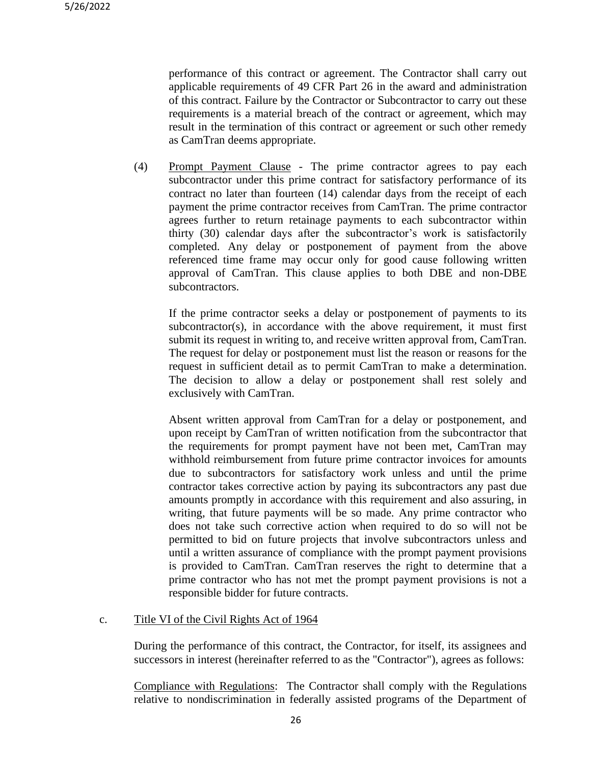performance of this contract or agreement. The Contractor shall carry out applicable requirements of 49 CFR Part 26 in the award and administration of this contract. Failure by the Contractor or Subcontractor to carry out these requirements is a material breach of the contract or agreement, which may result in the termination of this contract or agreement or such other remedy as CamTran deems appropriate.

(4) Prompt Payment Clause - The prime contractor agrees to pay each subcontractor under this prime contract for satisfactory performance of its contract no later than fourteen (14) calendar days from the receipt of each payment the prime contractor receives from CamTran. The prime contractor agrees further to return retainage payments to each subcontractor within thirty (30) calendar days after the subcontractor's work is satisfactorily completed. Any delay or postponement of payment from the above referenced time frame may occur only for good cause following written approval of CamTran. This clause applies to both DBE and non-DBE subcontractors.

If the prime contractor seeks a delay or postponement of payments to its subcontractor(s), in accordance with the above requirement, it must first submit its request in writing to, and receive written approval from, CamTran. The request for delay or postponement must list the reason or reasons for the request in sufficient detail as to permit CamTran to make a determination. The decision to allow a delay or postponement shall rest solely and exclusively with CamTran.

Absent written approval from CamTran for a delay or postponement, and upon receipt by CamTran of written notification from the subcontractor that the requirements for prompt payment have not been met, CamTran may withhold reimbursement from future prime contractor invoices for amounts due to subcontractors for satisfactory work unless and until the prime contractor takes corrective action by paying its subcontractors any past due amounts promptly in accordance with this requirement and also assuring, in writing, that future payments will be so made. Any prime contractor who does not take such corrective action when required to do so will not be permitted to bid on future projects that involve subcontractors unless and until a written assurance of compliance with the prompt payment provisions is provided to CamTran. CamTran reserves the right to determine that a prime contractor who has not met the prompt payment provisions is not a responsible bidder for future contracts.

c. Title VI of the Civil Rights Act of 1964

During the performance of this contract, the Contractor, for itself, its assignees and successors in interest (hereinafter referred to as the "Contractor"), agrees as follows:

Compliance with Regulations: The Contractor shall comply with the Regulations relative to nondiscrimination in federally assisted programs of the Department of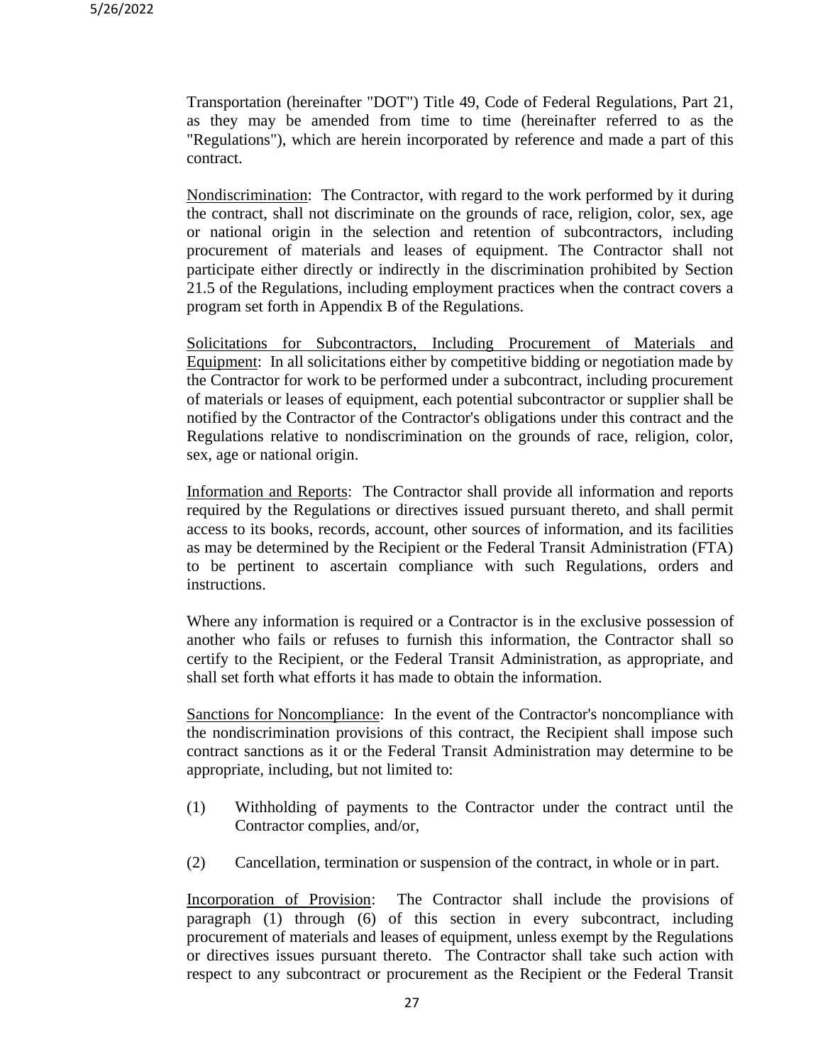Transportation (hereinafter "DOT") Title 49, Code of Federal Regulations, Part 21, as they may be amended from time to time (hereinafter referred to as the "Regulations"), which are herein incorporated by reference and made a part of this contract.

<u>Nondiscrimination</u>: The Contractor, with regard to the work performed by it during the contract, shall not discriminate on the grounds of race, religion, color, sex, age or national origin in the selection and retention of subcontractors, including procurement of materials and leases of equipment. The Contractor shall not participate either directly or indirectly in the discrimination prohibited by Section 21.5 of the Regulations, including employment practices when the contract covers a program set forth in Appendix B of the Regulations.

<u>Solicitations for Subcontractors, Including Procurement of Materials and Equipment</u>: In all solicitations either by competitive bidding or negotiation made by the Contractor for work to be performed under a subcontract, including procurement of materials or leases of equipment, each potential subcontractor or supplier shall be notified by the Contractor of the Contractor's obligations under this contract and the Regulations relative to nondiscrimination on the grounds of race, religion, color, sex, age or national origin.

<u>Information and Reports</u>: The Contractor shall provide all information and reports required by the Regulations or directives issued pursuant thereto, and shall permit access to its books, records, account, other sources of information, and its facilities as may be determined by the Recipient or the Federal Transit Administration (FTA) to be pertinent to ascertain compliance with such Regulations, orders and instructions.

Where any information is required or a Contractor is in the exclusive possession of another who fails or refuses to furnish this information, the Contractor shall so certify to the Recipient, or the Federal Transit Administration, as appropriate, and shall set forth what efforts it has made to obtain the information.

<u>Sanctions for Noncompliance</u>: In the event of the Contractor's noncompliance with the nondiscrimination provisions of this contract, the Recipient shall impose such contract sanctions as it or the Federal Transit Administration may determine to be appropriate, including, but not limited to:

(1) Withholding of payments to the Contractor under the contract until the Contractor complies, and/or,

(2) Cancellation, termination or suspension of the contract, in whole or in part.

<u>Incorporation of Provision</u>: The Contractor shall include the provisions of paragraph (1) through (6) of this section in every subcontract, including procurement of materials and leases of equipment, unless exempt by the Regulations or directives issues pursuant thereto. The Contractor shall take such action with respect to any subcontract or procurement as the Recipient or the Federal Transit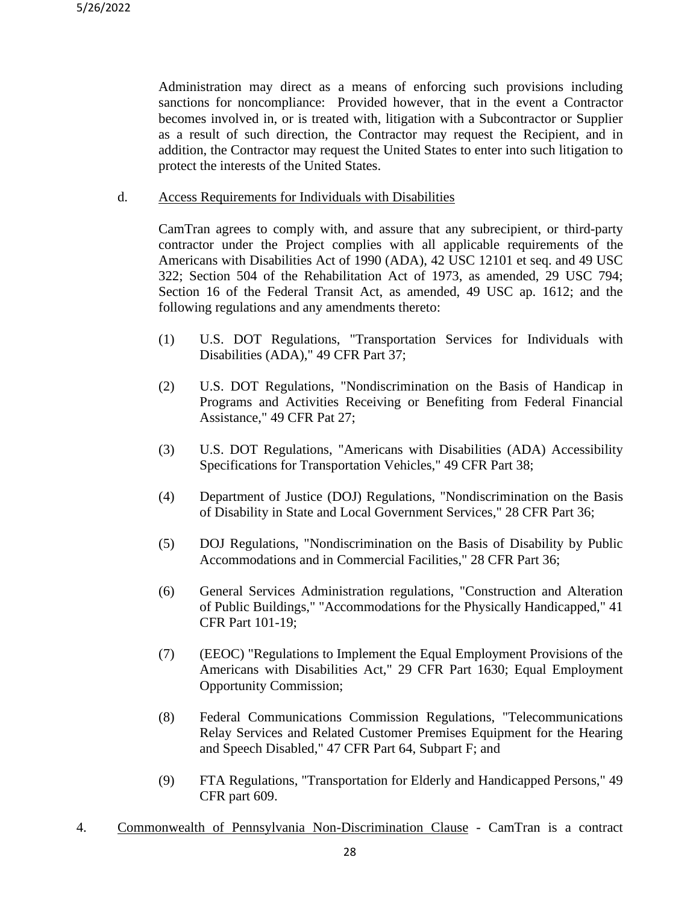Administration may direct as a means of enforcing such provisions including sanctions for noncompliance: Provided however, that in the event a Contractor becomes involved in, or is treated with, litigation with a Subcontractor or Supplier as a result of such direction, the Contractor may request the Recipient, and in addition, the Contractor may request the United States to enter into such litigation to protect the interests of the United States.

d. Access Requirements for Individuals with Disabilities

CamTran agrees to comply with, and assure that any subrecipient, or third-party contractor under the Project complies with all applicable requirements of the Americans with Disabilities Act of 1990 (ADA), 42 USC 12101 et seq. and 49 USC 322; Section 504 of the Rehabilitation Act of 1973, as amended, 29 USC 794; Section 16 of the Federal Transit Act, as amended, 49 USC ap. 1612; and the following regulations and any amendments thereto:

(1) U.S. DOT Regulations, "Transportation Services for Individuals with Disabilities (ADA)," 49 CFR Part 37;

(2) U.S. DOT Regulations, "Nondiscrimination on the Basis of Handicap in Programs and Activities Receiving or Benefiting from Federal Financial Assistance," 49 CFR Pat 27;

(3) U.S. DOT Regulations, "Americans with Disabilities (ADA) Accessibility Specifications for Transportation Vehicles," 49 CFR Part 38;

(4) Department of Justice (DOJ) Regulations, "Nondiscrimination on the Basis of Disability in State and Local Government Services," 28 CFR Part 36;

(5) DOJ Regulations, "Nondiscrimination on the Basis of Disability by Public Accommodations and in Commercial Facilities," 28 CFR Part 36;

(6) General Services Administration regulations, "Construction and Alteration of Public Buildings," "Accommodations for the Physically Handicapped," 41 CFR Part 101-19;

(7) (EEOC) "Regulations to Implement the Equal Employment Provisions of the Americans with Disabilities Act," 29 CFR Part 1630; Equal Employment Opportunity Commission;

(8) Federal Communications Commission Regulations, "Telecommunications Relay Services and Related Customer Premises Equipment for the Hearing and Speech Disabled," 47 CFR Part 64, Subpart F; and

(9) FTA Regulations, "Transportation for Elderly and Handicapped Persons," 49 CFR part 609.

4. Commonwealth of Pennsylvania Non-Discrimination Clause - CamTran is a contract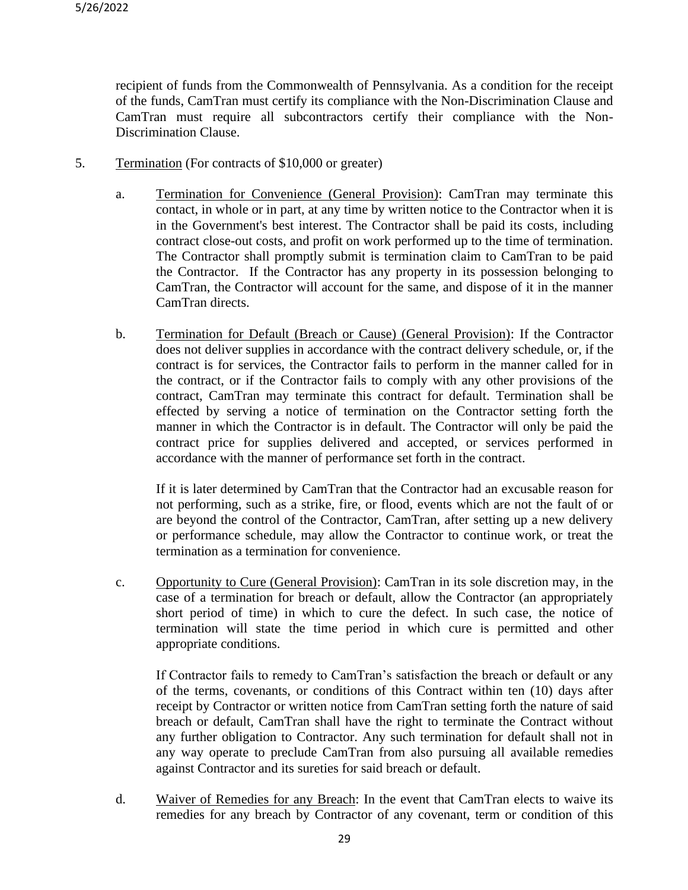recipient of funds from the Commonwealth of Pennsylvania. As a condition for the receipt of the funds, CamTran must certify its compliance with the Non-Discrimination Clause and CamTran must require all subcontractors certify their compliance with the Non-Discrimination Clause.

5. <u>Termination</u> (For contracts of $10,000 or greater)

   a. <u>Termination for Convenience (General Provision)</u>: CamTran may terminate this contact, in whole or in part, at any time by written notice to the Contractor when it is in the Government's best interest. The Contractor shall be paid its costs, including contract close-out costs, and profit on work performed up to the time of termination. The Contractor shall promptly submit is termination claim to CamTran to be paid the Contractor. If the Contractor has any property in its possession belonging to CamTran, the Contractor will account for the same, and dispose of it in the manner CamTran directs.

   b. <u>Termination for Default (Breach or Cause) (General Provision)</u>: If the Contractor does not deliver supplies in accordance with the contract delivery schedule, or, if the contract is for services, the Contractor fails to perform in the manner called for in the contract, or if the Contractor fails to comply with any other provisions of the contract, CamTran may terminate this contract for default. Termination shall be effected by serving a notice of termination on the Contractor setting forth the manner in which the Contractor is in default. The Contractor will only be paid the contract price for supplies delivered and accepted, or services performed in accordance with the manner of performance set forth in the contract.

      If it is later determined by CamTran that the Contractor had an excusable reason for not performing, such as a strike, fire, or flood, events which are not the fault of or are beyond the control of the Contractor, CamTran, after setting up a new delivery or performance schedule, may allow the Contractor to continue work, or treat the termination as a termination for convenience.

   c. <u>Opportunity to Cure (General Provision)</u>: CamTran in its sole discretion may, in the case of a termination for breach or default, allow the Contractor (an appropriately short period of time) in which to cure the defect. In such case, the notice of termination will state the time period in which cure is permitted and other appropriate conditions.

      If Contractor fails to remedy to CamTran's satisfaction the breach or default or any of the terms, covenants, or conditions of this Contract within ten (10) days after receipt by Contractor or written notice from CamTran setting forth the nature of said breach or default, CamTran shall have the right to terminate the Contract without any further obligation to Contractor. Any such termination for default shall not in any way operate to preclude CamTran from also pursuing all available remedies against Contractor and its sureties for said breach or default.

   d. <u>Waiver of Remedies for any Breach</u>: In the event that CamTran elects to waive its remedies for any breach by Contractor of any covenant, term or condition of this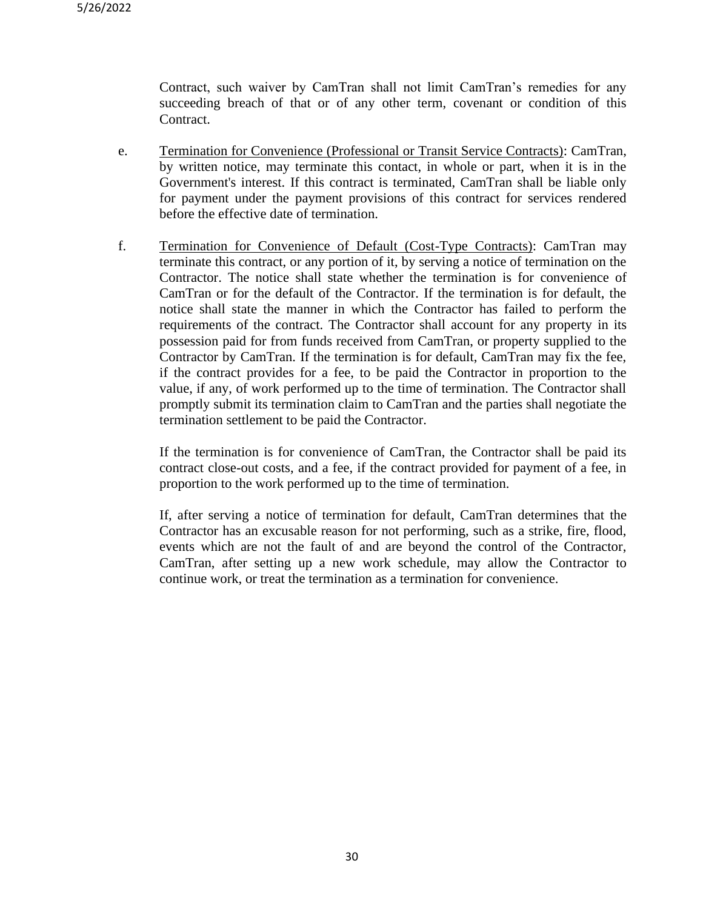Contract, such waiver by CamTran shall not limit CamTran's remedies for any succeeding breach of that or of any other term, covenant or condition of this Contract.

e. Termination for Convenience (Professional or Transit Service Contracts): CamTran, by written notice, may terminate this contact, in whole or part, when it is in the Government's interest. If this contract is terminated, CamTran shall be liable only for payment under the payment provisions of this contract for services rendered before the effective date of termination.

f. Termination for Convenience of Default (Cost-Type Contracts): CamTran may terminate this contract, or any portion of it, by serving a notice of termination on the Contractor. The notice shall state whether the termination is for convenience of CamTran or for the default of the Contractor. If the termination is for default, the notice shall state the manner in which the Contractor has failed to perform the requirements of the contract. The Contractor shall account for any property in its possession paid for from funds received from CamTran, or property supplied to the Contractor by CamTran. If the termination is for default, CamTran may fix the fee, if the contract provides for a fee, to be paid the Contractor in proportion to the value, if any, of work performed up to the time of termination. The Contractor shall promptly submit its termination claim to CamTran and the parties shall negotiate the termination settlement to be paid the Contractor.

   If the termination is for convenience of CamTran, the Contractor shall be paid its contract close-out costs, and a fee, if the contract provided for payment of a fee, in proportion to the work performed up to the time of termination.

   If, after serving a notice of termination for default, CamTran determines that the Contractor has an excusable reason for not performing, such as a strike, fire, flood, events which are not the fault of and are beyond the control of the Contractor, CamTran, after setting up a new work schedule, may allow the Contractor to continue work, or treat the termination as a termination for convenience.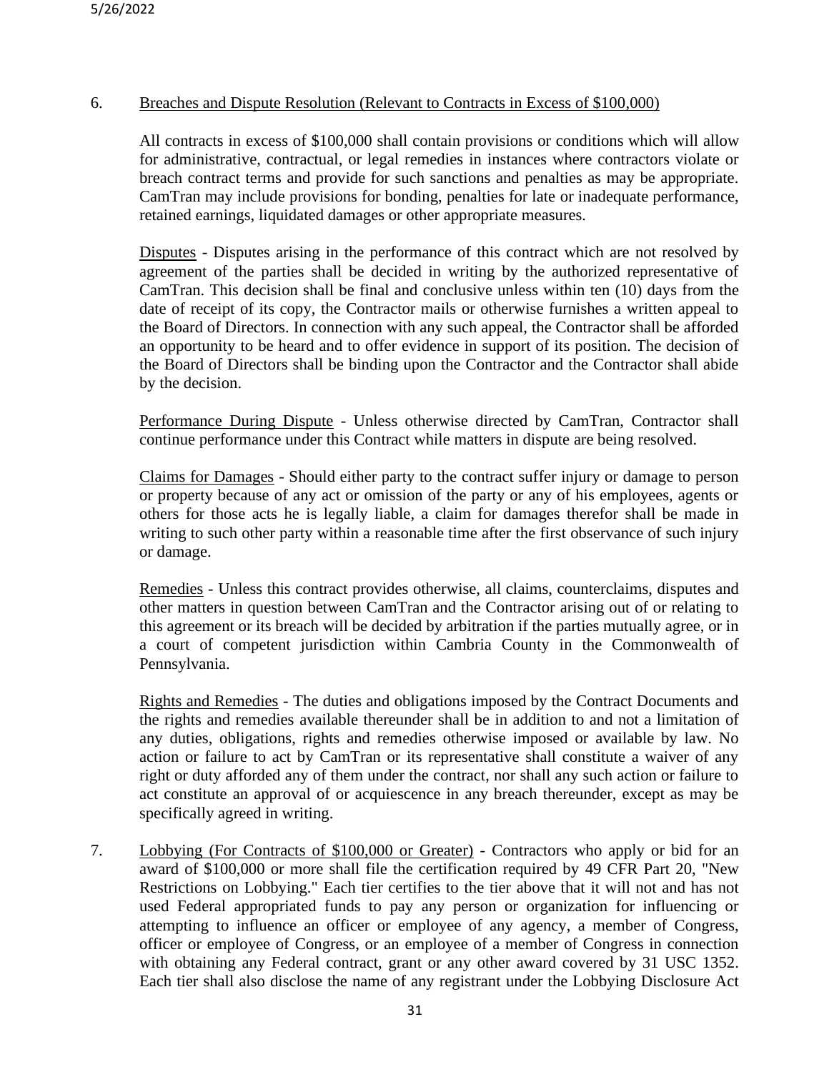6. <u>Breaches and Dispute Resolution (Relevant to Contracts in Excess of $100,000)</u>

   All contracts in excess of $100,000 shall contain provisions or conditions which will allow for administrative, contractual, or legal remedies in instances where contractors violate or breach contract terms and provide for such sanctions and penalties as may be appropriate. CamTran may include provisions for bonding, penalties for late or inadequate performance, retained earnings, liquidated damages or other appropriate measures.

   <u>Disputes</u> - Disputes arising in the performance of this contract which are not resolved by agreement of the parties shall be decided in writing by the authorized representative of CamTran. This decision shall be final and conclusive unless within ten (10) days from the date of receipt of its copy, the Contractor mails or otherwise furnishes a written appeal to the Board of Directors. In connection with any such appeal, the Contractor shall be afforded an opportunity to be heard and to offer evidence in support of its position. The decision of the Board of Directors shall be binding upon the Contractor and the Contractor shall abide by the decision.

   <u>Performance During Dispute</u> - Unless otherwise directed by CamTran, Contractor shall continue performance under this Contract while matters in dispute are being resolved.

   <u>Claims for Damages</u> - Should either party to the contract suffer injury or damage to person or property because of any act or omission of the party or any of his employees, agents or others for those acts he is legally liable, a claim for damages therefor shall be made in writing to such other party within a reasonable time after the first observance of such injury or damage.

   <u>Remedies</u> - Unless this contract provides otherwise, all claims, counterclaims, disputes and other matters in question between CamTran and the Contractor arising out of or relating to this agreement or its breach will be decided by arbitration if the parties mutually agree, or in a court of competent jurisdiction within Cambria County in the Commonwealth of Pennsylvania.

   <u>Rights and Remedies</u> - The duties and obligations imposed by the Contract Documents and the rights and remedies available thereunder shall be in addition to and not a limitation of any duties, obligations, rights and remedies otherwise imposed or available by law. No action or failure to act by CamTran or its representative shall constitute a waiver of any right or duty afforded any of them under the contract, nor shall any such action or failure to act constitute an approval of or acquiescence in any breach thereunder, except as may be specifically agreed in writing.

7. <u>Lobbying (For Contracts of $100,000 or Greater)</u> - Contractors who apply or bid for an award of $100,000 or more shall file the certification required by 49 CFR Part 20, "New Restrictions on Lobbying." Each tier certifies to the tier above that it will not and has not used Federal appropriated funds to pay any person or organization for influencing or attempting to influence an officer or employee of any agency, a member of Congress, officer or employee of Congress, or an employee of a member of Congress in connection with obtaining any Federal contract, grant or any other award covered by 31 USC 1352. Each tier shall also disclose the name of any registrant under the Lobbying Disclosure Act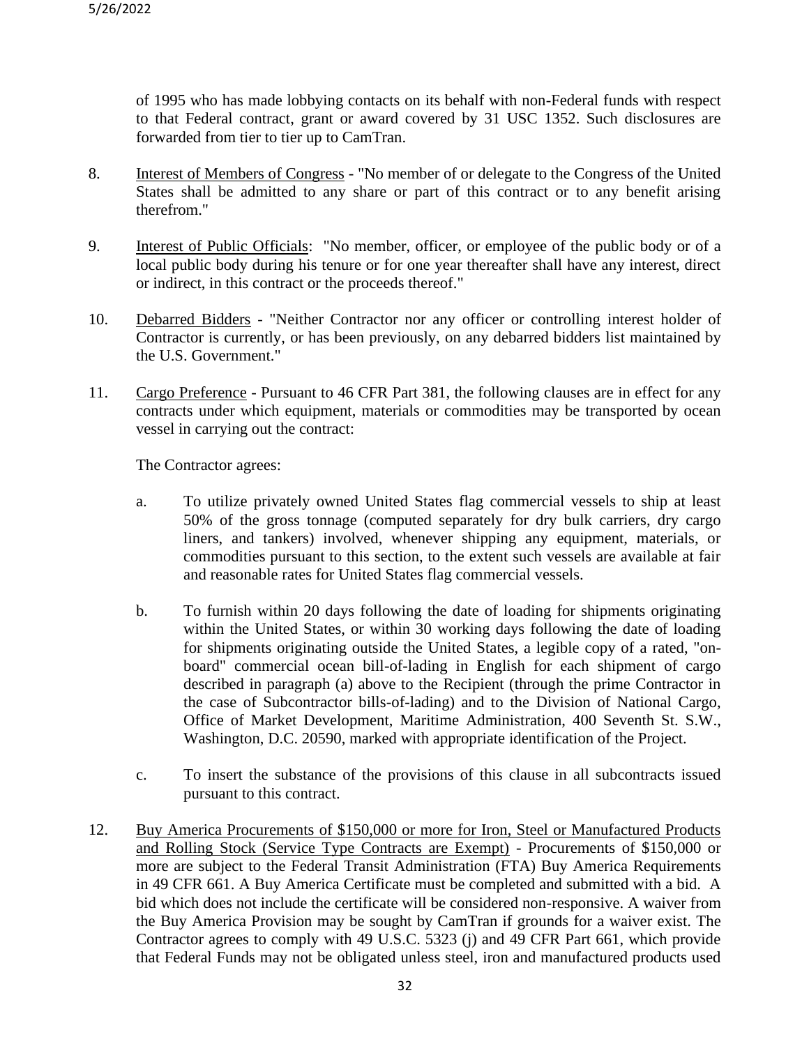of 1995 who has made lobbying contacts on its behalf with non-Federal funds with respect to that Federal contract, grant or award covered by 31 USC 1352. Such disclosures are forwarded from tier to tier up to CamTran.

8. Interest of Members of Congress - "No member of or delegate to the Congress of the United States shall be admitted to any share or part of this contract or to any benefit arising therefrom."

9. Interest of Public Officials: "No member, officer, or employee of the public body or of a local public body during his tenure or for one year thereafter shall have any interest, direct or indirect, in this contract or the proceeds thereof."

10. Debarred Bidders - "Neither Contractor nor any officer or controlling interest holder of Contractor is currently, or has been previously, on any debarred bidders list maintained by the U.S. Government."

11. Cargo Preference - Pursuant to 46 CFR Part 381, the following clauses are in effect for any contracts under which equipment, materials or commodities may be transported by ocean vessel in carrying out the contract:

    The Contractor agrees:

    a. To utilize privately owned United States flag commercial vessels to ship at least 50% of the gross tonnage (computed separately for dry bulk carriers, dry cargo liners, and tankers) involved, whenever shipping any equipment, materials, or commodities pursuant to this section, to the extent such vessels are available at fair and reasonable rates for United States flag commercial vessels.

    b. To furnish within 20 days following the date of loading for shipments originating within the United States, or within 30 working days following the date of loading for shipments originating outside the United States, a legible copy of a rated, "on-board" commercial ocean bill-of-lading in English for each shipment of cargo described in paragraph (a) above to the Recipient (through the prime Contractor in the case of Subcontractor bills-of-lading) and to the Division of National Cargo, Office of Market Development, Maritime Administration, 400 Seventh St. S.W., Washington, D.C. 20590, marked with appropriate identification of the Project.

    c. To insert the substance of the provisions of this clause in all subcontracts issued pursuant to this contract.

12. Buy America Procurements of $150,000 or more for Iron, Steel or Manufactured Products and Rolling Stock (Service Type Contracts are Exempt) - Procurements of $150,000 or more are subject to the Federal Transit Administration (FTA) Buy America Requirements in 49 CFR 661. A Buy America Certificate must be completed and submitted with a bid. A bid which does not include the certificate will be considered non-responsive. A waiver from the Buy America Provision may be sought by CamTran if grounds for a waiver exist. The Contractor agrees to comply with 49 U.S.C. 5323 (j) and 49 CFR Part 661, which provide that Federal Funds may not be obligated unless steel, iron and manufactured products used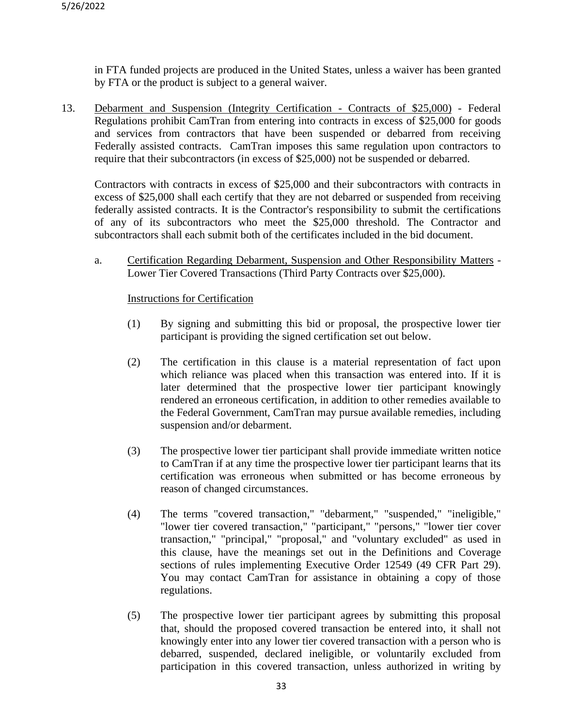in FTA funded projects are produced in the United States, unless a waiver has been granted by FTA or the product is subject to a general waiver.

13. Debarment and Suspension (Integrity Certification - Contracts of $25,000) - Federal Regulations prohibit CamTran from entering into contracts in excess of $25,000 for goods and services from contractors that have been suspended or debarred from receiving Federally assisted contracts. CamTran imposes this same regulation upon contractors to require that their subcontractors (in excess of $25,000) not be suspended or debarred.

    Contractors with contracts in excess of $25,000 and their subcontractors with contracts in excess of $25,000 shall each certify that they are not debarred or suspended from receiving federally assisted contracts. It is the Contractor's responsibility to submit the certifications of any of its subcontractors who meet the $25,000 threshold. The Contractor and subcontractors shall each submit both of the certificates included in the bid document.

    a. Certification Regarding Debarment, Suspension and Other Responsibility Matters - Lower Tier Covered Transactions (Third Party Contracts over $25,000).

        Instructions for Certification

        (1) By signing and submitting this bid or proposal, the prospective lower tier participant is providing the signed certification set out below.

        (2) The certification in this clause is a material representation of fact upon which reliance was placed when this transaction was entered into. If it is later determined that the prospective lower tier participant knowingly rendered an erroneous certification, in addition to other remedies available to the Federal Government, CamTran may pursue available remedies, including suspension and/or debarment.

        (3) The prospective lower tier participant shall provide immediate written notice to CamTran if at any time the prospective lower tier participant learns that its certification was erroneous when submitted or has become erroneous by reason of changed circumstances.

        (4) The terms "covered transaction," "debarment," "suspended," "ineligible," "lower tier covered transaction," "participant," "persons," "lower tier cover transaction," "principal," "proposal," and "voluntary excluded" as used in this clause, have the meanings set out in the Definitions and Coverage sections of rules implementing Executive Order 12549 (49 CFR Part 29). You may contact CamTran for assistance in obtaining a copy of those regulations.

        (5) The prospective lower tier participant agrees by submitting this proposal that, should the proposed covered transaction be entered into, it shall not knowingly enter into any lower tier covered transaction with a person who is debarred, suspended, declared ineligible, or voluntarily excluded from participation in this covered transaction, unless authorized in writing by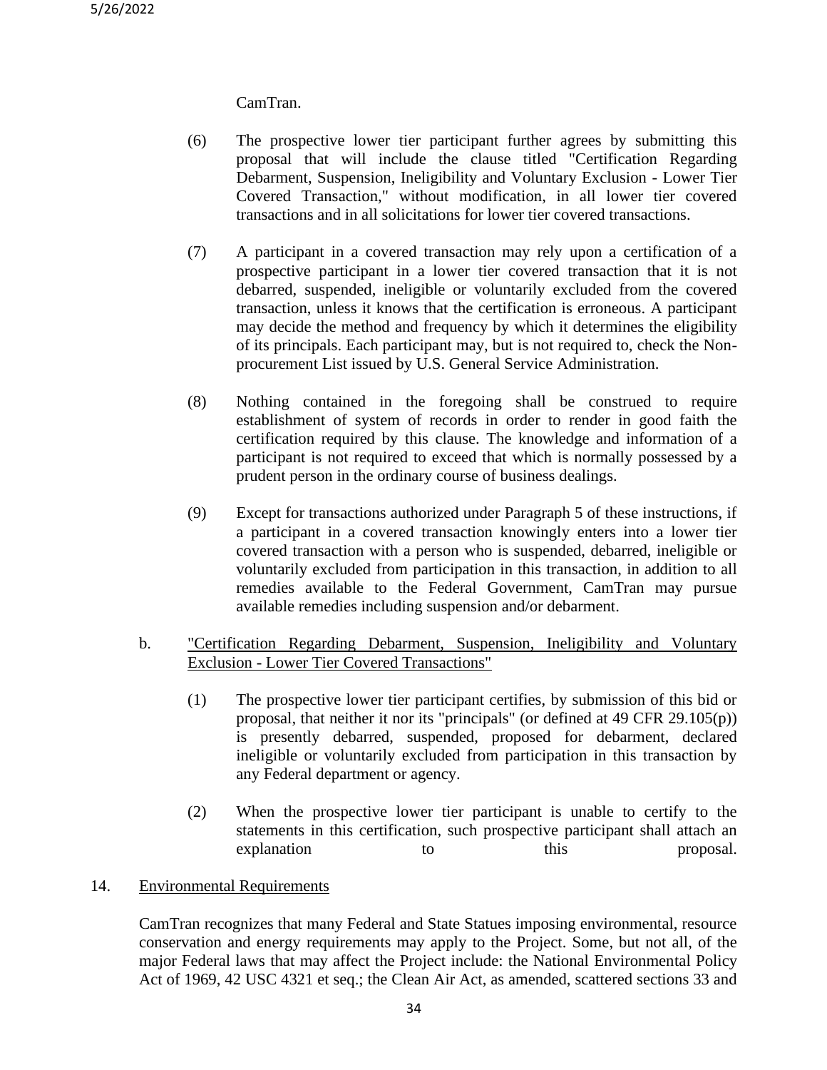CamTran.

(6) The prospective lower tier participant further agrees by submitting this proposal that will include the clause titled "Certification Regarding Debarment, Suspension, Ineligibility and Voluntary Exclusion - Lower Tier Covered Transaction," without modification, in all lower tier covered transactions and in all solicitations for lower tier covered transactions.

(7) A participant in a covered transaction may rely upon a certification of a prospective participant in a lower tier covered transaction that it is not debarred, suspended, ineligible or voluntarily excluded from the covered transaction, unless it knows that the certification is erroneous. A participant may decide the method and frequency by which it determines the eligibility of its principals. Each participant may, but is not required to, check the Non-procurement List issued by U.S. General Service Administration.

(8) Nothing contained in the foregoing shall be construed to require establishment of system of records in order to render in good faith the certification required by this clause. The knowledge and information of a participant is not required to exceed that which is normally possessed by a prudent person in the ordinary course of business dealings.

(9) Except for transactions authorized under Paragraph 5 of these instructions, if a participant in a covered transaction knowingly enters into a lower tier covered transaction with a person who is suspended, debarred, ineligible or voluntarily excluded from participation in this transaction, in addition to all remedies available to the Federal Government, CamTran may pursue available remedies including suspension and/or debarment.

b. "Certification Regarding Debarment, Suspension, Ineligibility and Voluntary Exclusion - Lower Tier Covered Transactions"

(1) The prospective lower tier participant certifies, by submission of this bid or proposal, that neither it nor its "principals" (or defined at 49 CFR 29.105(p)) is presently debarred, suspended, proposed for debarment, declared ineligible or voluntarily excluded from participation in this transaction by any Federal department or agency.

(2) When the prospective lower tier participant is unable to certify to the statements in this certification, such prospective participant shall attach an explanation to this proposal.

14. Environmental Requirements

CamTran recognizes that many Federal and State Statues imposing environmental, resource conservation and energy requirements may apply to the Project. Some, but not all, of the major Federal laws that may affect the Project include: the National Environmental Policy Act of 1969, 42 USC 4321 et seq.; the Clean Air Act, as amended, scattered sections 33 and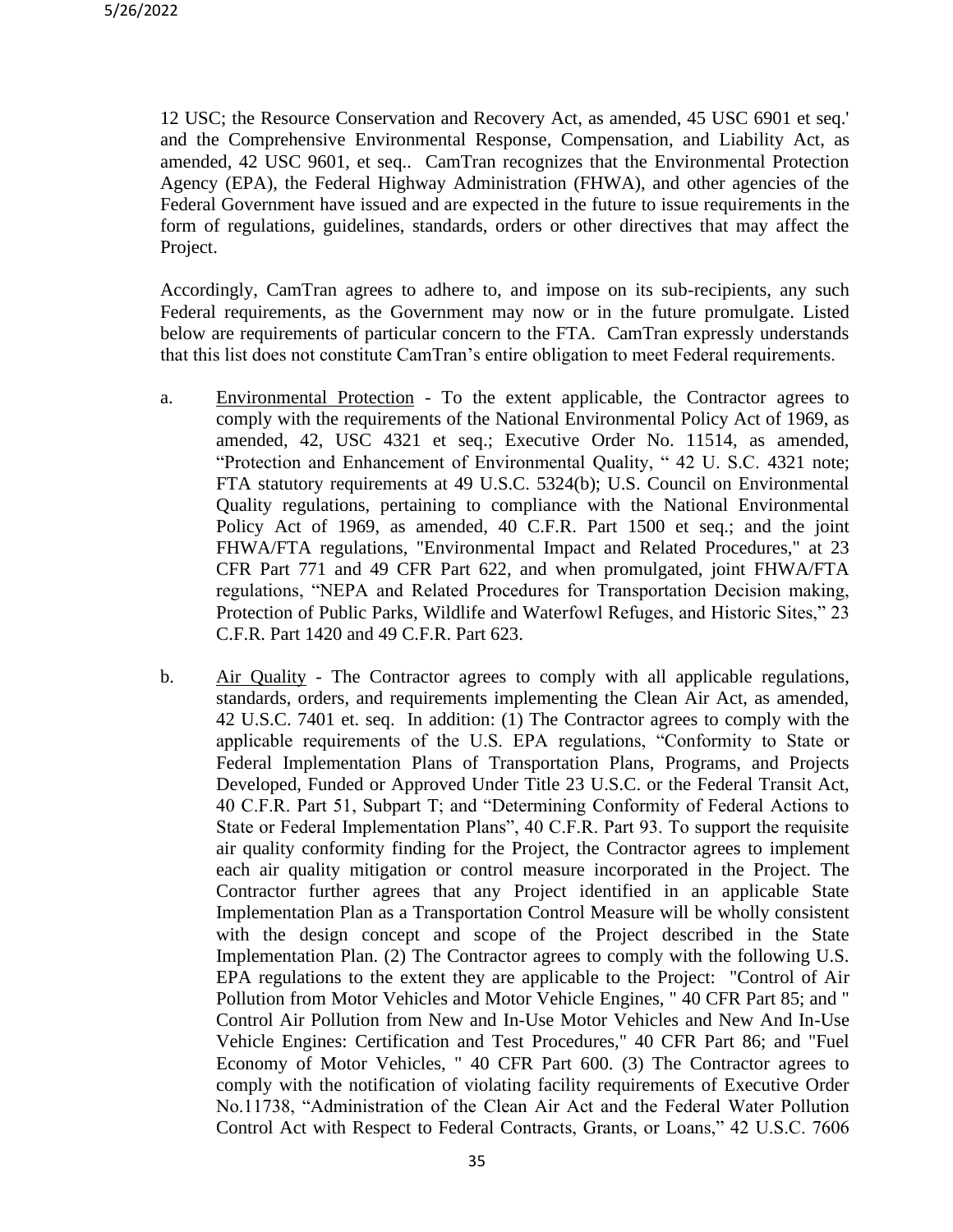12 USC; the Resource Conservation and Recovery Act, as amended, 45 USC 6901 et seq.' and the Comprehensive Environmental Response, Compensation, and Liability Act, as amended, 42 USC 9601, et seq.. CamTran recognizes that the Environmental Protection Agency (EPA), the Federal Highway Administration (FHWA), and other agencies of the Federal Government have issued and are expected in the future to issue requirements in the form of regulations, guidelines, standards, orders or other directives that may affect the Project.

Accordingly, CamTran agrees to adhere to, and impose on its sub-recipients, any such Federal requirements, as the Government may now or in the future promulgate. Listed below are requirements of particular concern to the FTA. CamTran expressly understands that this list does not constitute CamTran's entire obligation to meet Federal requirements.

a. Environmental Protection - To the extent applicable, the Contractor agrees to comply with the requirements of the National Environmental Policy Act of 1969, as amended, 42, USC 4321 et seq.; Executive Order No. 11514, as amended, "Protection and Enhancement of Environmental Quality, " 42 U. S.C. 4321 note; FTA statutory requirements at 49 U.S.C. 5324(b); U.S. Council on Environmental Quality regulations, pertaining to compliance with the National Environmental Policy Act of 1969, as amended, 40 C.F.R. Part 1500 et seq.; and the joint FHWA/FTA regulations, "Environmental Impact and Related Procedures," at 23 CFR Part 771 and 49 CFR Part 622, and when promulgated, joint FHWA/FTA regulations, "NEPA and Related Procedures for Transportation Decision making, Protection of Public Parks, Wildlife and Waterfowl Refuges, and Historic Sites," 23 C.F.R. Part 1420 and 49 C.F.R. Part 623.

b. Air Quality - The Contractor agrees to comply with all applicable regulations, standards, orders, and requirements implementing the Clean Air Act, as amended, 42 U.S.C. 7401 et. seq. In addition: (1) The Contractor agrees to comply with the applicable requirements of the U.S. EPA regulations, "Conformity to State or Federal Implementation Plans of Transportation Plans, Programs, and Projects Developed, Funded or Approved Under Title 23 U.S.C. or the Federal Transit Act, 40 C.F.R. Part 51, Subpart T; and "Determining Conformity of Federal Actions to State or Federal Implementation Plans", 40 C.F.R. Part 93. To support the requisite air quality conformity finding for the Project, the Contractor agrees to implement each air quality mitigation or control measure incorporated in the Project. The Contractor further agrees that any Project identified in an applicable State Implementation Plan as a Transportation Control Measure will be wholly consistent with the design concept and scope of the Project described in the State Implementation Plan. (2) The Contractor agrees to comply with the following U.S. EPA regulations to the extent they are applicable to the Project: "Control of Air Pollution from Motor Vehicles and Motor Vehicle Engines, " 40 CFR Part 85; and " Control Air Pollution from New and In-Use Motor Vehicles and New And In-Use Vehicle Engines: Certification and Test Procedures," 40 CFR Part 86; and "Fuel Economy of Motor Vehicles, " 40 CFR Part 600. (3) The Contractor agrees to comply with the notification of violating facility requirements of Executive Order No.11738, "Administration of the Clean Air Act and the Federal Water Pollution Control Act with Respect to Federal Contracts, Grants, or Loans," 42 U.S.C. 7606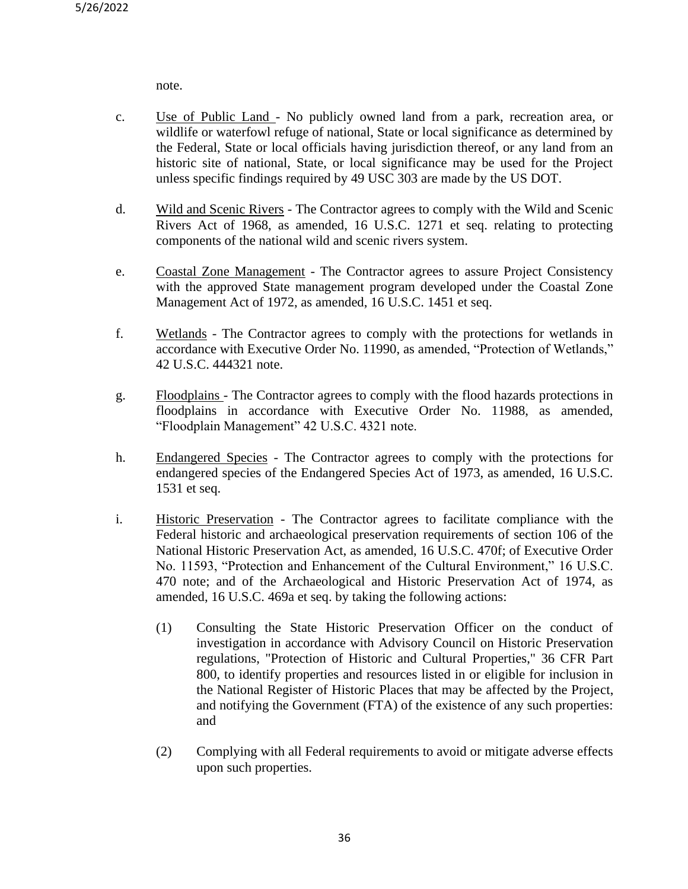note.

c. Use of Public Land - No publicly owned land from a park, recreation area, or wildlife or waterfowl refuge of national, State or local significance as determined by the Federal, State or local officials having jurisdiction thereof, or any land from an historic site of national, State, or local significance may be used for the Project unless specific findings required by 49 USC 303 are made by the US DOT.

d. Wild and Scenic Rivers - The Contractor agrees to comply with the Wild and Scenic Rivers Act of 1968, as amended, 16 U.S.C. 1271 et seq. relating to protecting components of the national wild and scenic rivers system.

e. Coastal Zone Management - The Contractor agrees to assure Project Consistency with the approved State management program developed under the Coastal Zone Management Act of 1972, as amended, 16 U.S.C. 1451 et seq.

f. Wetlands - The Contractor agrees to comply with the protections for wetlands in accordance with Executive Order No. 11990, as amended, "Protection of Wetlands," 42 U.S.C. 444321 note.

g. Floodplains - The Contractor agrees to comply with the flood hazards protections in floodplains in accordance with Executive Order No. 11988, as amended, "Floodplain Management" 42 U.S.C. 4321 note.

h. Endangered Species - The Contractor agrees to comply with the protections for endangered species of the Endangered Species Act of 1973, as amended, 16 U.S.C. 1531 et seq.

i. Historic Preservation - The Contractor agrees to facilitate compliance with the Federal historic and archaeological preservation requirements of section 106 of the National Historic Preservation Act, as amended, 16 U.S.C. 470f; of Executive Order No. 11593, "Protection and Enhancement of the Cultural Environment," 16 U.S.C. 470 note; and of the Archaeological and Historic Preservation Act of 1974, as amended, 16 U.S.C. 469a et seq. by taking the following actions:

   (1) Consulting the State Historic Preservation Officer on the conduct of investigation in accordance with Advisory Council on Historic Preservation regulations, "Protection of Historic and Cultural Properties," 36 CFR Part 800, to identify properties and resources listed in or eligible for inclusion in the National Register of Historic Places that may be affected by the Project, and notifying the Government (FTA) of the existence of any such properties: and

   (2) Complying with all Federal requirements to avoid or mitigate adverse effects upon such properties.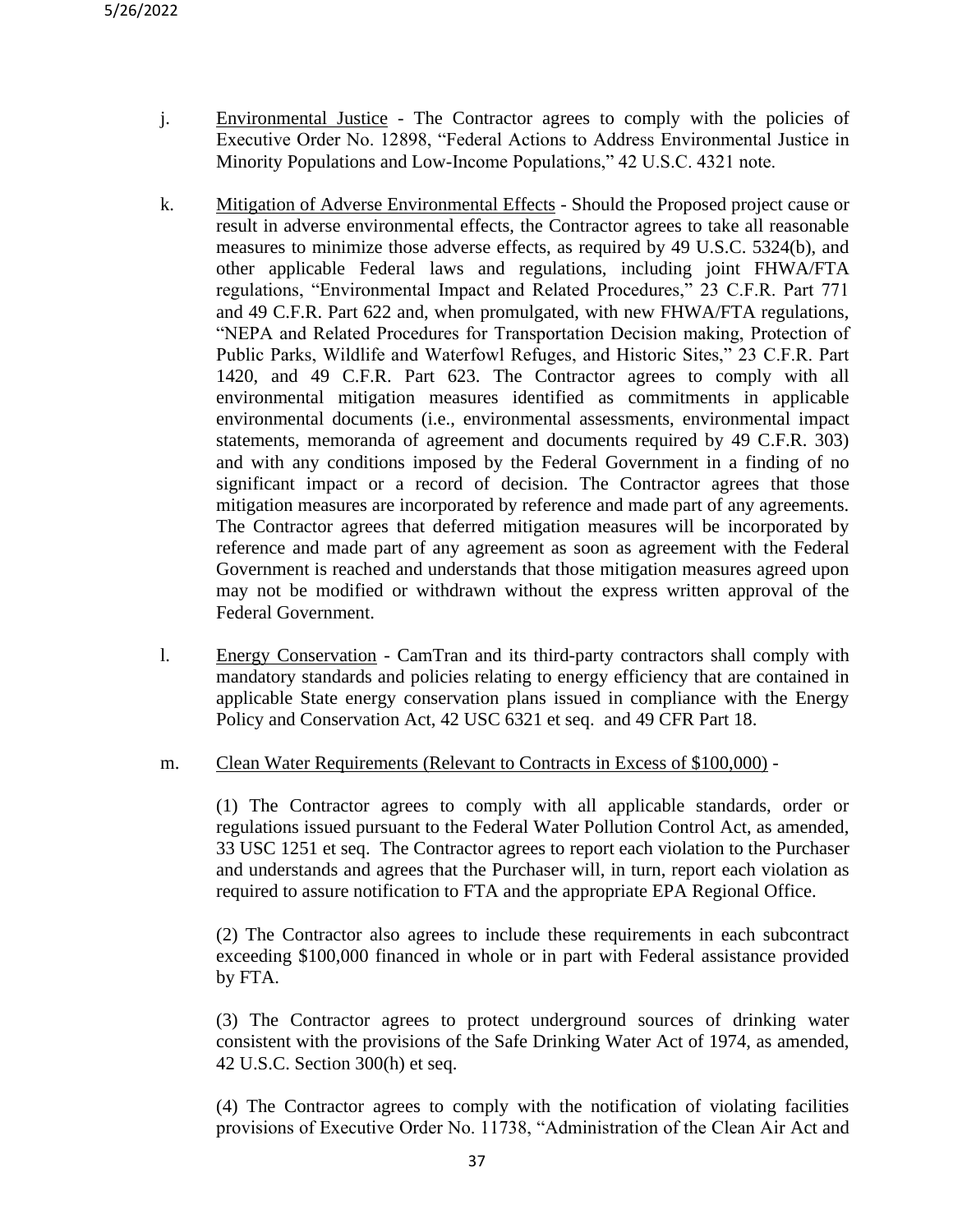j. <u>Environmental Justice</u> - The Contractor agrees to comply with the policies of Executive Order No. 12898, "Federal Actions to Address Environmental Justice in Minority Populations and Low-Income Populations," 42 U.S.C. 4321 note.

k. <u>Mitigation of Adverse Environmental Effects</u> - Should the Proposed project cause or result in adverse environmental effects, the Contractor agrees to take all reasonable measures to minimize those adverse effects, as required by 49 U.S.C. 5324(b), and other applicable Federal laws and regulations, including joint FHWA/FTA regulations, "Environmental Impact and Related Procedures," 23 C.F.R. Part 771 and 49 C.F.R. Part 622 and, when promulgated, with new FHWA/FTA regulations, "NEPA and Related Procedures for Transportation Decision making, Protection of Public Parks, Wildlife and Waterfowl Refuges, and Historic Sites," 23 C.F.R. Part 1420, and 49 C.F.R. Part 623. The Contractor agrees to comply with all environmental mitigation measures identified as commitments in applicable environmental documents (i.e., environmental assessments, environmental impact statements, memoranda of agreement and documents required by 49 C.F.R. 303) and with any conditions imposed by the Federal Government in a finding of no significant impact or a record of decision. The Contractor agrees that those mitigation measures are incorporated by reference and made part of any agreements. The Contractor agrees that deferred mitigation measures will be incorporated by reference and made part of any agreement as soon as agreement with the Federal Government is reached and understands that those mitigation measures agreed upon may not be modified or withdrawn without the express written approval of the Federal Government.

l. <u>Energy Conservation</u> - CamTran and its third-party contractors shall comply with mandatory standards and policies relating to energy efficiency that are contained in applicable State energy conservation plans issued in compliance with the Energy Policy and Conservation Act, 42 USC 6321 et seq. and 49 CFR Part 18.

m. <u>Clean Water Requirements (Relevant to Contracts in Excess of $100,000)</u> -

(1) The Contractor agrees to comply with all applicable standards, order or regulations issued pursuant to the Federal Water Pollution Control Act, as amended, 33 USC 1251 et seq. The Contractor agrees to report each violation to the Purchaser and understands and agrees that the Purchaser will, in turn, report each violation as required to assure notification to FTA and the appropriate EPA Regional Office.

(2) The Contractor also agrees to include these requirements in each subcontract exceeding $100,000 financed in whole or in part with Federal assistance provided by FTA.

(3) The Contractor agrees to protect underground sources of drinking water consistent with the provisions of the Safe Drinking Water Act of 1974, as amended, 42 U.S.C. Section 300(h) et seq.

(4) The Contractor agrees to comply with the notification of violating facilities provisions of Executive Order No. 11738, "Administration of the Clean Air Act and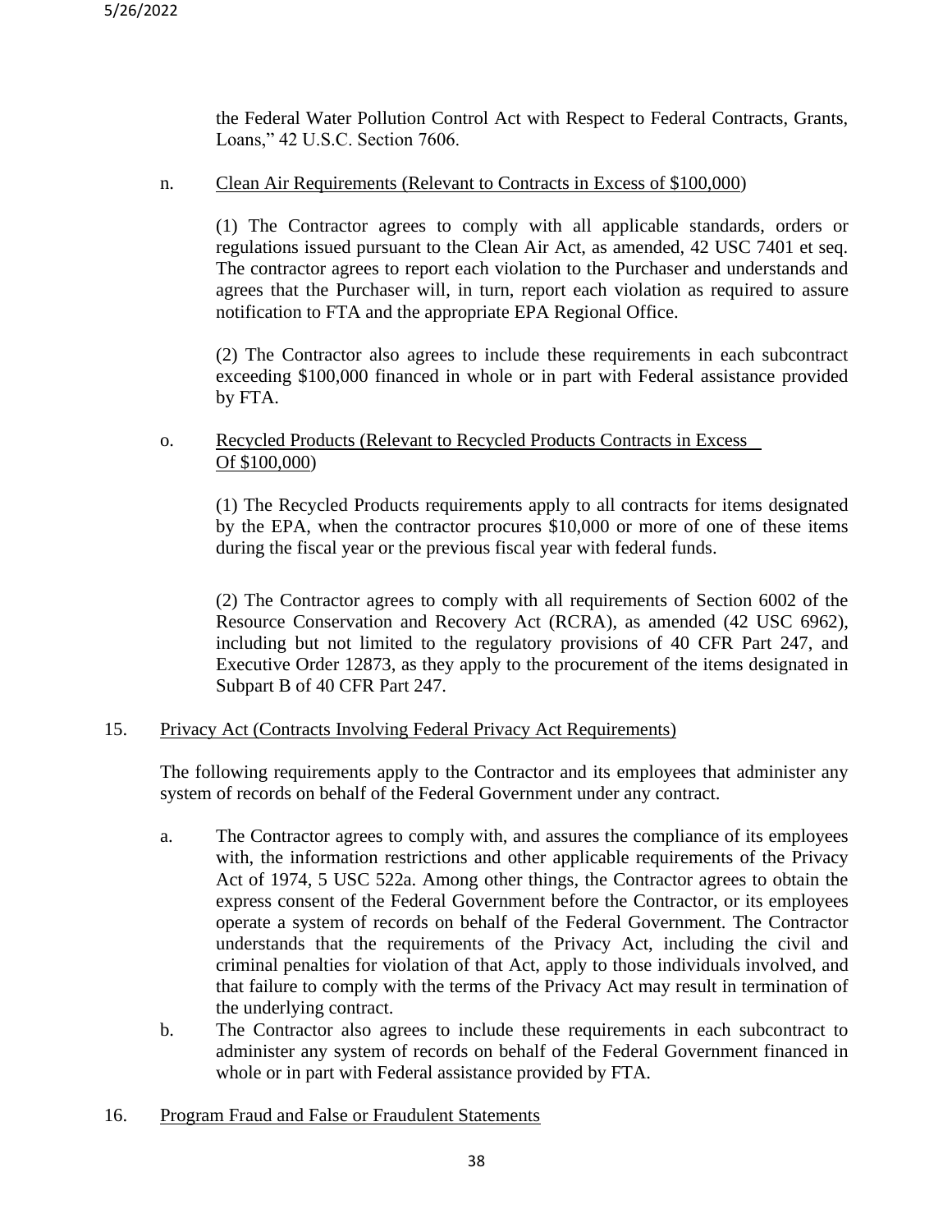the Federal Water Pollution Control Act with Respect to Federal Contracts, Grants, Loans," 42 U.S.C. Section 7606.

n. Clean Air Requirements (Relevant to Contracts in Excess of $100,000)

(1) The Contractor agrees to comply with all applicable standards, orders or regulations issued pursuant to the Clean Air Act, as amended, 42 USC 7401 et seq. The contractor agrees to report each violation to the Purchaser and understands and agrees that the Purchaser will, in turn, report each violation as required to assure notification to FTA and the appropriate EPA Regional Office.

(2) The Contractor also agrees to include these requirements in each subcontract exceeding $100,000 financed in whole or in part with Federal assistance provided by FTA.

o. Recycled Products (Relevant to Recycled Products Contracts in Excess Of $100,000)

(1) The Recycled Products requirements apply to all contracts for items designated by the EPA, when the contractor procures $10,000 or more of one of these items during the fiscal year or the previous fiscal year with federal funds.

(2) The Contractor agrees to comply with all requirements of Section 6002 of the Resource Conservation and Recovery Act (RCRA), as amended (42 USC 6962), including but not limited to the regulatory provisions of 40 CFR Part 247, and Executive Order 12873, as they apply to the procurement of the items designated in Subpart B of 40 CFR Part 247.

15. Privacy Act (Contracts Involving Federal Privacy Act Requirements)

The following requirements apply to the Contractor and its employees that administer any system of records on behalf of the Federal Government under any contract.

a. The Contractor agrees to comply with, and assures the compliance of its employees with, the information restrictions and other applicable requirements of the Privacy Act of 1974, 5 USC 522a. Among other things, the Contractor agrees to obtain the express consent of the Federal Government before the Contractor, or its employees operate a system of records on behalf of the Federal Government. The Contractor understands that the requirements of the Privacy Act, including the civil and criminal penalties for violation of that Act, apply to those individuals involved, and that failure to comply with the terms of the Privacy Act may result in termination of the underlying contract.

b. The Contractor also agrees to include these requirements in each subcontract to administer any system of records on behalf of the Federal Government financed in whole or in part with Federal assistance provided by FTA.

16. Program Fraud and False or Fraudulent Statements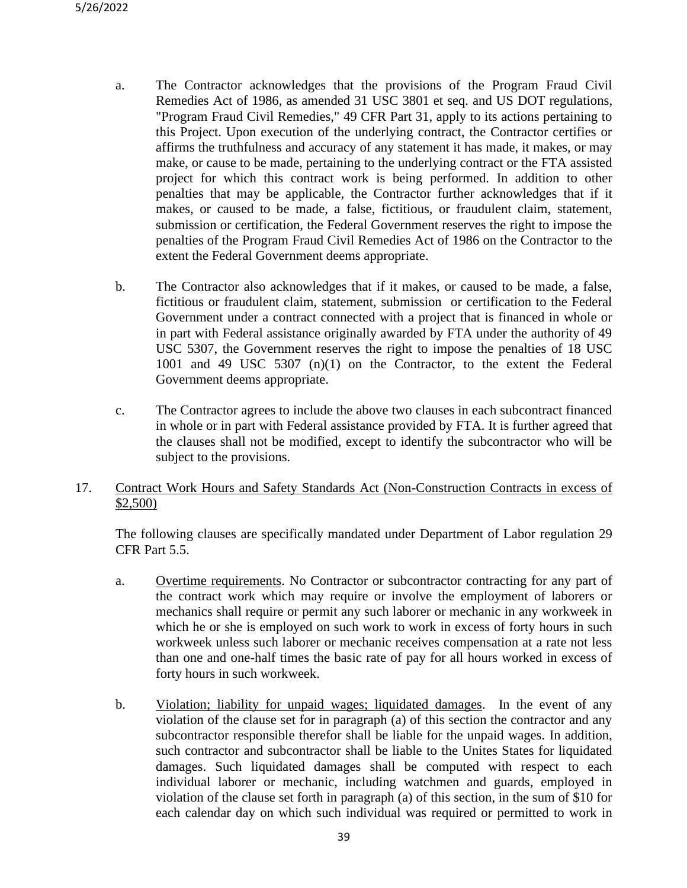a. The Contractor acknowledges that the provisions of the Program Fraud Civil Remedies Act of 1986, as amended 31 USC 3801 et seq. and US DOT regulations, "Program Fraud Civil Remedies," 49 CFR Part 31, apply to its actions pertaining to this Project. Upon execution of the underlying contract, the Contractor certifies or affirms the truthfulness and accuracy of any statement it has made, it makes, or may make, or cause to be made, pertaining to the underlying contract or the FTA assisted project for which this contract work is being performed. In addition to other penalties that may be applicable, the Contractor further acknowledges that if it makes, or caused to be made, a false, fictitious, or fraudulent claim, statement, submission or certification, the Federal Government reserves the right to impose the penalties of the Program Fraud Civil Remedies Act of 1986 on the Contractor to the extent the Federal Government deems appropriate.

b. The Contractor also acknowledges that if it makes, or caused to be made, a false, fictitious or fraudulent claim, statement, submission or certification to the Federal Government under a contract connected with a project that is financed in whole or in part with Federal assistance originally awarded by FTA under the authority of 49 USC 5307, the Government reserves the right to impose the penalties of 18 USC 1001 and 49 USC 5307 (n)(1) on the Contractor, to the extent the Federal Government deems appropriate.

c. The Contractor agrees to include the above two clauses in each subcontract financed in whole or in part with Federal assistance provided by FTA. It is further agreed that the clauses shall not be modified, except to identify the subcontractor who will be subject to the provisions.

17. Contract Work Hours and Safety Standards Act (Non-Construction Contracts in excess of $2,500)

The following clauses are specifically mandated under Department of Labor regulation 29 CFR Part 5.5.

a. Overtime requirements. No Contractor or subcontractor contracting for any part of the contract work which may require or involve the employment of laborers or mechanics shall require or permit any such laborer or mechanic in any workweek in which he or she is employed on such work to work in excess of forty hours in such workweek unless such laborer or mechanic receives compensation at a rate not less than one and one-half times the basic rate of pay for all hours worked in excess of forty hours in such workweek.

b. Violation; liability for unpaid wages; liquidated damages. In the event of any violation of the clause set for in paragraph (a) of this section the contractor and any subcontractor responsible therefor shall be liable for the unpaid wages. In addition, such contractor and subcontractor shall be liable to the Unites States for liquidated damages. Such liquidated damages shall be computed with respect to each individual laborer or mechanic, including watchmen and guards, employed in violation of the clause set forth in paragraph (a) of this section, in the sum of $10 for each calendar day on which such individual was required or permitted to work in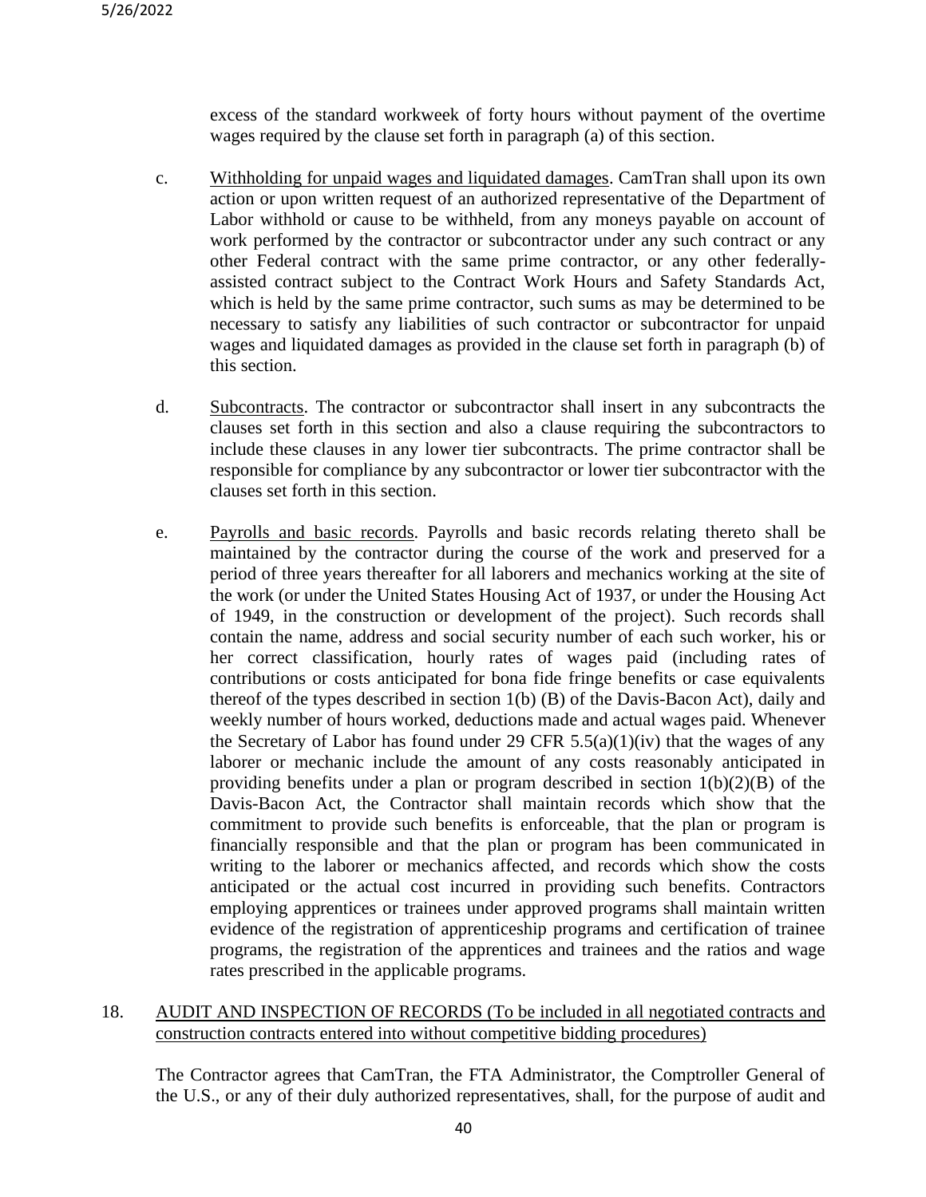excess of the standard workweek of forty hours without payment of the overtime wages required by the clause set forth in paragraph (a) of this section.

c. Withholding for unpaid wages and liquidated damages. CamTran shall upon its own action or upon written request of an authorized representative of the Department of Labor withhold or cause to be withheld, from any moneys payable on account of work performed by the contractor or subcontractor under any such contract or any other Federal contract with the same prime contractor, or any other federally-assisted contract subject to the Contract Work Hours and Safety Standards Act, which is held by the same prime contractor, such sums as may be determined to be necessary to satisfy any liabilities of such contractor or subcontractor for unpaid wages and liquidated damages as provided in the clause set forth in paragraph (b) of this section.

d. Subcontracts. The contractor or subcontractor shall insert in any subcontracts the clauses set forth in this section and also a clause requiring the subcontractors to include these clauses in any lower tier subcontracts. The prime contractor shall be responsible for compliance by any subcontractor or lower tier subcontractor with the clauses set forth in this section.

e. Payrolls and basic records. Payrolls and basic records relating thereto shall be maintained by the contractor during the course of the work and preserved for a period of three years thereafter for all laborers and mechanics working at the site of the work (or under the United States Housing Act of 1937, or under the Housing Act of 1949, in the construction or development of the project). Such records shall contain the name, address and social security number of each such worker, his or her correct classification, hourly rates of wages paid (including rates of contributions or costs anticipated for bona fide fringe benefits or case equivalents thereof of the types described in section 1(b) (B) of the Davis-Bacon Act), daily and weekly number of hours worked, deductions made and actual wages paid. Whenever the Secretary of Labor has found under 29 CFR 5.5(a)(1)(iv) that the wages of any laborer or mechanic include the amount of any costs reasonably anticipated in providing benefits under a plan or program described in section 1(b)(2)(B) of the Davis-Bacon Act, the Contractor shall maintain records which show that the commitment to provide such benefits is enforceable, that the plan or program is financially responsible and that the plan or program has been communicated in writing to the laborer or mechanics affected, and records which show the costs anticipated or the actual cost incurred in providing such benefits. Contractors employing apprentices or trainees under approved programs shall maintain written evidence of the registration of apprenticeship programs and certification of trainee programs, the registration of the apprentices and trainees and the ratios and wage rates prescribed in the applicable programs.

18. AUDIT AND INSPECTION OF RECORDS (To be included in all negotiated contracts and construction contracts entered into without competitive bidding procedures)

The Contractor agrees that CamTran, the FTA Administrator, the Comptroller General of the U.S., or any of their duly authorized representatives, shall, for the purpose of audit and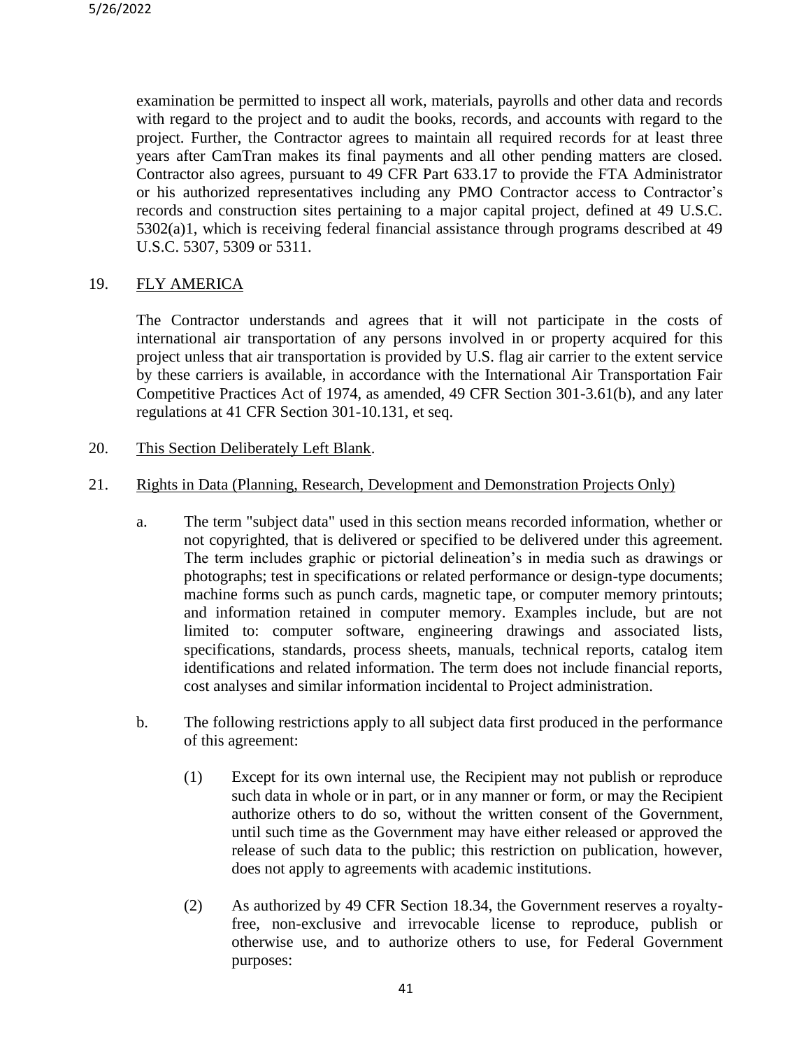examination be permitted to inspect all work, materials, payrolls and other data and records with regard to the project and to audit the books, records, and accounts with regard to the project. Further, the Contractor agrees to maintain all required records for at least three years after CamTran makes its final payments and all other pending matters are closed. Contractor also agrees, pursuant to 49 CFR Part 633.17 to provide the FTA Administrator or his authorized representatives including any PMO Contractor access to Contractor's records and construction sites pertaining to a major capital project, defined at 49 U.S.C. 5302(a)1, which is receiving federal financial assistance through programs described at 49 U.S.C. 5307, 5309 or 5311.

19. FLY AMERICA

The Contractor understands and agrees that it will not participate in the costs of international air transportation of any persons involved in or property acquired for this project unless that air transportation is provided by U.S. flag air carrier to the extent service by these carriers is available, in accordance with the International Air Transportation Fair Competitive Practices Act of 1974, as amended, 49 CFR Section 301-3.61(b), and any later regulations at 41 CFR Section 301-10.131, et seq.

20. This Section Deliberately Left Blank.

21. Rights in Data (Planning, Research, Development and Demonstration Projects Only)

a. The term "subject data" used in this section means recorded information, whether or not copyrighted, that is delivered or specified to be delivered under this agreement. The term includes graphic or pictorial delineation's in media such as drawings or photographs; test in specifications or related performance or design-type documents; machine forms such as punch cards, magnetic tape, or computer memory printouts; and information retained in computer memory. Examples include, but are not limited to: computer software, engineering drawings and associated lists, specifications, standards, process sheets, manuals, technical reports, catalog item identifications and related information. The term does not include financial reports, cost analyses and similar information incidental to Project administration.

b. The following restrictions apply to all subject data first produced in the performance of this agreement:

(1) Except for its own internal use, the Recipient may not publish or reproduce such data in whole or in part, or in any manner or form, or may the Recipient authorize others to do so, without the written consent of the Government, until such time as the Government may have either released or approved the release of such data to the public; this restriction on publication, however, does not apply to agreements with academic institutions.

(2) As authorized by 49 CFR Section 18.34, the Government reserves a royalty-free, non-exclusive and irrevocable license to reproduce, publish or otherwise use, and to authorize others to use, for Federal Government purposes: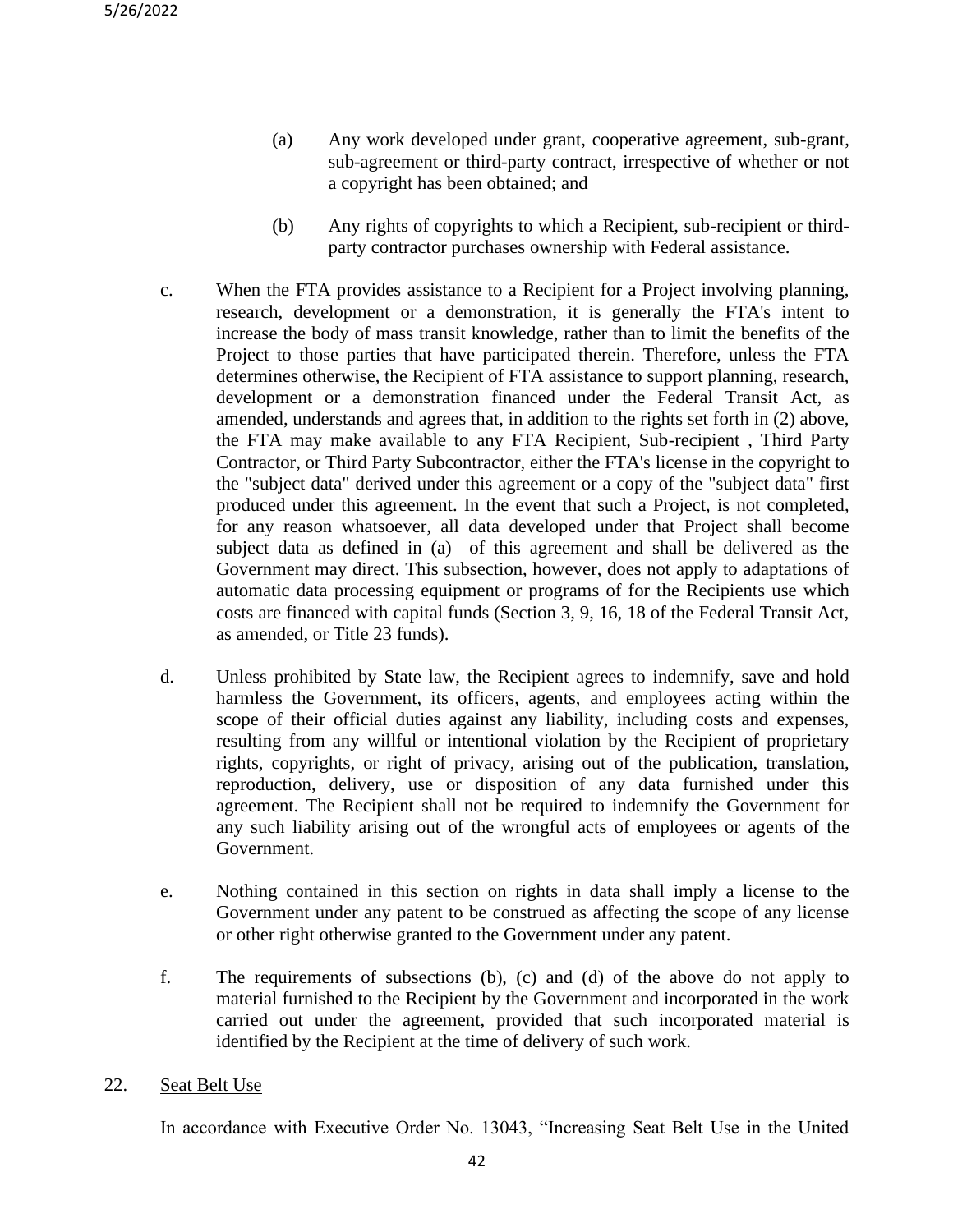(a) Any work developed under grant, cooperative agreement, sub-grant, sub-agreement or third-party contract, irrespective of whether or not a copyright has been obtained; and

(b) Any rights of copyrights to which a Recipient, sub-recipient or third-party contractor purchases ownership with Federal assistance.

c. When the FTA provides assistance to a Recipient for a Project involving planning, research, development or a demonstration, it is generally the FTA's intent to increase the body of mass transit knowledge, rather than to limit the benefits of the Project to those parties that have participated therein. Therefore, unless the FTA determines otherwise, the Recipient of FTA assistance to support planning, research, development or a demonstration financed under the Federal Transit Act, as amended, understands and agrees that, in addition to the rights set forth in (2) above, the FTA may make available to any FTA Recipient, Sub-recipient , Third Party Contractor, or Third Party Subcontractor, either the FTA's license in the copyright to the "subject data" derived under this agreement or a copy of the "subject data" first produced under this agreement. In the event that such a Project, is not completed, for any reason whatsoever, all data developed under that Project shall become subject data as defined in (a) of this agreement and shall be delivered as the Government may direct. This subsection, however, does not apply to adaptations of automatic data processing equipment or programs of for the Recipients use which costs are financed with capital funds (Section 3, 9, 16, 18 of the Federal Transit Act, as amended, or Title 23 funds).

d. Unless prohibited by State law, the Recipient agrees to indemnify, save and hold harmless the Government, its officers, agents, and employees acting within the scope of their official duties against any liability, including costs and expenses, resulting from any willful or intentional violation by the Recipient of proprietary rights, copyrights, or right of privacy, arising out of the publication, translation, reproduction, delivery, use or disposition of any data furnished under this agreement. The Recipient shall not be required to indemnify the Government for any such liability arising out of the wrongful acts of employees or agents of the Government.

e. Nothing contained in this section on rights in data shall imply a license to the Government under any patent to be construed as affecting the scope of any license or other right otherwise granted to the Government under any patent.

f. The requirements of subsections (b), (c) and (d) of the above do not apply to material furnished to the Recipient by the Government and incorporated in the work carried out under the agreement, provided that such incorporated material is identified by the Recipient at the time of delivery of such work.

22. Seat Belt Use

In accordance with Executive Order No. 13043, "Increasing Seat Belt Use in the United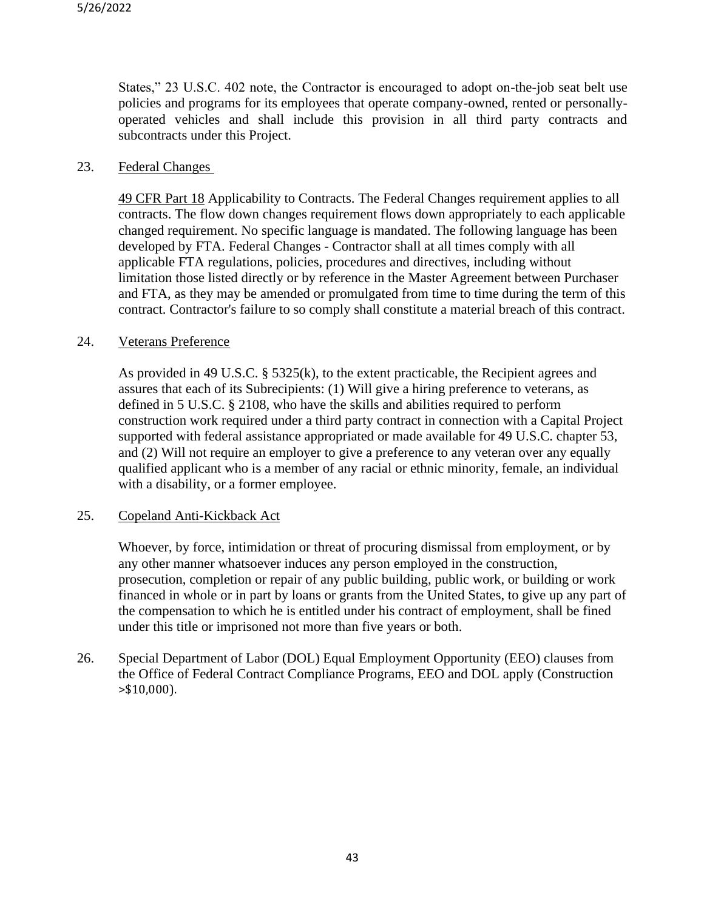States," 23 U.S.C. 402 note, the Contractor is encouraged to adopt on-the-job seat belt use policies and programs for its employees that operate company-owned, rented or personally-operated vehicles and shall include this provision in all third party contracts and subcontracts under this Project.

23. Federal Changes

49 CFR Part 18 Applicability to Contracts. The Federal Changes requirement applies to all contracts. The flow down changes requirement flows down appropriately to each applicable changed requirement. No specific language is mandated. The following language has been developed by FTA. Federal Changes - Contractor shall at all times comply with all applicable FTA regulations, policies, procedures and directives, including without limitation those listed directly or by reference in the Master Agreement between Purchaser and FTA, as they may be amended or promulgated from time to time during the term of this contract. Contractor's failure to so comply shall constitute a material breach of this contract.

24. Veterans Preference

As provided in 49 U.S.C. § 5325(k), to the extent practicable, the Recipient agrees and assures that each of its Subrecipients: (1) Will give a hiring preference to veterans, as defined in 5 U.S.C. § 2108, who have the skills and abilities required to perform construction work required under a third party contract in connection with a Capital Project supported with federal assistance appropriated or made available for 49 U.S.C. chapter 53, and (2) Will not require an employer to give a preference to any veteran over any equally qualified applicant who is a member of any racial or ethnic minority, female, an individual with a disability, or a former employee.

25. Copeland Anti-Kickback Act

Whoever, by force, intimidation or threat of procuring dismissal from employment, or by any other manner whatsoever induces any person employed in the construction, prosecution, completion or repair of any public building, public work, or building or work financed in whole or in part by loans or grants from the United States, to give up any part of the compensation to which he is entitled under his contract of employment, shall be fined under this title or imprisoned not more than five years or both.

26. Special Department of Labor (DOL) Equal Employment Opportunity (EEO) clauses from the Office of Federal Contract Compliance Programs, EEO and DOL apply (Construction >$10,000).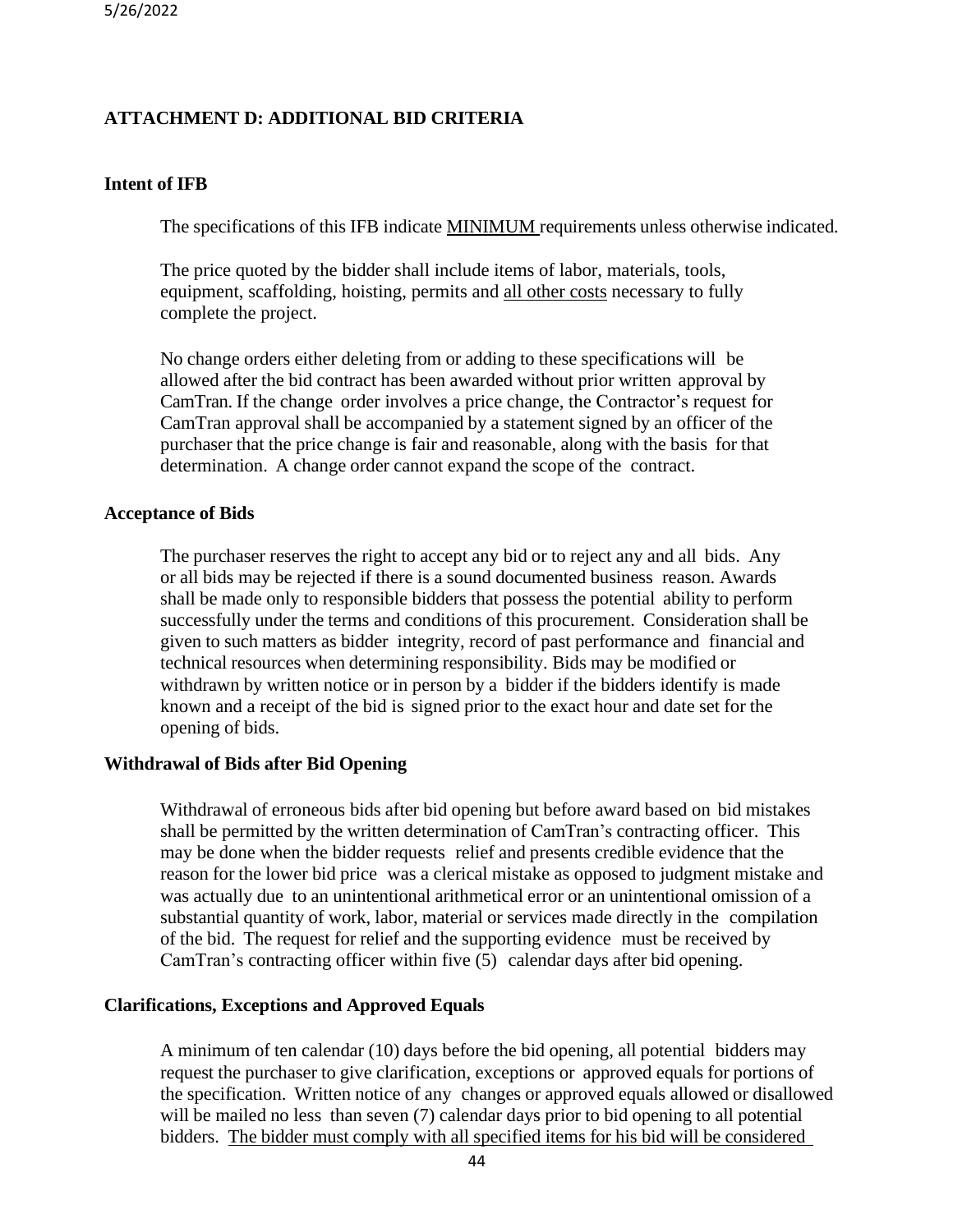## ATTACHMENT D: ADDITIONAL BID CRITERIA

### Intent of IFB

The specifications of this IFB indicate <u>MINIMUM</u> requirements unless otherwise indicated.

The price quoted by the bidder shall include items of labor, materials, tools, equipment, scaffolding, hoisting, permits and <u>all other costs</u> necessary to fully complete the project.

No change orders either deleting from or adding to these specifications will be allowed after the bid contract has been awarded without prior written approval by CamTran. If the change order involves a price change, the Contractor's request for CamTran approval shall be accompanied by a statement signed by an officer of the purchaser that the price change is fair and reasonable, along with the basis for that determination. A change order cannot expand the scope of the contract.

### Acceptance of Bids

The purchaser reserves the right to accept any bid or to reject any and all bids. Any or all bids may be rejected if there is a sound documented business reason. Awards shall be made only to responsible bidders that possess the potential ability to perform successfully under the terms and conditions of this procurement. Consideration shall be given to such matters as bidder integrity, record of past performance and financial and technical resources when determining responsibility. Bids may be modified or withdrawn by written notice or in person by a bidder if the bidders identify is made known and a receipt of the bid is signed prior to the exact hour and date set for the opening of bids.

### Withdrawal of Bids after Bid Opening

Withdrawal of erroneous bids after bid opening but before award based on bid mistakes shall be permitted by the written determination of CamTran's contracting officer. This may be done when the bidder requests relief and presents credible evidence that the reason for the lower bid price was a clerical mistake as opposed to judgment mistake and was actually due to an unintentional arithmetical error or an unintentional omission of a substantial quantity of work, labor, material or services made directly in the compilation of the bid. The request for relief and the supporting evidence must be received by CamTran's contracting officer within five (5) calendar days after bid opening.

### Clarifications, Exceptions and Approved Equals

A minimum of ten calendar (10) days before the bid opening, all potential bidders may request the purchaser to give clarification, exceptions or approved equals for portions of the specification. Written notice of any changes or approved equals allowed or disallowed will be mailed no less than seven (7) calendar days prior to bid opening to all potential bidders. <u>The bidder must comply with all specified items for his bid will be considered</u>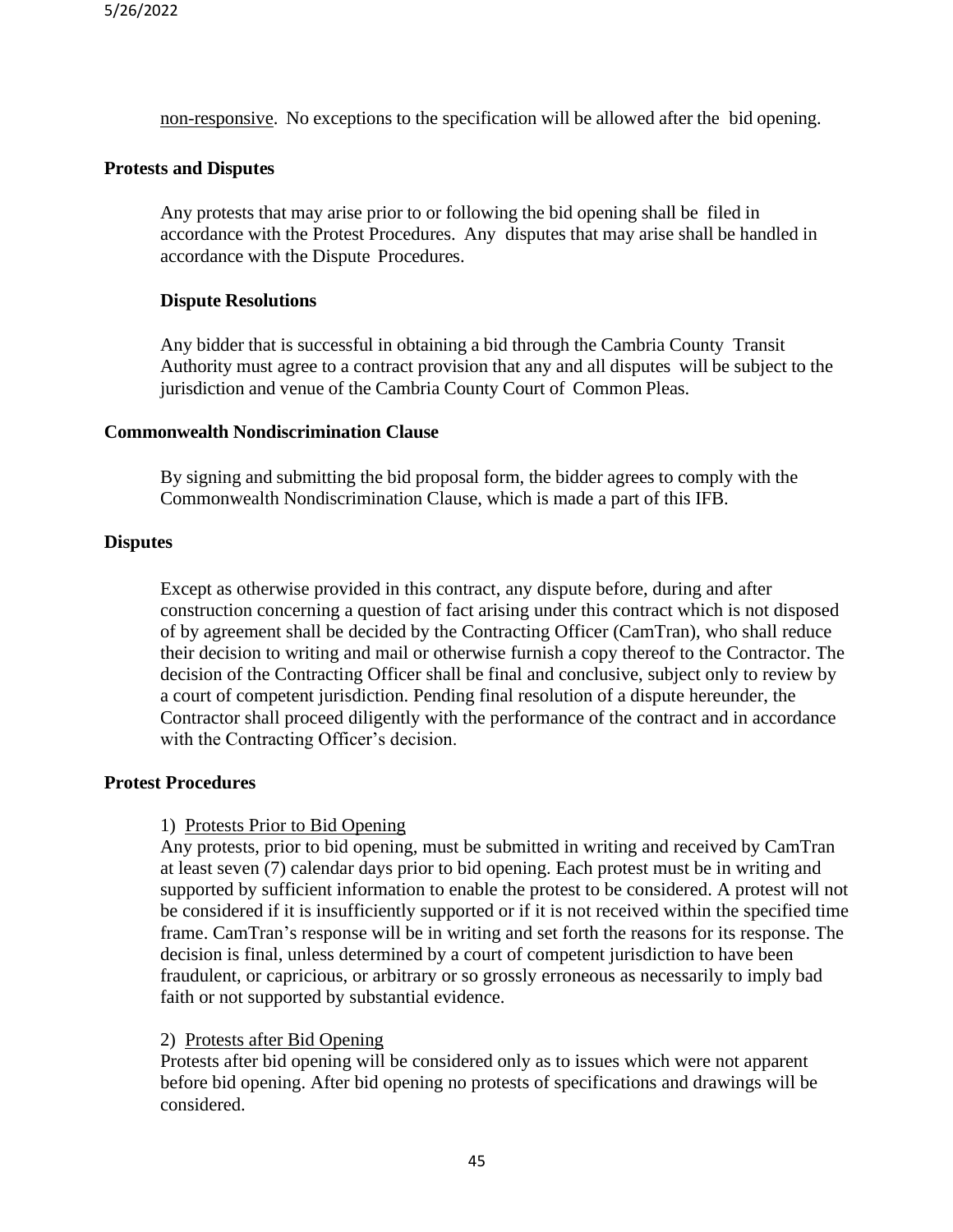non-responsive. No exceptions to the specification will be allowed after the bid opening.

## Protests and Disputes

Any protests that may arise prior to or following the bid opening shall be filed in accordance with the Protest Procedures. Any disputes that may arise shall be handled in accordance with the Dispute Procedures.

### Dispute Resolutions

Any bidder that is successful in obtaining a bid through the Cambria County Transit Authority must agree to a contract provision that any and all disputes will be subject to the jurisdiction and venue of the Cambria County Court of Common Pleas.

## Commonwealth Nondiscrimination Clause

By signing and submitting the bid proposal form, the bidder agrees to comply with the Commonwealth Nondiscrimination Clause, which is made a part of this IFB.

## Disputes

Except as otherwise provided in this contract, any dispute before, during and after construction concerning a question of fact arising under this contract which is not disposed of by agreement shall be decided by the Contracting Officer (CamTran), who shall reduce their decision to writing and mail or otherwise furnish a copy thereof to the Contractor. The decision of the Contracting Officer shall be final and conclusive, subject only to review by a court of competent jurisdiction. Pending final resolution of a dispute hereunder, the Contractor shall proceed diligently with the performance of the contract and in accordance with the Contracting Officer's decision.

## Protest Procedures

1) Protests Prior to Bid Opening

Any protests, prior to bid opening, must be submitted in writing and received by CamTran at least seven (7) calendar days prior to bid opening. Each protest must be in writing and supported by sufficient information to enable the protest to be considered. A protest will not be considered if it is insufficiently supported or if it is not received within the specified time frame. CamTran's response will be in writing and set forth the reasons for its response. The decision is final, unless determined by a court of competent jurisdiction to have been fraudulent, or capricious, or arbitrary or so grossly erroneous as necessarily to imply bad faith or not supported by substantial evidence.

2) Protests after Bid Opening

Protests after bid opening will be considered only as to issues which were not apparent before bid opening. After bid opening no protests of specifications and drawings will be considered.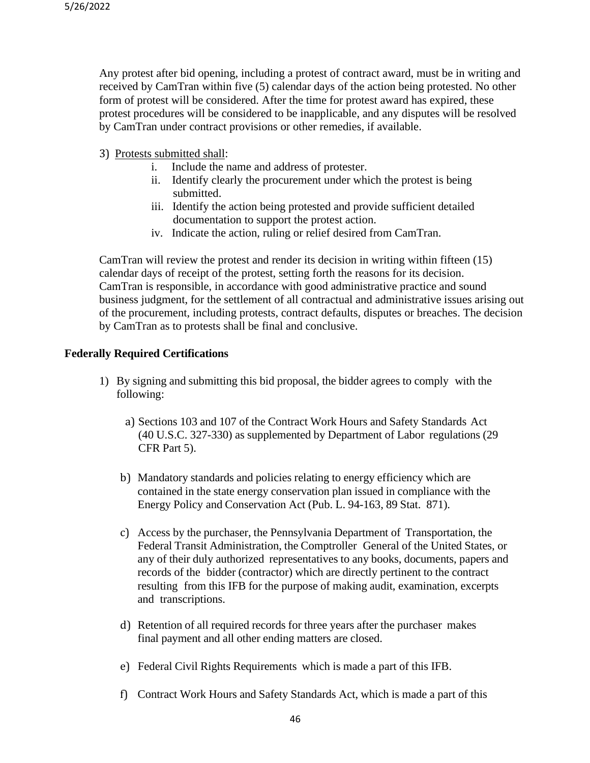Any protest after bid opening, including a protest of contract award, must be in writing and received by CamTran within five (5) calendar days of the action being protested. No other form of protest will be considered. After the time for protest award has expired, these protest procedures will be considered to be inapplicable, and any disputes will be resolved by CamTran under contract provisions or other remedies, if available.

3) Protests submitted shall:
   i. Include the name and address of protester.
   ii. Identify clearly the procurement under which the protest is being submitted.
   iii. Identify the action being protested and provide sufficient detailed documentation to support the protest action.
   iv. Indicate the action, ruling or relief desired from CamTran.

CamTran will review the protest and render its decision in writing within fifteen (15) calendar days of receipt of the protest, setting forth the reasons for its decision. CamTran is responsible, in accordance with good administrative practice and sound business judgment, for the settlement of all contractual and administrative issues arising out of the procurement, including protests, contract defaults, disputes or breaches. The decision by CamTran as to protests shall be final and conclusive.

**Federally Required Certifications**

1) By signing and submitting this bid proposal, the bidder agrees to comply with the following:

   a) Sections 103 and 107 of the Contract Work Hours and Safety Standards Act (40 U.S.C. 327-330) as supplemented by Department of Labor regulations (29 CFR Part 5).

   b) Mandatory standards and policies relating to energy efficiency which are contained in the state energy conservation plan issued in compliance with the Energy Policy and Conservation Act (Pub. L. 94-163, 89 Stat. 871).

   c) Access by the purchaser, the Pennsylvania Department of Transportation, the Federal Transit Administration, the Comptroller General of the United States, or any of their duly authorized representatives to any books, documents, papers and records of the bidder (contractor) which are directly pertinent to the contract resulting from this IFB for the purpose of making audit, examination, excerpts and transcriptions.

   d) Retention of all required records for three years after the purchaser makes final payment and all other ending matters are closed.

   e) Federal Civil Rights Requirements which is made a part of this IFB.

   f) Contract Work Hours and Safety Standards Act, which is made a part of this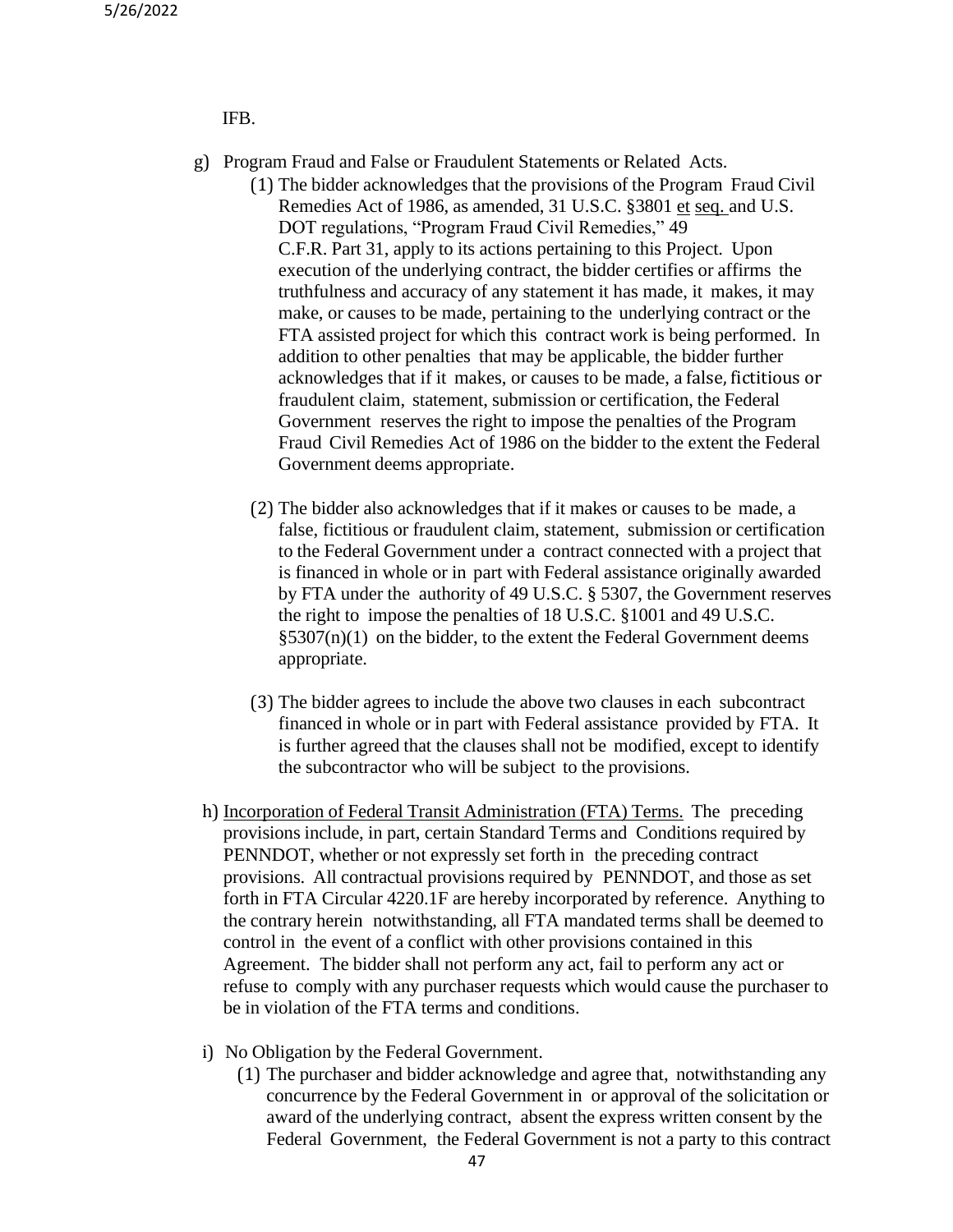IFB.

g) Program Fraud and False or Fraudulent Statements or Related Acts.

   (1) The bidder acknowledges that the provisions of the Program Fraud Civil Remedies Act of 1986, as amended, 31 U.S.C. §3801 et seq. and U.S. DOT regulations, "Program Fraud Civil Remedies," 49 C.F.R. Part 31, apply to its actions pertaining to this Project. Upon execution of the underlying contract, the bidder certifies or affirms the truthfulness and accuracy of any statement it has made, it makes, it may make, or causes to be made, pertaining to the underlying contract or the FTA assisted project for which this contract work is being performed. In addition to other penalties that may be applicable, the bidder further acknowledges that if it makes, or causes to be made, a false, fictitious or fraudulent claim, statement, submission or certification, the Federal Government reserves the right to impose the penalties of the Program Fraud Civil Remedies Act of 1986 on the bidder to the extent the Federal Government deems appropriate.

   (2) The bidder also acknowledges that if it makes or causes to be made, a false, fictitious or fraudulent claim, statement, submission or certification to the Federal Government under a contract connected with a project that is financed in whole or in part with Federal assistance originally awarded by FTA under the authority of 49 U.S.C. § 5307, the Government reserves the right to impose the penalties of 18 U.S.C. §1001 and 49 U.S.C. §5307(n)(1) on the bidder, to the extent the Federal Government deems appropriate.

   (3) The bidder agrees to include the above two clauses in each subcontract financed in whole or in part with Federal assistance provided by FTA. It is further agreed that the clauses shall not be modified, except to identify the subcontractor who will be subject to the provisions.

h) Incorporation of Federal Transit Administration (FTA) Terms. The preceding provisions include, in part, certain Standard Terms and Conditions required by PENNDOT, whether or not expressly set forth in the preceding contract provisions. All contractual provisions required by PENNDOT, and those as set forth in FTA Circular 4220.1F are hereby incorporated by reference. Anything to the contrary herein notwithstanding, all FTA mandated terms shall be deemed to control in the event of a conflict with other provisions contained in this Agreement. The bidder shall not perform any act, fail to perform any act or refuse to comply with any purchaser requests which would cause the purchaser to be in violation of the FTA terms and conditions.

i) No Obligation by the Federal Government.

   (1) The purchaser and bidder acknowledge and agree that, notwithstanding any concurrence by the Federal Government in or approval of the solicitation or award of the underlying contract, absent the express written consent by the Federal Government, the Federal Government is not a party to this contract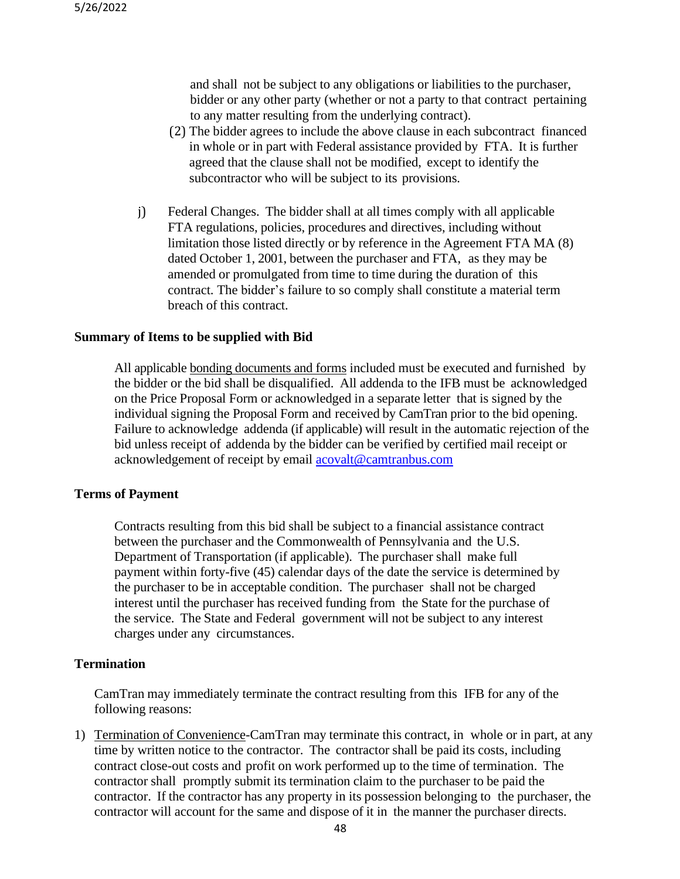and shall not be subject to any obligations or liabilities to the purchaser, bidder or any other party (whether or not a party to that contract pertaining to any matter resulting from the underlying contract).

(2) The bidder agrees to include the above clause in each subcontract financed in whole or in part with Federal assistance provided by FTA. It is further agreed that the clause shall not be modified, except to identify the subcontractor who will be subject to its provisions.

j) Federal Changes. The bidder shall at all times comply with all applicable FTA regulations, policies, procedures and directives, including without limitation those listed directly or by reference in the Agreement FTA MA (8) dated October 1, 2001, between the purchaser and FTA, as they may be amended or promulgated from time to time during the duration of this contract. The bidder's failure to so comply shall constitute a material term breach of this contract.

**Summary of Items to be supplied with Bid**

All applicable bonding documents and forms included must be executed and furnished by the bidder or the bid shall be disqualified. All addenda to the IFB must be acknowledged on the Price Proposal Form or acknowledged in a separate letter that is signed by the individual signing the Proposal Form and received by CamTran prior to the bid opening. Failure to acknowledge addenda (if applicable) will result in the automatic rejection of the bid unless receipt of addenda by the bidder can be verified by certified mail receipt or acknowledgement of receipt by email acovalt@camtranbus.com

**Terms of Payment**

Contracts resulting from this bid shall be subject to a financial assistance contract between the purchaser and the Commonwealth of Pennsylvania and the U.S. Department of Transportation (if applicable). The purchaser shall make full payment within forty-five (45) calendar days of the date the service is determined by the purchaser to be in acceptable condition. The purchaser shall not be charged interest until the purchaser has received funding from the State for the purchase of the service. The State and Federal government will not be subject to any interest charges under any circumstances.

**Termination**

CamTran may immediately terminate the contract resulting from this IFB for any of the following reasons:

1) Termination of Convenience-CamTran may terminate this contract, in whole or in part, at any time by written notice to the contractor. The contractor shall be paid its costs, including contract close-out costs and profit on work performed up to the time of termination. The contractor shall promptly submit its termination claim to the purchaser to be paid the contractor. If the contractor has any property in its possession belonging to the purchaser, the contractor will account for the same and dispose of it in the manner the purchaser directs.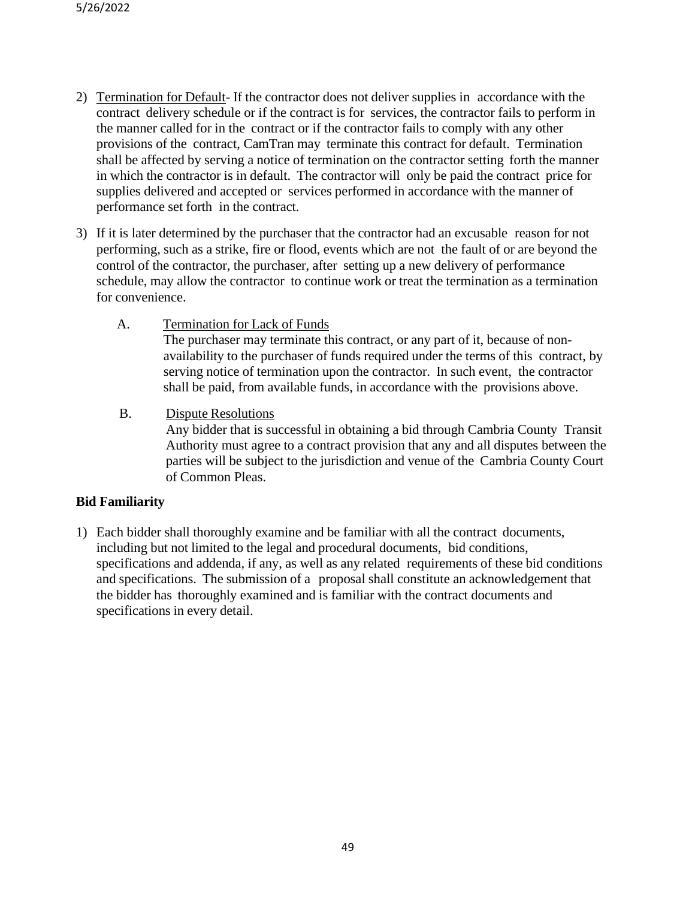2) Termination for Default- If the contractor does not deliver supplies in accordance with the contract delivery schedule or if the contract is for services, the contractor fails to perform in the manner called for in the contract or if the contractor fails to comply with any other provisions of the contract, CamTran may terminate this contract for default. Termination shall be affected by serving a notice of termination on the contractor setting forth the manner in which the contractor is in default. The contractor will only be paid the contract price for supplies delivered and accepted or services performed in accordance with the manner of performance set forth in the contract.

3) If it is later determined by the purchaser that the contractor had an excusable reason for not performing, such as a strike, fire or flood, events which are not the fault of or are beyond the control of the contractor, the purchaser, after setting up a new delivery of performance schedule, may allow the contractor to continue work or treat the termination as a termination for convenience.

   A. Termination for Lack of Funds
      The purchaser may terminate this contract, or any part of it, because of non-availability to the purchaser of funds required under the terms of this contract, by serving notice of termination upon the contractor. In such event, the contractor shall be paid, from available funds, in accordance with the provisions above.

   B. Dispute Resolutions
      Any bidder that is successful in obtaining a bid through Cambria County Transit Authority must agree to a contract provision that any and all disputes between the parties will be subject to the jurisdiction and venue of the Cambria County Court of Common Pleas.

**Bid Familiarity**

1) Each bidder shall thoroughly examine and be familiar with all the contract documents, including but not limited to the legal and procedural documents, bid conditions, specifications and addenda, if any, as well as any related requirements of these bid conditions and specifications. The submission of a proposal shall constitute an acknowledgement that the bidder has thoroughly examined and is familiar with the contract documents and specifications in every detail.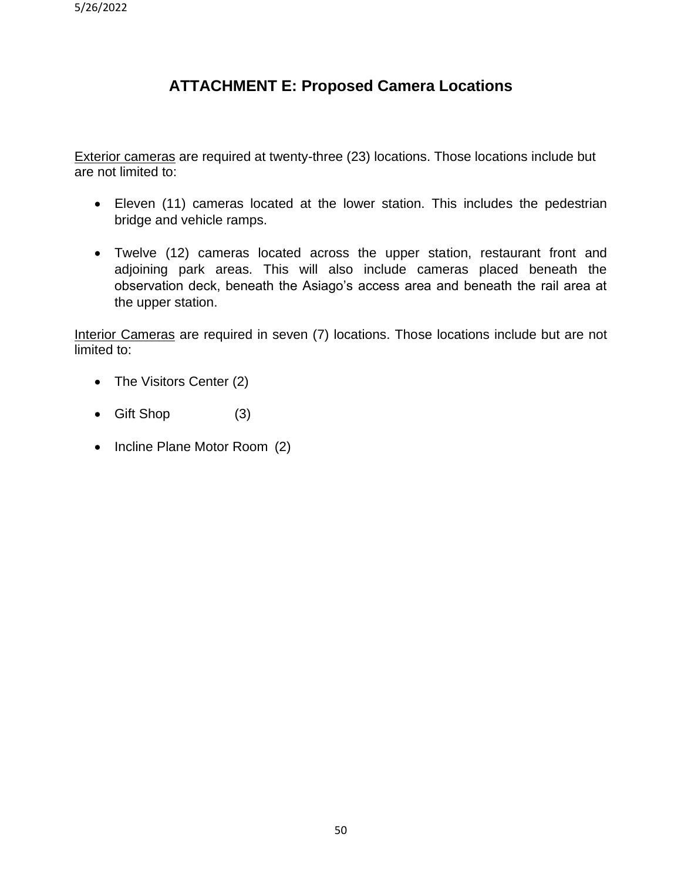# ATTACHMENT E: Proposed Camera Locations

Exterior cameras are required at twenty-three (23) locations. Those locations include but are not limited to:

- Eleven (11) cameras located at the lower station. This includes the pedestrian bridge and vehicle ramps.
- Twelve (12) cameras located across the upper station, restaurant front and adjoining park areas. This will also include cameras placed beneath the observation deck, beneath the Asiago's access area and beneath the rail area at the upper station.

Interior Cameras are required in seven (7) locations. Those locations include but are not limited to:

- The Visitors Center (2)
- Gift Shop (3)
- Incline Plane Motor Room (2)